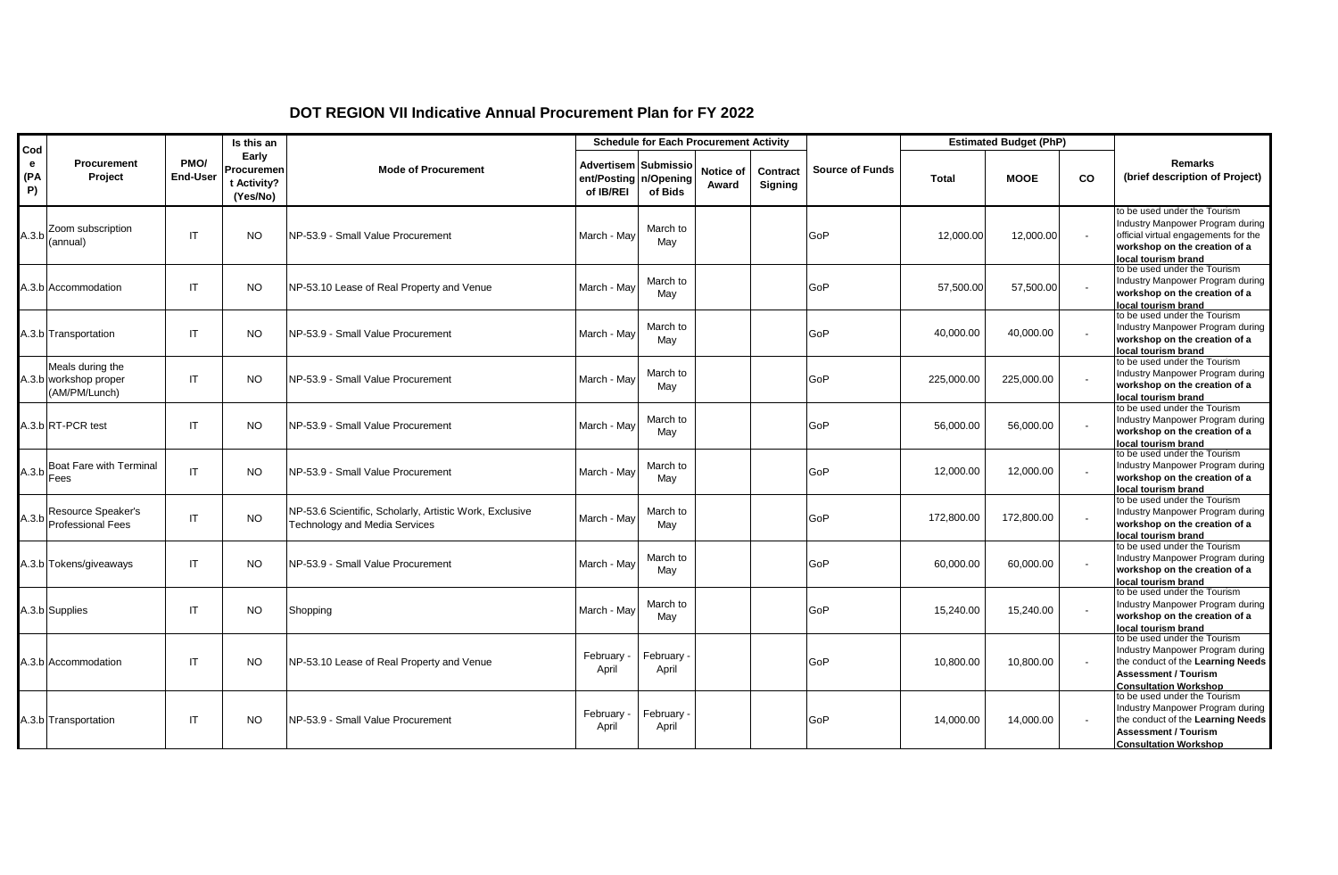# DOT REGION VII Indicative Annual Procurement Plan for FY 2022

| Code (PAP) | Procurement Project | PMO/ End-User | Is this an Early Procurement Activity? (Yes/No) | Mode of Procurement | Schedule for Each Procurement Activity | | | | Source of Funds | Estimated Budget (PhP) | | | Remarks (brief description of Project) |
|---|---|---|---|---|---|---|---|---|---|---|---|---|---|
| | | | | | Advertisement/Posting of IB/REI | Submission/Opening of Bids | Notice of Award | Contract Signing | | Total | MOOE | CO | |
| A.3.b | Zoom subscription (annual) | IT | NO | NP-53.9 - Small Value Procurement | March - May | March to May | | | GoP | 12,000.00 | 12,000.00 | - | to be used under the Tourism Industry Manpower Program during official virtual engagements for the **workshop on the creation of a local tourism brand** |
| A.3.b | Accommodation | IT | NO | NP-53.10 Lease of Real Property and Venue | March - May | March to May | | | GoP | 57,500.00 | 57,500.00 | - | to be used under the Tourism Industry Manpower Program during **workshop on the creation of a local tourism brand** |
| A.3.b | Transportation | IT | NO | NP-53.9 - Small Value Procurement | March - May | March to May | | | GoP | 40,000.00 | 40,000.00 | - | to be used under the Tourism Industry Manpower Program during **workshop on the creation of a local tourism brand** |
| A.3.b | Meals during the workshop proper (AM/PM/Lunch) | IT | NO | NP-53.9 - Small Value Procurement | March - May | March to May | | | GoP | 225,000.00 | 225,000.00 | - | to be used under the Tourism Industry Manpower Program during **workshop on the creation of a local tourism brand** |
| A.3.b | RT-PCR test | IT | NO | NP-53.9 - Small Value Procurement | March - May | March to May | | | GoP | 56,000.00 | 56,000.00 | - | to be used under the Tourism Industry Manpower Program during **workshop on the creation of a local tourism brand** |
| A.3.b | Boat Fare with Terminal Fees | IT | NO | NP-53.9 - Small Value Procurement | March - May | March to May | | | GoP | 12,000.00 | 12,000.00 | - | to be used under the Tourism Industry Manpower Program during **workshop on the creation of a local tourism brand** |
| A.3.b | Resource Speaker's Professional Fees | IT | NO | NP-53.6 Scientific, Scholarly, Artistic Work, Exclusive Technology and Media Services | March - May | March to May | | | GoP | 172,800.00 | 172,800.00 | - | to be used under the Tourism Industry Manpower Program during **workshop on the creation of a local tourism brand** |
| A.3.b | Tokens/giveaways | IT | NO | NP-53.9 - Small Value Procurement | March - May | March to May | | | GoP | 60,000.00 | 60,000.00 | - | to be used under the Tourism Industry Manpower Program during **workshop on the creation of a local tourism brand** |
| A.3.b | Supplies | IT | NO | Shopping | March - May | March to May | | | GoP | 15,240.00 | 15,240.00 | - | to be used under the Tourism Industry Manpower Program during **workshop on the creation of a local tourism brand** |
| A.3.b | Accommodation | IT | NO | NP-53.10 Lease of Real Property and Venue | February - April | February - April | | | GoP | 10,800.00 | 10,800.00 | - | to be used under the Tourism Industry Manpower Program during the conduct of the **Learning Needs Assessment / Tourism Consultation Workshop** |
| A.3.b | Transportation | IT | NO | NP-53.9 - Small Value Procurement | February - April | February - April | | | GoP | 14,000.00 | 14,000.00 | - | to be used under the Tourism Industry Manpower Program during the conduct of the **Learning Needs Assessment / Tourism Consultation Workshop** |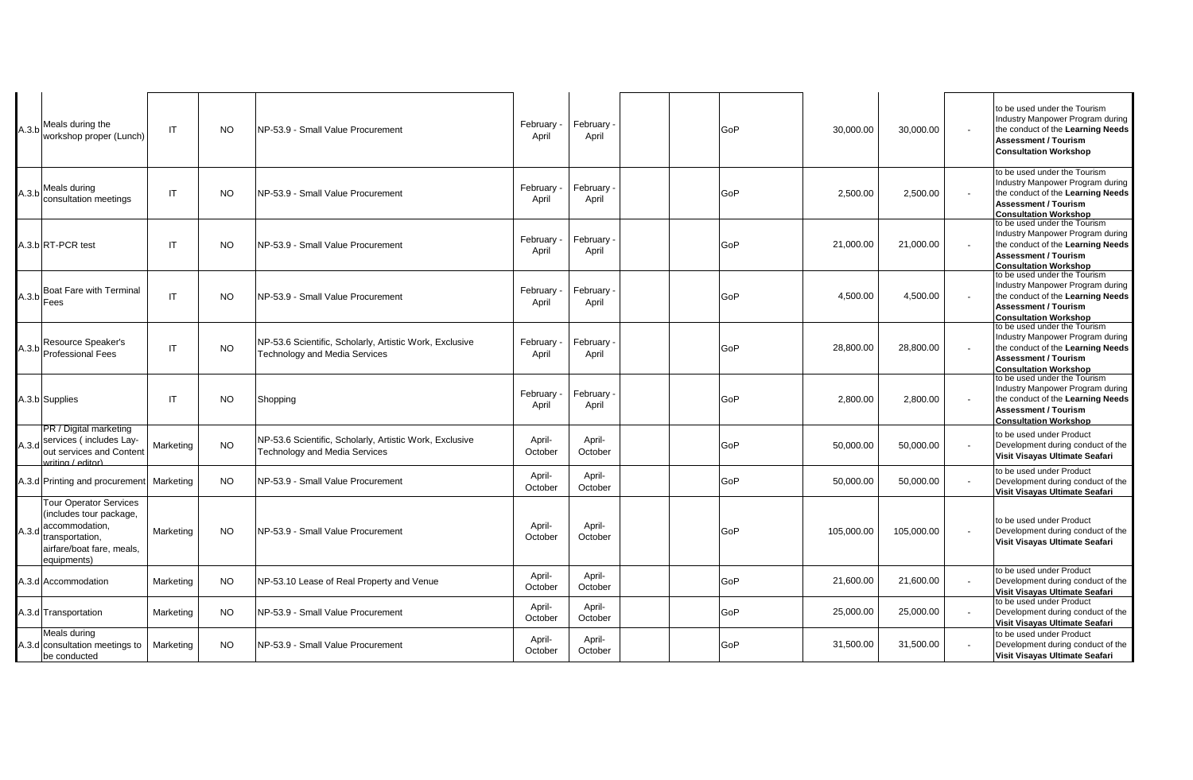| | | | | | | | | | | | | | |
|---|---|---|---|---|---|---|---|---|---|---|---|---|---|
| A.3.b | Meals during the workshop proper (Lunch) | IT | NO | NP-53.9 - Small Value Procurement | February - April | February - April | | | GoP | 30,000.00 | 30,000.00 | - | to be used under the Tourism Industry Manpower Program during the conduct of the **Learning Needs Assessment / Tourism Consultation Workshop** |
| A.3.b | Meals during consultation meetings | IT | NO | NP-53.9 - Small Value Procurement | February - April | February - April | | | GoP | 2,500.00 | 2,500.00 | - | to be used under the Tourism Industry Manpower Program during the conduct of the **Learning Needs Assessment / Tourism Consultation Workshop** |
| A.3.b | RT-PCR test | IT | NO | NP-53.9 - Small Value Procurement | February - April | February - April | | | GoP | 21,000.00 | 21,000.00 | - | to be used under the Tourism Industry Manpower Program during the conduct of the **Learning Needs Assessment / Tourism Consultation Workshop** |
| A.3.b | Boat Fare with Terminal Fees | IT | NO | NP-53.9 - Small Value Procurement | February - April | February - April | | | GoP | 4,500.00 | 4,500.00 | - | to be used under the Tourism Industry Manpower Program during the conduct of the **Learning Needs Assessment / Tourism Consultation Workshop** |
| A.3.b | Resource Speaker's Professional Fees | IT | NO | NP-53.6 Scientific, Scholarly, Artistic Work, Exclusive Technology and Media Services | February - April | February - April | | | GoP | 28,800.00 | 28,800.00 | - | to be used under the Tourism Industry Manpower Program during the conduct of the **Learning Needs Assessment / Tourism Consultation Workshop** |
| A.3.b | Supplies | IT | NO | Shopping | February - April | February - April | | | GoP | 2,800.00 | 2,800.00 | - | to be used under the Tourism Industry Manpower Program during the conduct of the **Learning Needs Assessment / Tourism Consultation Workshop** |
| A.3.d | PR / Digital marketing services ( includes Lay-out services and Content writing / editor) | Marketing | NO | NP-53.6 Scientific, Scholarly, Artistic Work, Exclusive Technology and Media Services | April-October | April-October | | | GoP | 50,000.00 | 50,000.00 | - | to be used under Product Development during conduct of the **Visit Visayas Ultimate Seafari** |
| A.3.d | Printing and procurement | Marketing | NO | NP-53.9 - Small Value Procurement | April-October | April-October | | | GoP | 50,000.00 | 50,000.00 | - | to be used under Product Development during conduct of the **Visit Visayas Ultimate Seafari** |
| A.3.d | Tour Operator Services (includes tour package, accommodation, transportation, airfare/boat fare, meals, equipments) | Marketing | NO | NP-53.9 - Small Value Procurement | April-October | April-October | | | GoP | 105,000.00 | 105,000.00 | - | to be used under Product Development during conduct of the **Visit Visayas Ultimate Seafari** |
| A.3.d | Accommodation | Marketing | NO | NP-53.10 Lease of Real Property and Venue | April-October | April-October | | | GoP | 21,600.00 | 21,600.00 | - | to be used under Product Development during conduct of the **Visit Visayas Ultimate Seafari** |
| A.3.d | Transportation | Marketing | NO | NP-53.9 - Small Value Procurement | April-October | April-October | | | GoP | 25,000.00 | 25,000.00 | - | to be used under Product Development during conduct of the **Visit Visayas Ultimate Seafari** |
| A.3.d | Meals during consultation meetings to be conducted | Marketing | NO | NP-53.9 - Small Value Procurement | April-October | April-October | | | GoP | 31,500.00 | 31,500.00 | - | to be used under Product Development during conduct of the **Visit Visayas Ultimate Seafari** |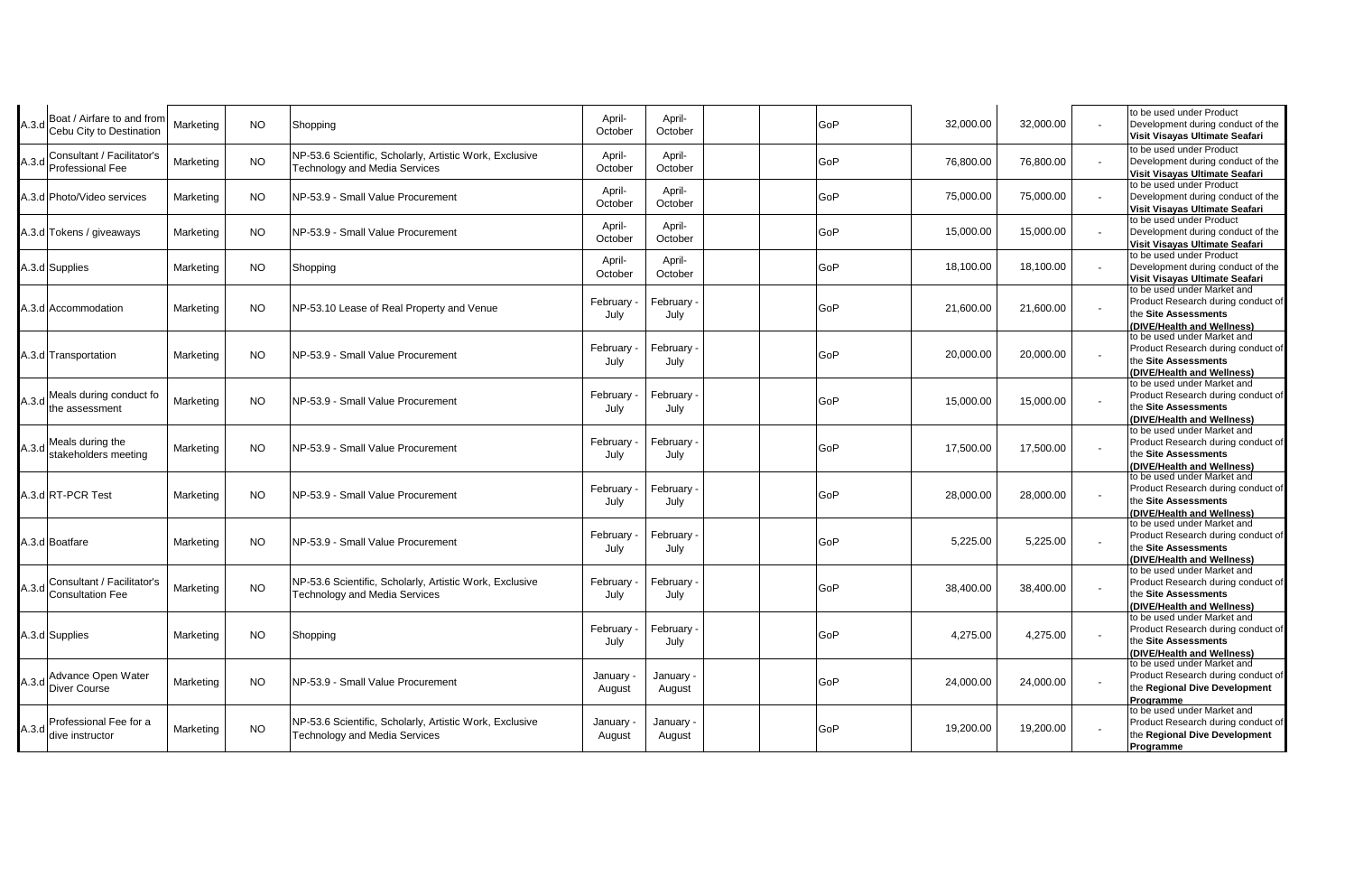| | | | | | | | | | | | | | |
|---|---|---|---|---|---|---|---|---|---|---|---|---|---|
| A.3.d | Boat / Airfare to and from Cebu City to Destination | Marketing | NO | Shopping | April-October | April-October | | | GoP | 32,000.00 | 32,000.00 | - | to be used under Product Development during conduct of the **Visit Visayas Ultimate Seafari** |
| A.3.d | Consultant / Facilitator's Professional Fee | Marketing | NO | NP-53.6 Scientific, Scholarly, Artistic Work, Exclusive Technology and Media Services | April-October | April-October | | | GoP | 76,800.00 | 76,800.00 | - | to be used under Product Development during conduct of the **Visit Visayas Ultimate Seafari** |
| A.3.d | Photo/Video services | Marketing | NO | NP-53.9 - Small Value Procurement | April-October | April-October | | | GoP | 75,000.00 | 75,000.00 | - | to be used under Product Development during conduct of the **Visit Visayas Ultimate Seafari** |
| A.3.d | Tokens / giveaways | Marketing | NO | NP-53.9 - Small Value Procurement | April-October | April-October | | | GoP | 15,000.00 | 15,000.00 | - | to be used under Product Development during conduct of the **Visit Visayas Ultimate Seafari** |
| A.3.d | Supplies | Marketing | NO | Shopping | April-October | April-October | | | GoP | 18,100.00 | 18,100.00 | - | to be used under Product Development during conduct of the **Visit Visayas Ultimate Seafari** |
| A.3.d | Accommodation | Marketing | NO | NP-53.10 Lease of Real Property and Venue | February - July | February - July | | | GoP | 21,600.00 | 21,600.00 | - | to be used under Market and Product Research during conduct of the **Site Assessments (DIVE/Health and Wellness)** |
| A.3.d | Transportation | Marketing | NO | NP-53.9 - Small Value Procurement | February - July | February - July | | | GoP | 20,000.00 | 20,000.00 | - | to be used under Market and Product Research during conduct of the **Site Assessments (DIVE/Health and Wellness)** |
| A.3.d | Meals during conduct fo the assessment | Marketing | NO | NP-53.9 - Small Value Procurement | February - July | February - July | | | GoP | 15,000.00 | 15,000.00 | - | to be used under Market and Product Research during conduct of the **Site Assessments (DIVE/Health and Wellness)** |
| A.3.d | Meals during the stakeholders meeting | Marketing | NO | NP-53.9 - Small Value Procurement | February - July | February - July | | | GoP | 17,500.00 | 17,500.00 | - | to be used under Market and Product Research during conduct of the **Site Assessments (DIVE/Health and Wellness)** |
| A.3.d | RT-PCR Test | Marketing | NO | NP-53.9 - Small Value Procurement | February - July | February - July | | | GoP | 28,000.00 | 28,000.00 | - | to be used under Market and Product Research during conduct of the **Site Assessments (DIVE/Health and Wellness)** |
| A.3.d | Boatfare | Marketing | NO | NP-53.9 - Small Value Procurement | February - July | February - July | | | GoP | 5,225.00 | 5,225.00 | - | to be used under Market and Product Research during conduct of the **Site Assessments (DIVE/Health and Wellness)** |
| A.3.d | Consultant / Facilitator's Consultation Fee | Marketing | NO | NP-53.6 Scientific, Scholarly, Artistic Work, Exclusive Technology and Media Services | February - July | February - July | | | GoP | 38,400.00 | 38,400.00 | - | to be used under Market and Product Research during conduct of the **Site Assessments (DIVE/Health and Wellness)** |
| A.3.d | Supplies | Marketing | NO | Shopping | February - July | February - July | | | GoP | 4,275.00 | 4,275.00 | - | to be used under Market and Product Research during conduct of the **Site Assessments (DIVE/Health and Wellness)** |
| A.3.d | Advance Open Water Diver Course | Marketing | NO | NP-53.9 - Small Value Procurement | January - August | January - August | | | GoP | 24,000.00 | 24,000.00 | - | to be used under Market and Product Research during conduct of the **Regional Dive Development Programme** |
| A.3.d | Professional Fee for a dive instructor | Marketing | NO | NP-53.6 Scientific, Scholarly, Artistic Work, Exclusive Technology and Media Services | January - August | January - August | | | GoP | 19,200.00 | 19,200.00 | - | to be used under Market and Product Research during conduct of the **Regional Dive Development Programme** |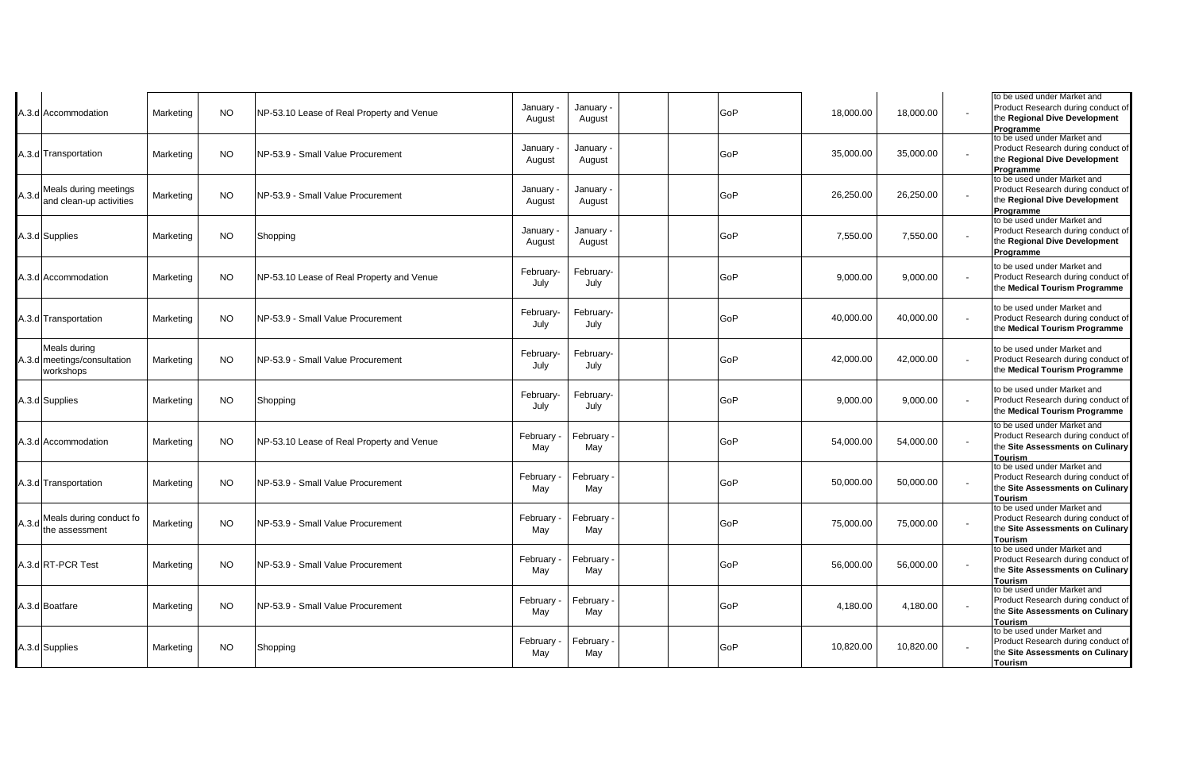| | | | | | | | | | | | | | |
|---|---|---|---|---|---|---|---|---|---|---|---|---|---|
| A.3.d | Accommodation | Marketing | NO | NP-53.10 Lease of Real Property and Venue | January - August | January - August | | | GoP | 18,000.00 | 18,000.00 | - | to be used under Market and Product Research during conduct of the **Regional Dive Development Programme** |
| A.3.d | Transportation | Marketing | NO | NP-53.9 - Small Value Procurement | January - August | January - August | | | GoP | 35,000.00 | 35,000.00 | - | to be used under Market and Product Research during conduct of the **Regional Dive Development Programme** |
| A.3.d | Meals during meetings and clean-up activities | Marketing | NO | NP-53.9 - Small Value Procurement | January - August | January - August | | | GoP | 26,250.00 | 26,250.00 | - | to be used under Market and Product Research during conduct of the **Regional Dive Development Programme** |
| A.3.d | Supplies | Marketing | NO | Shopping | January - August | January - August | | | GoP | 7,550.00 | 7,550.00 | - | to be used under Market and Product Research during conduct of the **Regional Dive Development Programme** |
| A.3.d | Accommodation | Marketing | NO | NP-53.10 Lease of Real Property and Venue | February-July | February-July | | | GoP | 9,000.00 | 9,000.00 | - | to be used under Market and Product Research during conduct of the **Medical Tourism Programme** |
| A.3.d | Transportation | Marketing | NO | NP-53.9 - Small Value Procurement | February-July | February-July | | | GoP | 40,000.00 | 40,000.00 | - | to be used under Market and Product Research during conduct of the **Medical Tourism Programme** |
| A.3.d | Meals during meetings/consultation workshops | Marketing | NO | NP-53.9 - Small Value Procurement | February-July | February-July | | | GoP | 42,000.00 | 42,000.00 | - | to be used under Market and Product Research during conduct of the **Medical Tourism Programme** |
| A.3.d | Supplies | Marketing | NO | Shopping | February-July | February-July | | | GoP | 9,000.00 | 9,000.00 | - | to be used under Market and Product Research during conduct of the **Medical Tourism Programme** |
| A.3.d | Accommodation | Marketing | NO | NP-53.10 Lease of Real Property and Venue | February - May | February - May | | | GoP | 54,000.00 | 54,000.00 | - | to be used under Market and Product Research during conduct of the **Site Assessments on Culinary Tourism** |
| A.3.d | Transportation | Marketing | NO | NP-53.9 - Small Value Procurement | February - May | February - May | | | GoP | 50,000.00 | 50,000.00 | - | to be used under Market and Product Research during conduct of the **Site Assessments on Culinary Tourism** |
| A.3.d | Meals during conduct fo the assessment | Marketing | NO | NP-53.9 - Small Value Procurement | February - May | February - May | | | GoP | 75,000.00 | 75,000.00 | - | to be used under Market and Product Research during conduct of the **Site Assessments on Culinary Tourism** |
| A.3.d | RT-PCR Test | Marketing | NO | NP-53.9 - Small Value Procurement | February - May | February - May | | | GoP | 56,000.00 | 56,000.00 | - | to be used under Market and Product Research during conduct of the **Site Assessments on Culinary Tourism** |
| A.3.d | Boatfare | Marketing | NO | NP-53.9 - Small Value Procurement | February - May | February - May | | | GoP | 4,180.00 | 4,180.00 | - | to be used under Market and Product Research during conduct of the **Site Assessments on Culinary Tourism** |
| A.3.d | Supplies | Marketing | NO | Shopping | February - May | February - May | | | GoP | 10,820.00 | 10,820.00 | - | to be used under Market and Product Research during conduct of the **Site Assessments on Culinary Tourism** |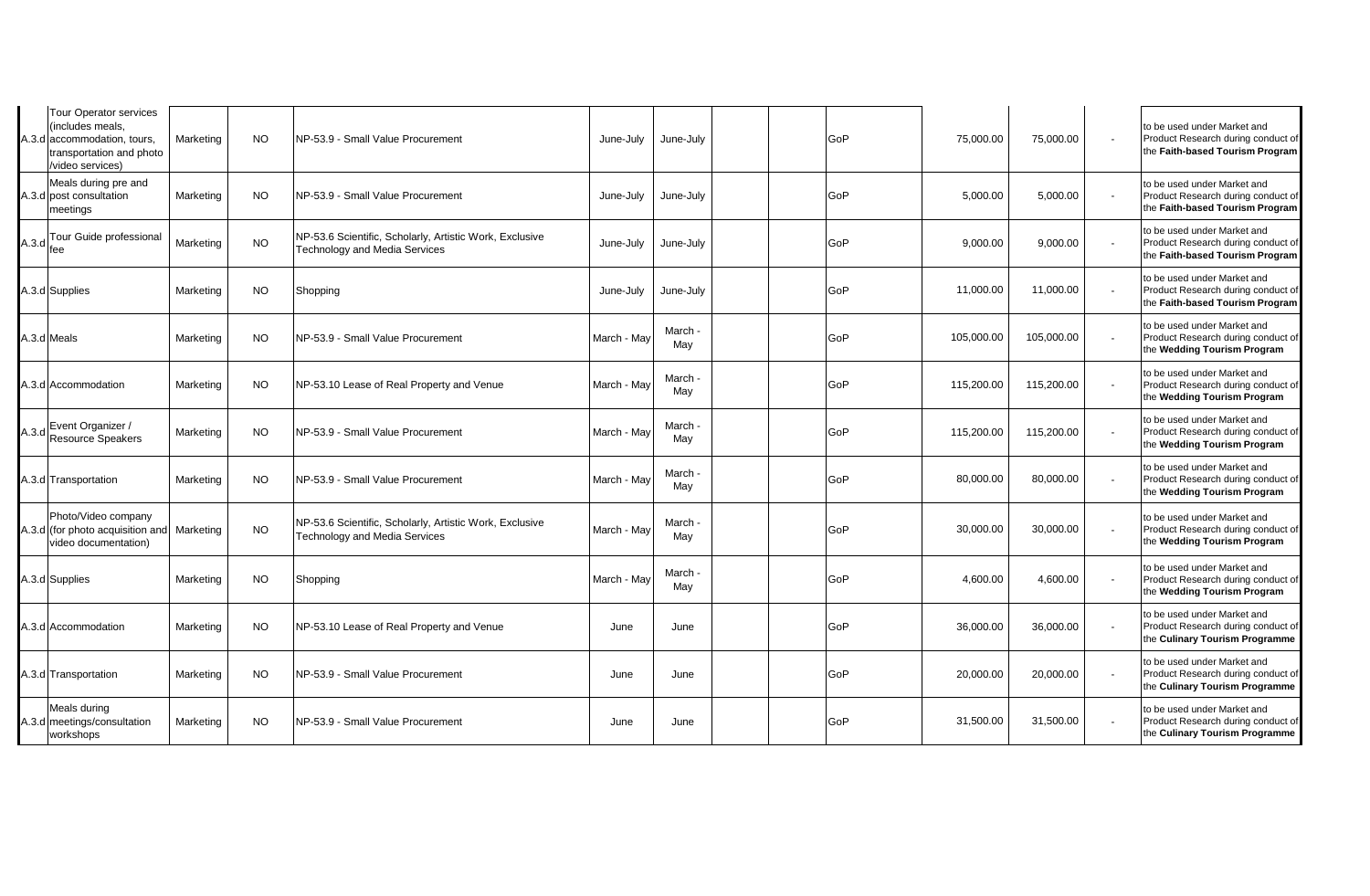| | | | | | | | | | | | | | |
|---|---|---|---|---|---|---|---|---|---|---|---|---|---|
| A.3.d | Tour Operator services (includes meals, accommodation, tours, transportation and photo /video services) | Marketing | NO | NP-53.9 - Small Value Procurement | June-July | June-July | | | GoP | 75,000.00 | 75,000.00 | - | to be used under Market and Product Research during conduct of the **Faith-based Tourism Program** |
| A.3.d | Meals during pre and post consultation meetings | Marketing | NO | NP-53.9 - Small Value Procurement | June-July | June-July | | | GoP | 5,000.00 | 5,000.00 | - | to be used under Market and Product Research during conduct of the **Faith-based Tourism Program** |
| A.3.d | Tour Guide professional fee | Marketing | NO | NP-53.6 Scientific, Scholarly, Artistic Work, Exclusive Technology and Media Services | June-July | June-July | | | GoP | 9,000.00 | 9,000.00 | - | to be used under Market and Product Research during conduct of the **Faith-based Tourism Program** |
| A.3.d | Supplies | Marketing | NO | Shopping | June-July | June-July | | | GoP | 11,000.00 | 11,000.00 | - | to be used under Market and Product Research during conduct of the **Faith-based Tourism Program** |
| A.3.d | Meals | Marketing | NO | NP-53.9 - Small Value Procurement | March - May | March - May | | | GoP | 105,000.00 | 105,000.00 | - | to be used under Market and Product Research during conduct of the **Wedding Tourism Program** |
| A.3.d | Accommodation | Marketing | NO | NP-53.10 Lease of Real Property and Venue | March - May | March - May | | | GoP | 115,200.00 | 115,200.00 | - | to be used under Market and Product Research during conduct of the **Wedding Tourism Program** |
| A.3.d | Event Organizer / Resource Speakers | Marketing | NO | NP-53.9 - Small Value Procurement | March - May | March - May | | | GoP | 115,200.00 | 115,200.00 | - | to be used under Market and Product Research during conduct of the **Wedding Tourism Program** |
| A.3.d | Transportation | Marketing | NO | NP-53.9 - Small Value Procurement | March - May | March - May | | | GoP | 80,000.00 | 80,000.00 | - | to be used under Market and Product Research during conduct of the **Wedding Tourism Program** |
| A.3.d | Photo/Video company (for photo acquisition and video documentation) | Marketing | NO | NP-53.6 Scientific, Scholarly, Artistic Work, Exclusive Technology and Media Services | March - May | March - May | | | GoP | 30,000.00 | 30,000.00 | - | to be used under Market and Product Research during conduct of the **Wedding Tourism Program** |
| A.3.d | Supplies | Marketing | NO | Shopping | March - May | March - May | | | GoP | 4,600.00 | 4,600.00 | - | to be used under Market and Product Research during conduct of the **Wedding Tourism Program** |
| A.3.d | Accommodation | Marketing | NO | NP-53.10 Lease of Real Property and Venue | June | June | | | GoP | 36,000.00 | 36,000.00 | - | to be used under Market and Product Research during conduct of the **Culinary Tourism Programme** |
| A.3.d | Transportation | Marketing | NO | NP-53.9 - Small Value Procurement | June | June | | | GoP | 20,000.00 | 20,000.00 | - | to be used under Market and Product Research during conduct of the **Culinary Tourism Programme** |
| A.3.d | Meals during meetings/consultation workshops | Marketing | NO | NP-53.9 - Small Value Procurement | June | June | | | GoP | 31,500.00 | 31,500.00 | - | to be used under Market and Product Research during conduct of the **Culinary Tourism Programme** |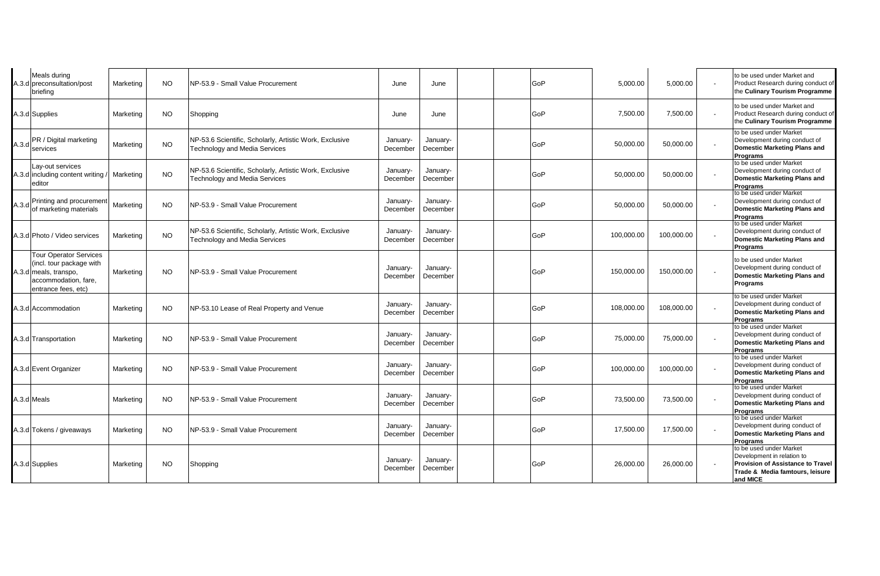| A.3.d | Meals during preconsultation/post briefing | Marketing | NO | NP-53.9 - Small Value Procurement | June | June | | | GoP | 5,000.00 | 5,000.00 | - | to be used under Market and Product Research during conduct of the **Culinary Tourism Programme** |
|---|---|---|---|---|---|---|---|---|---|---|---|---|---|
| A.3.d | Supplies | Marketing | NO | Shopping | June | June | | | GoP | 7,500.00 | 7,500.00 | - | to be used under Market and Product Research during conduct of the **Culinary Tourism Programme** |
| A.3.d | PR / Digital marketing services | Marketing | NO | NP-53.6 Scientific, Scholarly, Artistic Work, Exclusive Technology and Media Services | January-December | January-December | | | GoP | 50,000.00 | 50,000.00 | - | to be used under Market Development during conduct of **Domestic Marketing Plans and Programs** |
| A.3.d | Lay-out services including content writing / editor | Marketing | NO | NP-53.6 Scientific, Scholarly, Artistic Work, Exclusive Technology and Media Services | January-December | January-December | | | GoP | 50,000.00 | 50,000.00 | - | to be used under Market Development during conduct of **Domestic Marketing Plans and Programs** |
| A.3.d | Printing and procurement of marketing materials | Marketing | NO | NP-53.9 - Small Value Procurement | January-December | January-December | | | GoP | 50,000.00 | 50,000.00 | - | to be used under Market Development during conduct of **Domestic Marketing Plans and Programs** |
| A.3.d | Photo / Video services | Marketing | NO | NP-53.6 Scientific, Scholarly, Artistic Work, Exclusive Technology and Media Services | January-December | January-December | | | GoP | 100,000.00 | 100,000.00 | - | to be used under Market Development during conduct of **Domestic Marketing Plans and Programs** |
| A.3.d | Tour Operator Services (incl. tour package with meals, transpo, accommodation, fare, entrance fees, etc) | Marketing | NO | NP-53.9 - Small Value Procurement | January-December | January-December | | | GoP | 150,000.00 | 150,000.00 | - | to be used under Market Development during conduct of **Domestic Marketing Plans and Programs** |
| A.3.d | Accommodation | Marketing | NO | NP-53.10 Lease of Real Property and Venue | January-December | January-December | | | GoP | 108,000.00 | 108,000.00 | - | to be used under Market Development during conduct of **Domestic Marketing Plans and Programs** |
| A.3.d | Transportation | Marketing | NO | NP-53.9 - Small Value Procurement | January-December | January-December | | | GoP | 75,000.00 | 75,000.00 | - | to be used under Market Development during conduct of **Domestic Marketing Plans and Programs** |
| A.3.d | Event Organizer | Marketing | NO | NP-53.9 - Small Value Procurement | January-December | January-December | | | GoP | 100,000.00 | 100,000.00 | - | to be used under Market Development during conduct of **Domestic Marketing Plans and Programs** |
| A.3.d | Meals | Marketing | NO | NP-53.9 - Small Value Procurement | January-December | January-December | | | GoP | 73,500.00 | 73,500.00 | - | to be used under Market Development during conduct of **Domestic Marketing Plans and Programs** |
| A.3.d | Tokens / giveaways | Marketing | NO | NP-53.9 - Small Value Procurement | January-December | January-December | | | GoP | 17,500.00 | 17,500.00 | - | to be used under Market Development during conduct of **Domestic Marketing Plans and Programs** |
| A.3.d | Supplies | Marketing | NO | Shopping | January-December | January-December | | | GoP | 26,000.00 | 26,000.00 | - | to be used under Market Development in relation to **Provision of Assistance to Travel Trade & Media famtours, leisure and MICE** |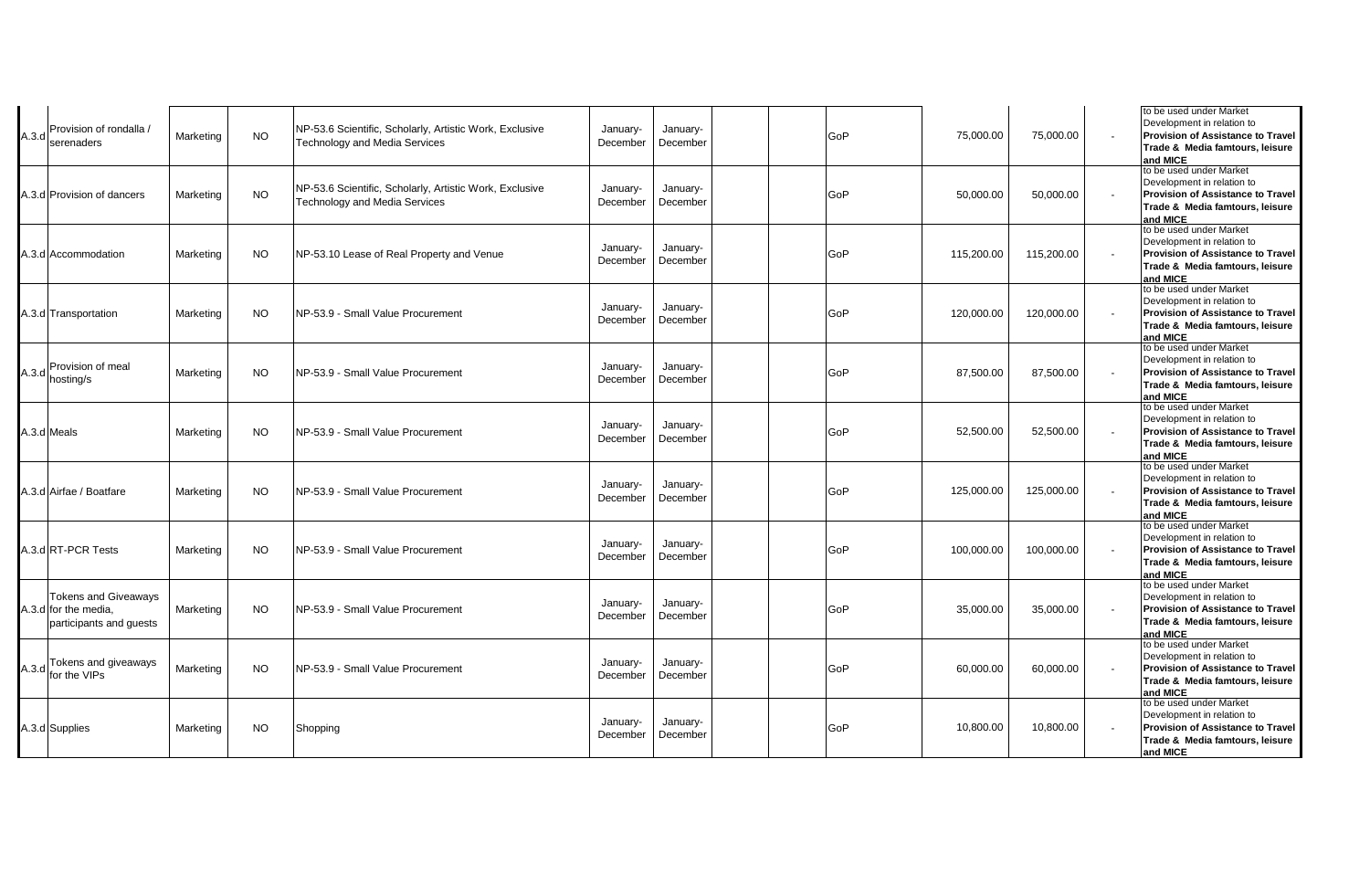| | | | | | | | | | | | | | |
|---|---|---|---|---|---|---|---|---|---|---|---|---|---|
| A.3.d | Provision of rondalla / serenaders | Marketing | NO | NP-53.6 Scientific, Scholarly, Artistic Work, Exclusive Technology and Media Services | January-December | January-December | | | GoP | 75,000.00 | 75,000.00 | - | to be used under Market Development in relation to **Provision of Assistance to Travel Trade & Media famtours, leisure and MICE** |
| A.3.d | Provision of dancers | Marketing | NO | NP-53.6 Scientific, Scholarly, Artistic Work, Exclusive Technology and Media Services | January-December | January-December | | | GoP | 50,000.00 | 50,000.00 | - | to be used under Market Development in relation to **Provision of Assistance to Travel Trade & Media famtours, leisure and MICE** |
| A.3.d | Accommodation | Marketing | NO | NP-53.10 Lease of Real Property and Venue | January-December | January-December | | | GoP | 115,200.00 | 115,200.00 | - | to be used under Market Development in relation to **Provision of Assistance to Travel Trade & Media famtours, leisure and MICE** |
| A.3.d | Transportation | Marketing | NO | NP-53.9 - Small Value Procurement | January-December | January-December | | | GoP | 120,000.00 | 120,000.00 | - | to be used under Market Development in relation to **Provision of Assistance to Travel Trade & Media famtours, leisure and MICE** |
| A.3.d | Provision of meal hosting/s | Marketing | NO | NP-53.9 - Small Value Procurement | January-December | January-December | | | GoP | 87,500.00 | 87,500.00 | - | to be used under Market Development in relation to **Provision of Assistance to Travel Trade & Media famtours, leisure and MICE** |
| A.3.d | Meals | Marketing | NO | NP-53.9 - Small Value Procurement | January-December | January-December | | | GoP | 52,500.00 | 52,500.00 | - | to be used under Market Development in relation to **Provision of Assistance to Travel Trade & Media famtours, leisure and MICE** |
| A.3.d | Airfae / Boatfare | Marketing | NO | NP-53.9 - Small Value Procurement | January-December | January-December | | | GoP | 125,000.00 | 125,000.00 | - | to be used under Market Development in relation to **Provision of Assistance to Travel Trade & Media famtours, leisure and MICE** |
| A.3.d | RT-PCR Tests | Marketing | NO | NP-53.9 - Small Value Procurement | January-December | January-December | | | GoP | 100,000.00 | 100,000.00 | - | to be used under Market Development in relation to **Provision of Assistance to Travel Trade & Media famtours, leisure and MICE** |
| A.3.d | Tokens and Giveaways for the media, participants and guests | Marketing | NO | NP-53.9 - Small Value Procurement | January-December | January-December | | | GoP | 35,000.00 | 35,000.00 | - | to be used under Market Development in relation to **Provision of Assistance to Travel Trade & Media famtours, leisure and MICE** |
| A.3.d | Tokens and giveaways for the VIPs | Marketing | NO | NP-53.9 - Small Value Procurement | January-December | January-December | | | GoP | 60,000.00 | 60,000.00 | - | to be used under Market Development in relation to **Provision of Assistance to Travel Trade & Media famtours, leisure and MICE** |
| A.3.d | Supplies | Marketing | NO | Shopping | January-December | January-December | | | GoP | 10,800.00 | 10,800.00 | - | to be used under Market Development in relation to **Provision of Assistance to Travel Trade & Media famtours, leisure and MICE** |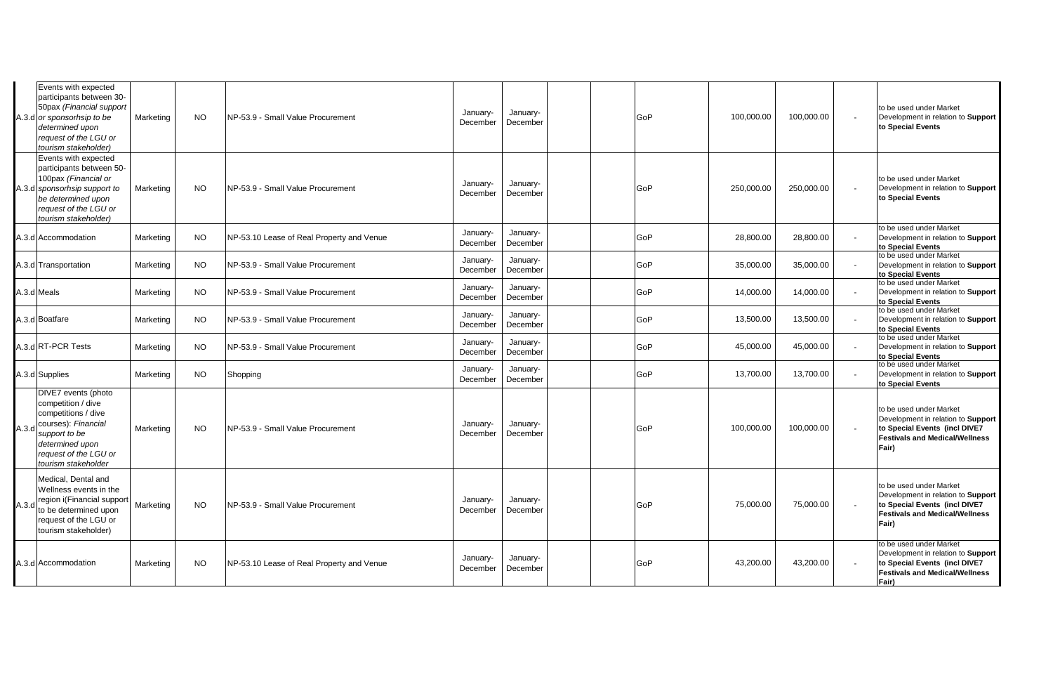| | | | | | | | | | | | | |
|---|---|---|---|---|---|---|---|---|---|---|---|---|
| A.3.d | Events with expected participants between 30-50pax *(Financial support or sponsorhsip to be determined upon request of the LGU or tourism stakeholder)* | Marketing | NO | NP-53.9 - Small Value Procurement | January-December | January-December | | | GoP | 100,000.00 | 100,000.00 | - | to be used under Market Development in relation to **Support to Special Events** |
| A.3.d | Events with expected participants between 50-100pax *(Financial or sponsorhsip support to be determined upon request of the LGU or tourism stakeholder)* | Marketing | NO | NP-53.9 - Small Value Procurement | January-December | January-December | | | GoP | 250,000.00 | 250,000.00 | - | to be used under Market Development in relation to **Support to Special Events** |
| A.3.d | Accommodation | Marketing | NO | NP-53.10 Lease of Real Property and Venue | January-December | January-December | | | GoP | 28,800.00 | 28,800.00 | - | to be used under Market Development in relation to **Support to Special Events** |
| A.3.d | Transportation | Marketing | NO | NP-53.9 - Small Value Procurement | January-December | January-December | | | GoP | 35,000.00 | 35,000.00 | - | to be used under Market Development in relation to **Support to Special Events** |
| A.3.d | Meals | Marketing | NO | NP-53.9 - Small Value Procurement | January-December | January-December | | | GoP | 14,000.00 | 14,000.00 | - | to be used under Market Development in relation to **Support to Special Events** |
| A.3.d | Boatfare | Marketing | NO | NP-53.9 - Small Value Procurement | January-December | January-December | | | GoP | 13,500.00 | 13,500.00 | - | to be used under Market Development in relation to **Support to Special Events** |
| A.3.d | RT-PCR Tests | Marketing | NO | NP-53.9 - Small Value Procurement | January-December | January-December | | | GoP | 45,000.00 | 45,000.00 | - | to be used under Market Development in relation to **Support to Special Events** |
| A.3.d | Supplies | Marketing | NO | Shopping | January-December | January-December | | | GoP | 13,700.00 | 13,700.00 | - | to be used under Market Development in relation to **Support to Special Events** |
| A.3.d | DIVE7 events (photo competition / dive competitions / dive courses): *Financial support to be determined upon request of the LGU or tourism stakeholder* | Marketing | NO | NP-53.9 - Small Value Procurement | January-December | January-December | | | GoP | 100,000.00 | 100,000.00 | - | to be used under Market Development in relation to **Support to Special Events (incl DIVE7 Festivals and Medical/Wellness Fair)** |
| A.3.d | Medical, Dental and Wellness events in the region i(Financial support to be determined upon request of the LGU or tourism stakeholder) | Marketing | NO | NP-53.9 - Small Value Procurement | January-December | January-December | | | GoP | 75,000.00 | 75,000.00 | - | to be used under Market Development in relation to **Support to Special Events (incl DIVE7 Festivals and Medical/Wellness Fair)** |
| A.3.d | Accommodation | Marketing | NO | NP-53.10 Lease of Real Property and Venue | January-December | January-December | | | GoP | 43,200.00 | 43,200.00 | - | to be used under Market Development in relation to **Support to Special Events (incl DIVE7 Festivals and Medical/Wellness Fair)** |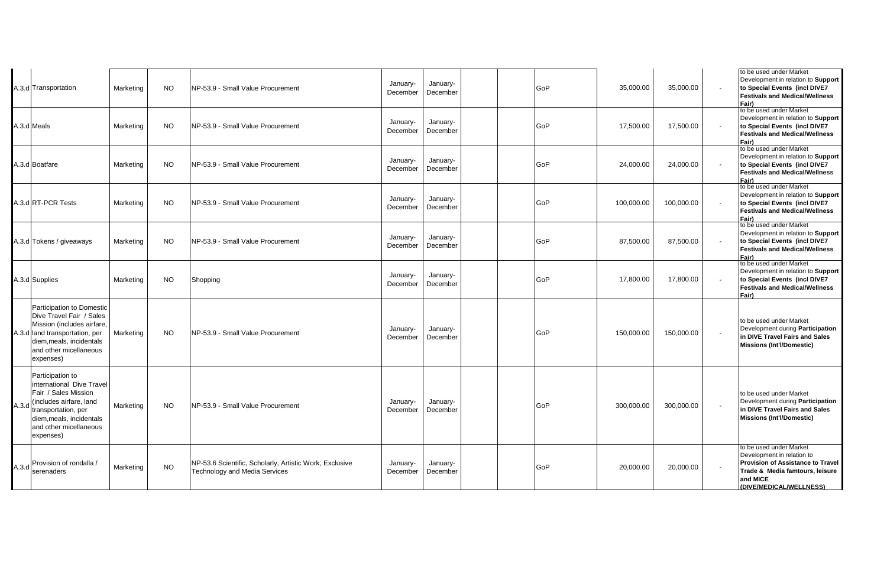| A.3.d | Transportation | Marketing | NO | NP-53.9 - Small Value Procurement | January-December | January-December | | | GoP | 35,000.00 | 35,000.00 | - | to be used under Market Development in relation to **Support to Special Events (incl DIVE7 Festivals and Medical/Wellness Fair)** |
|---|---|---|---|---|---|---|---|---|---|---|---|---|---|
| A.3.d | Meals | Marketing | NO | NP-53.9 - Small Value Procurement | January-December | January-December | | | GoP | 17,500.00 | 17,500.00 | - | to be used under Market Development in relation to **Support to Special Events (incl DIVE7 Festivals and Medical/Wellness Fair)** |
| A.3.d | Boatfare | Marketing | NO | NP-53.9 - Small Value Procurement | January-December | January-December | | | GoP | 24,000.00 | 24,000.00 | - | to be used under Market Development in relation to **Support to Special Events (incl DIVE7 Festivals and Medical/Wellness Fair)** |
| A.3.d | RT-PCR Tests | Marketing | NO | NP-53.9 - Small Value Procurement | January-December | January-December | | | GoP | 100,000.00 | 100,000.00 | - | to be used under Market Development in relation to **Support to Special Events (incl DIVE7 Festivals and Medical/Wellness Fair)** |
| A.3.d | Tokens / giveaways | Marketing | NO | NP-53.9 - Small Value Procurement | January-December | January-December | | | GoP | 87,500.00 | 87,500.00 | - | to be used under Market Development in relation to **Support to Special Events (incl DIVE7 Festivals and Medical/Wellness Fair)** |
| A.3.d | Supplies | Marketing | NO | Shopping | January-December | January-December | | | GoP | 17,800.00 | 17,800.00 | - | to be used under Market Development in relation to **Support to Special Events (incl DIVE7 Festivals and Medical/Wellness Fair)** |
| A.3.d | Participation to Domestic Dive Travel Fair / Sales Mission (includes airfare, land transportation, per diem,meals, incidentals and other micellaneous expenses) | Marketing | NO | NP-53.9 - Small Value Procurement | January-December | January-December | | | GoP | 150,000.00 | 150,000.00 | - | to be used under Market Development during **Participation in DIVE Travel Fairs and Sales Missions (Int'l/Domestic)** |
| A.3.d | Participation to international Dive Travel Fair / Sales Mission (includes airfare, land transportation, per diem,meals, incidentals and other micellaneous expenses) | Marketing | NO | NP-53.9 - Small Value Procurement | January-December | January-December | | | GoP | 300,000.00 | 300,000.00 | - | to be used under Market Development during **Participation in DIVE Travel Fairs and Sales Missions (Int'l/Domestic)** |
| A.3.d | Provision of rondalla / serenaders | Marketing | NO | NP-53.6 Scientific, Scholarly, Artistic Work, Exclusive Technology and Media Services | January-December | January-December | | | GoP | 20,000.00 | 20,000.00 | - | to be used under Market Development in relation to **Provision of Assistance to Travel Trade & Media famtours, leisure and MICE (DIVE/MEDICAL/WELLNESS)** |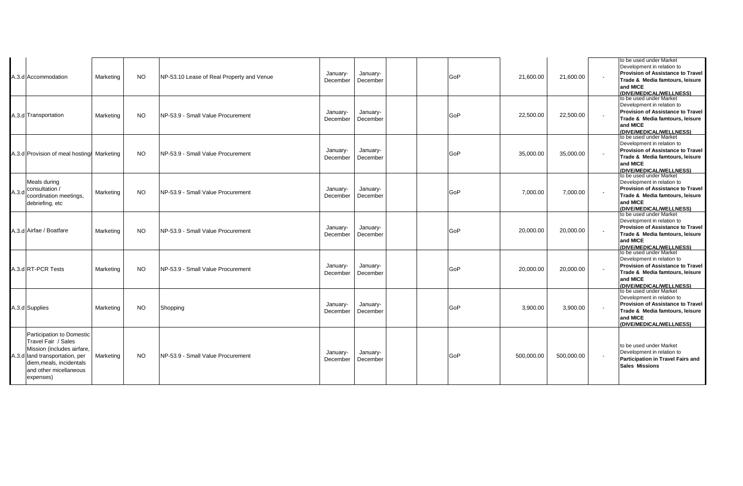| | | | | | | | | | | | | | |
|---|---|---|---|---|---|---|---|---|---|---|---|---|---|
| A.3.d | Accommodation | Marketing | NO | NP-53.10 Lease of Real Property and Venue | January-December | January-December | | | GoP | 21,600.00 | 21,600.00 | - | to be used under Market Development in relation to **Provision of Assistance to Travel Trade & Media famtours, leisure and MICE (DIVE/MEDICAL/WELLNESS)** |
| A.3.d | Transportation | Marketing | NO | NP-53.9 - Small Value Procurement | January-December | January-December | | | GoP | 22,500.00 | 22,500.00 | - | to be used under Market Development in relation to **Provision of Assistance to Travel Trade & Media famtours, leisure and MICE (DIVE/MEDICAL/WELLNESS)** |
| A.3.d | Provision of meal hosting/ | Marketing | NO | NP-53.9 - Small Value Procurement | January-December | January-December | | | GoP | 35,000.00 | 35,000.00 | - | to be used under Market Development in relation to **Provision of Assistance to Travel Trade & Media famtours, leisure and MICE (DIVE/MEDICAL/WELLNESS)** |
| A.3.d | Meals during consultation / coordination meetings, debriefing, etc | Marketing | NO | NP-53.9 - Small Value Procurement | January-December | January-December | | | GoP | 7,000.00 | 7,000.00 | - | to be used under Market Development in relation to **Provision of Assistance to Travel Trade & Media famtours, leisure and MICE (DIVE/MEDICAL/WELLNESS)** |
| A.3.d | Airfae / Boatfare | Marketing | NO | NP-53.9 - Small Value Procurement | January-December | January-December | | | GoP | 20,000.00 | 20,000.00 | - | to be used under Market Development in relation to **Provision of Assistance to Travel Trade & Media famtours, leisure and MICE (DIVE/MEDICAL/WELLNESS)** |
| A.3.d | RT-PCR Tests | Marketing | NO | NP-53.9 - Small Value Procurement | January-December | January-December | | | GoP | 20,000.00 | 20,000.00 | - | to be used under Market Development in relation to **Provision of Assistance to Travel Trade & Media famtours, leisure and MICE (DIVE/MEDICAL/WELLNESS)** |
| A.3.d | Supplies | Marketing | NO | Shopping | January-December | January-December | | | GoP | 3,900.00 | 3,900.00 | - | to be used under Market Development in relation to **Provision of Assistance to Travel Trade & Media famtours, leisure and MICE (DIVE/MEDICAL/WELLNESS)** |
| A.3.d | Participation to Domestic Travel Fair / Sales Mission (includes airfare, land transportation, per diem,meals, incidentals and other micellaneous expenses) | Marketing | NO | NP-53.9 - Small Value Procurement | January-December | January-December | | | GoP | 500,000.00 | 500,000.00 | - | to be used under Market Development in relation to **Participation in Travel Fairs and Sales Missions** |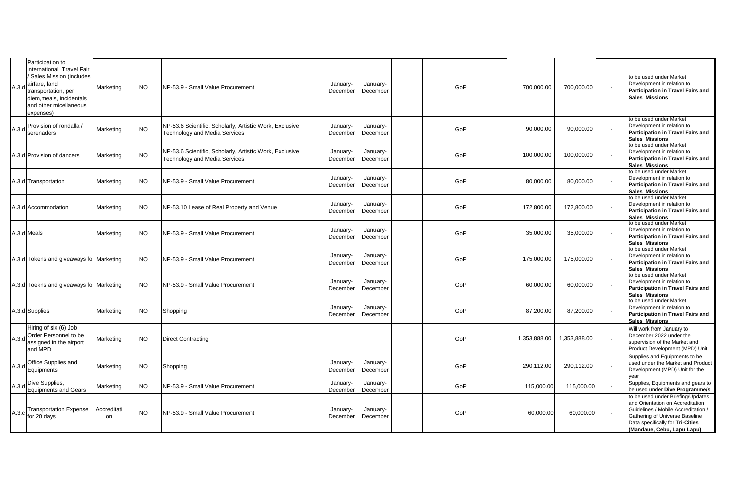| | | | | | | | | | | | | | |
|---|---|---|---|---|---|---|---|---|---|---|---|---|---|
| A.3.d | Participation to international Travel Fair / Sales Mission (includes airfare, land transportation, per diem,meals, incidentals and other micellaneous expenses) | Marketing | NO | NP-53.9 - Small Value Procurement | January-December | January-December | | | GoP | 700,000.00 | 700,000.00 | - | to be used under Market Development in relation to **Participation in Travel Fairs and Sales Missions** |
| A.3.d | Provision of rondalla / serenaders | Marketing | NO | NP-53.6 Scientific, Scholarly, Artistic Work, Exclusive Technology and Media Services | January-December | January-December | | | GoP | 90,000.00 | 90,000.00 | - | to be used under Market Development in relation to **Participation in Travel Fairs and Sales Missions** |
| A.3.d | Provision of dancers | Marketing | NO | NP-53.6 Scientific, Scholarly, Artistic Work, Exclusive Technology and Media Services | January-December | January-December | | | GoP | 100,000.00 | 100,000.00 | - | to be used under Market Development in relation to **Participation in Travel Fairs and Sales Missions** |
| A.3.d | Transportation | Marketing | NO | NP-53.9 - Small Value Procurement | January-December | January-December | | | GoP | 80,000.00 | 80,000.00 | - | to be used under Market Development in relation to **Participation in Travel Fairs and Sales Missions** |
| A.3.d | Accommodation | Marketing | NO | NP-53.10 Lease of Real Property and Venue | January-December | January-December | | | GoP | 172,800.00 | 172,800.00 | - | to be used under Market Development in relation to **Participation in Travel Fairs and Sales Missions** |
| A.3.d | Meals | Marketing | NO | NP-53.9 - Small Value Procurement | January-December | January-December | | | GoP | 35,000.00 | 35,000.00 | - | to be used under Market Development in relation to **Participation in Travel Fairs and Sales Missions** |
| A.3.d | Tokens and giveaways fo | Marketing | NO | NP-53.9 - Small Value Procurement | January-December | January-December | | | GoP | 175,000.00 | 175,000.00 | - | to be used under Market Development in relation to **Participation in Travel Fairs and Sales Missions** |
| A.3.d | Toekns and giveaways fo | Marketing | NO | NP-53.9 - Small Value Procurement | January-December | January-December | | | GoP | 60,000.00 | 60,000.00 | - | to be used under Market Development in relation to **Participation in Travel Fairs and Sales Missions** |
| A.3.d | Supplies | Marketing | NO | Shopping | January-December | January-December | | | GoP | 87,200.00 | 87,200.00 | - | to be used under Market Development in relation to **Participation in Travel Fairs and Sales Missions** |
| A.3.d | Hiring of six (6) Job Order Personnel to be assigned in the airport and MPD | Marketing | NO | Direct Contracting | | | | | GoP | 1,353,888.00 | 1,353,888.00 | - | Will work from January to December 2022 under the supervision of the Market and Product Development (MPD) Unit |
| A.3.d | Office Supplies and Equipments | Marketing | NO | Shopping | January-December | January-December | | | GoP | 290,112.00 | 290,112.00 | - | Supplies and Equipments to be used under the Market and Product Development (MPD) Unit for the year |
| A.3.d | Dive Supplies, Equipments and Gears | Marketing | NO | NP-53.9 - Small Value Procurement | January-December | January-December | | | GoP | 115,000.00 | 115,000.00 | - | Supplies, Equipments and gears to be used under **Dive Programme/s** |
| A.3.c | Transportation Expense for 20 days | Accreditation | NO | NP-53.9 - Small Value Procurement | January-December | January-December | | | GoP | 60,000.00 | 60,000.00 | - | to be used under Briefing/Updates and Orientation on Accreditation Guidelines / Mobile Accreditation / Gathering of Universe Baseline Data specifically for **Tri-Cities (Mandaue, Cebu, Lapu Lapu)** |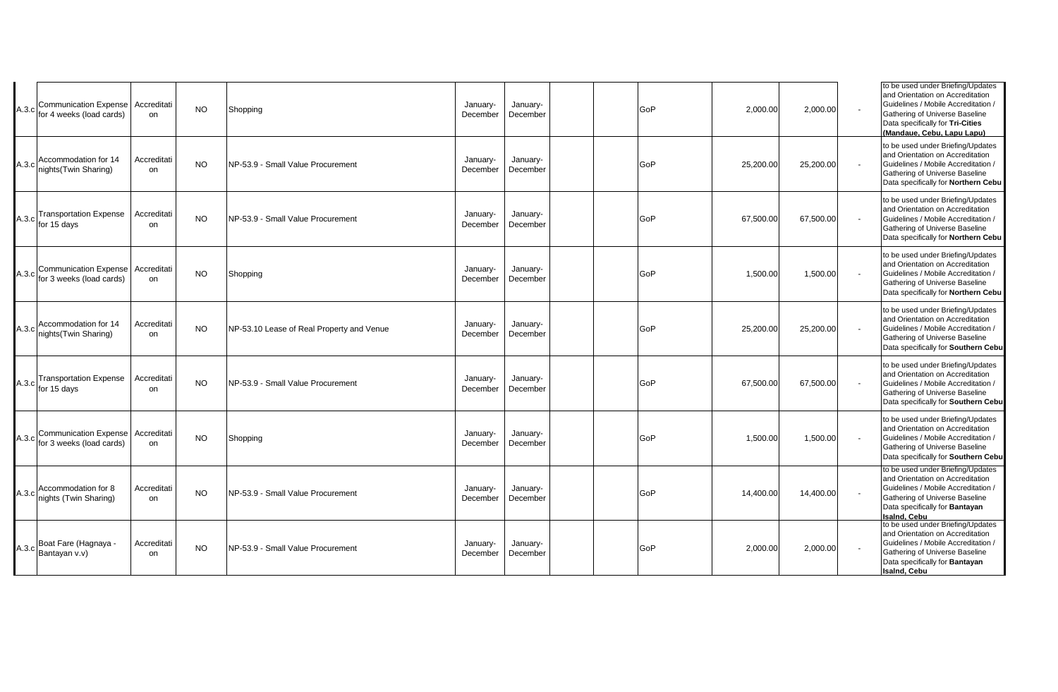| | | | | | | | | | | | | | |
|---|---|---|---|---|---|---|---|---|---|---|---|---|---|
| A.3.c | Communication Expense for 4 weeks (load cards) | Accreditation | NO | Shopping | January-December | January-December | | | GoP | 2,000.00 | 2,000.00 | - | to be used under Briefing/Updates and Orientation on Accreditation Guidelines / Mobile Accreditation / Gathering of Universe Baseline Data specifically for **Tri-Cities (Mandaue, Cebu, Lapu Lapu)** |
| A.3.c | Accommodation for 14 nights(Twin Sharing) | Accreditation | NO | NP-53.9 - Small Value Procurement | January-December | January-December | | | GoP | 25,200.00 | 25,200.00 | - | to be used under Briefing/Updates and Orientation on Accreditation Guidelines / Mobile Accreditation / Gathering of Universe Baseline Data specifically for **Northern Cebu** |
| A.3.c | Transportation Expense for 15 days | Accreditation | NO | NP-53.9 - Small Value Procurement | January-December | January-December | | | GoP | 67,500.00 | 67,500.00 | - | to be used under Briefing/Updates and Orientation on Accreditation Guidelines / Mobile Accreditation / Gathering of Universe Baseline Data specifically for **Northern Cebu** |
| A.3.c | Communication Expense for 3 weeks (load cards) | Accreditation | NO | Shopping | January-December | January-December | | | GoP | 1,500.00 | 1,500.00 | - | to be used under Briefing/Updates and Orientation on Accreditation Guidelines / Mobile Accreditation / Gathering of Universe Baseline Data specifically for **Northern Cebu** |
| A.3.c | Accommodation for 14 nights(Twin Sharing) | Accreditation | NO | NP-53.10 Lease of Real Property and Venue | January-December | January-December | | | GoP | 25,200.00 | 25,200.00 | - | to be used under Briefing/Updates and Orientation on Accreditation Guidelines / Mobile Accreditation / Gathering of Universe Baseline Data specifically for **Southern Cebu** |
| A.3.c | Transportation Expense for 15 days | Accreditation | NO | NP-53.9 - Small Value Procurement | January-December | January-December | | | GoP | 67,500.00 | 67,500.00 | - | to be used under Briefing/Updates and Orientation on Accreditation Guidelines / Mobile Accreditation / Gathering of Universe Baseline Data specifically for **Southern Cebu** |
| A.3.c | Communication Expense for 3 weeks (load cards) | Accreditation | NO | Shopping | January-December | January-December | | | GoP | 1,500.00 | 1,500.00 | - | to be used under Briefing/Updates and Orientation on Accreditation Guidelines / Mobile Accreditation / Gathering of Universe Baseline Data specifically for **Southern Cebu** |
| A.3.c | Accommodation for 8 nights (Twin Sharing) | Accreditation | NO | NP-53.9 - Small Value Procurement | January-December | January-December | | | GoP | 14,400.00 | 14,400.00 | - | to be used under Briefing/Updates and Orientation on Accreditation Guidelines / Mobile Accreditation / Gathering of Universe Baseline Data specifically for **Bantayan Isalnd, Cebu** |
| A.3.c | Boat Fare (Hagnaya - Bantayan v.v) | Accreditation | NO | NP-53.9 - Small Value Procurement | January-December | January-December | | | GoP | 2,000.00 | 2,000.00 | - | to be used under Briefing/Updates and Orientation on Accreditation Guidelines / Mobile Accreditation / Gathering of Universe Baseline Data specifically for **Bantayan Isalnd, Cebu** |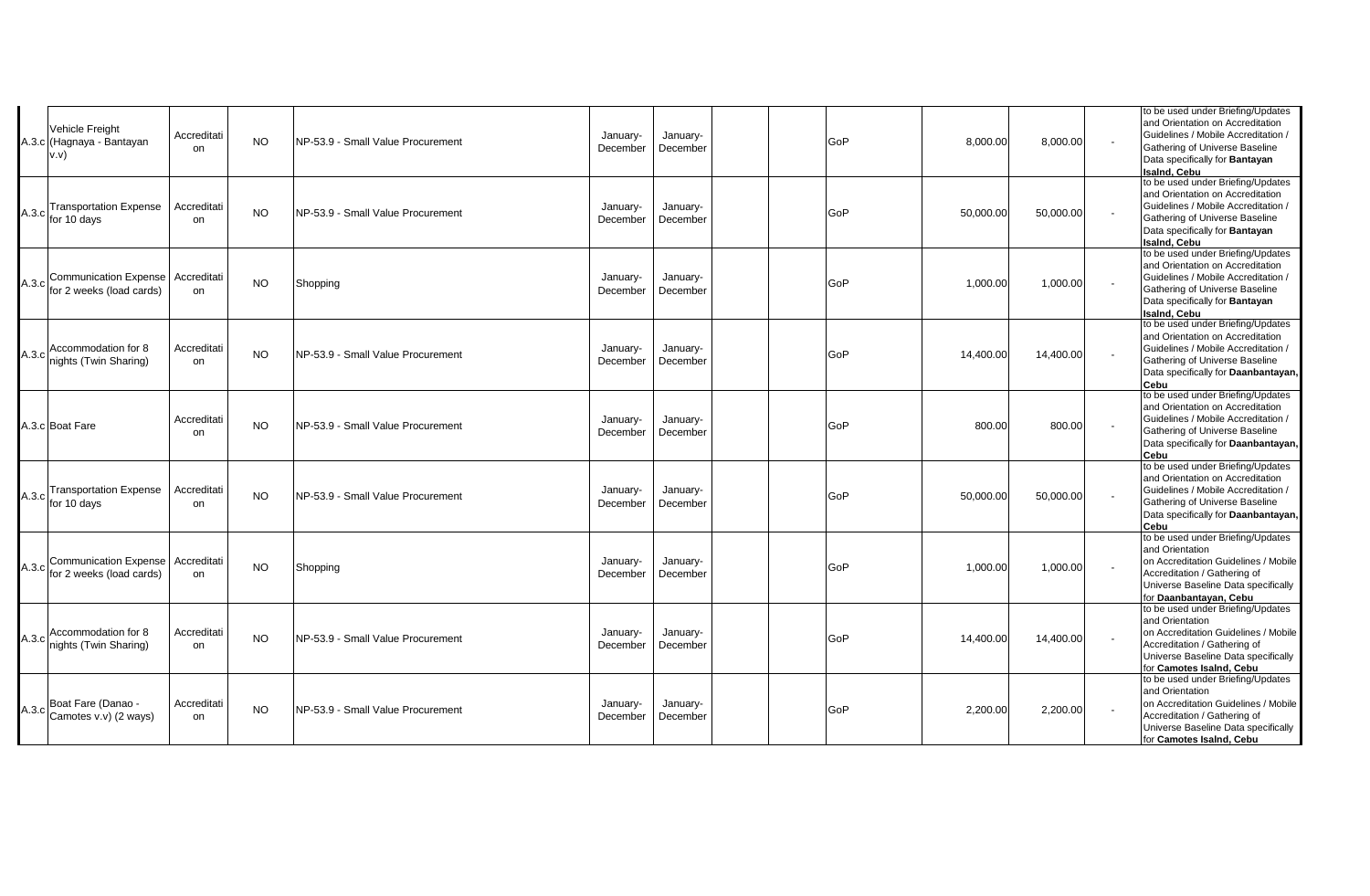| | | | | | | | | | | | | | |
|---|---|---|---|---|---|---|---|---|---|---|---|---|---|
| A.3.c | Vehicle Freight (Hagnaya - Bantayan v.v) | Accreditation | NO | NP-53.9 - Small Value Procurement | January-December | January-December | | | GoP | 8,000.00 | 8,000.00 | - | to be used under Briefing/Updates and Orientation on Accreditation Guidelines / Mobile Accreditation / Gathering of Universe Baseline Data specifically for **Bantayan Isalnd, Cebu** |
| A.3.c | Transportation Expense for 10 days | Accreditation | NO | NP-53.9 - Small Value Procurement | January-December | January-December | | | GoP | 50,000.00 | 50,000.00 | - | to be used under Briefing/Updates and Orientation on Accreditation Guidelines / Mobile Accreditation / Gathering of Universe Baseline Data specifically for **Bantayan Isalnd, Cebu** |
| A.3.c | Communication Expense for 2 weeks (load cards) | Accreditation | NO | Shopping | January-December | January-December | | | GoP | 1,000.00 | 1,000.00 | - | to be used under Briefing/Updates and Orientation on Accreditation Guidelines / Mobile Accreditation / Gathering of Universe Baseline Data specifically for **Bantayan Isalnd, Cebu** |
| A.3.c | Accommodation for 8 nights (Twin Sharing) | Accreditation | NO | NP-53.9 - Small Value Procurement | January-December | January-December | | | GoP | 14,400.00 | 14,400.00 | - | to be used under Briefing/Updates and Orientation on Accreditation Guidelines / Mobile Accreditation / Gathering of Universe Baseline Data specifically for **Daanbantayan, Cebu** |
| A.3.c | Boat Fare | Accreditation | NO | NP-53.9 - Small Value Procurement | January-December | January-December | | | GoP | 800.00 | 800.00 | - | to be used under Briefing/Updates and Orientation on Accreditation Guidelines / Mobile Accreditation / Gathering of Universe Baseline Data specifically for **Daanbantayan, Cebu** |
| A.3.c | Transportation Expense for 10 days | Accreditation | NO | NP-53.9 - Small Value Procurement | January-December | January-December | | | GoP | 50,000.00 | 50,000.00 | - | to be used under Briefing/Updates and Orientation on Accreditation Guidelines / Mobile Accreditation / Gathering of Universe Baseline Data specifically for **Daanbantayan, Cebu** |
| A.3.c | Communication Expense for 2 weeks (load cards) | Accreditation | NO | Shopping | January-December | January-December | | | GoP | 1,000.00 | 1,000.00 | - | to be used under Briefing/Updates and Orientation on Accreditation Guidelines / Mobile Accreditation / Gathering of Universe Baseline Data specifically for **Daanbantayan, Cebu** |
| A.3.c | Accommodation for 8 nights (Twin Sharing) | Accreditation | NO | NP-53.9 - Small Value Procurement | January-December | January-December | | | GoP | 14,400.00 | 14,400.00 | - | to be used under Briefing/Updates and Orientation on Accreditation Guidelines / Mobile Accreditation / Gathering of Universe Baseline Data specifically for **Camotes Isalnd, Cebu** |
| A.3.c | Boat Fare (Danao - Camotes v.v) (2 ways) | Accreditation | NO | NP-53.9 - Small Value Procurement | January-December | January-December | | | GoP | 2,200.00 | 2,200.00 | - | to be used under Briefing/Updates and Orientation on Accreditation Guidelines / Mobile Accreditation / Gathering of Universe Baseline Data specifically for **Camotes Isalnd, Cebu** |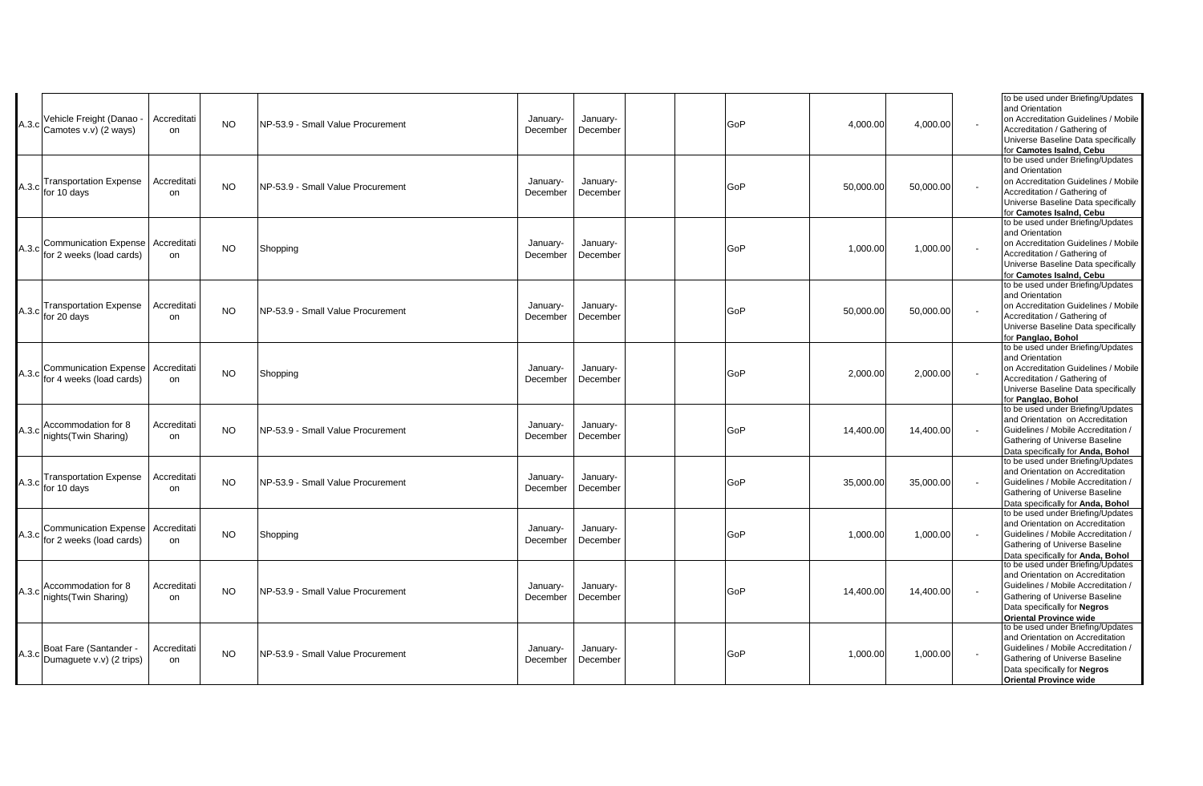| | | | | | | | | | | | | | |
|---|---|---|---|---|---|---|---|---|---|---|---|---|---|
| A.3.c | Vehicle Freight (Danao - Camotes v.v) (2 ways) | Accreditation | NO | NP-53.9 - Small Value Procurement | January-December | January-December | | | GoP | 4,000.00 | 4,000.00 | - | to be used under Briefing/Updates and Orientation on Accreditation Guidelines / Mobile Accreditation / Gathering of Universe Baseline Data specifically for **Camotes Isalnd, Cebu** |
| A.3.c | Transportation Expense for 10 days | Accreditation | NO | NP-53.9 - Small Value Procurement | January-December | January-December | | | GoP | 50,000.00 | 50,000.00 | - | to be used under Briefing/Updates and Orientation on Accreditation Guidelines / Mobile Accreditation / Gathering of Universe Baseline Data specifically for **Camotes Isalnd, Cebu** |
| A.3.c | Communication Expense for 2 weeks (load cards) | Accreditation | NO | Shopping | January-December | January-December | | | GoP | 1,000.00 | 1,000.00 | - | to be used under Briefing/Updates and Orientation on Accreditation Guidelines / Mobile Accreditation / Gathering of Universe Baseline Data specifically for **Camotes Isalnd, Cebu** |
| A.3.c | Transportation Expense for 20 days | Accreditation | NO | NP-53.9 - Small Value Procurement | January-December | January-December | | | GoP | 50,000.00 | 50,000.00 | - | to be used under Briefing/Updates and Orientation on Accreditation Guidelines / Mobile Accreditation / Gathering of Universe Baseline Data specifically for **Panglao, Bohol** |
| A.3.c | Communication Expense for 4 weeks (load cards) | Accreditation | NO | Shopping | January-December | January-December | | | GoP | 2,000.00 | 2,000.00 | - | to be used under Briefing/Updates and Orientation on Accreditation Guidelines / Mobile Accreditation / Gathering of Universe Baseline Data specifically for **Panglao, Bohol** |
| A.3.c | Accommodation for 8 nights(Twin Sharing) | Accreditation | NO | NP-53.9 - Small Value Procurement | January-December | January-December | | | GoP | 14,400.00 | 14,400.00 | - | to be used under Briefing/Updates and Orientation on Accreditation Guidelines / Mobile Accreditation / Gathering of Universe Baseline Data specifically for **Anda, Bohol** |
| A.3.c | Transportation Expense for 10 days | Accreditation | NO | NP-53.9 - Small Value Procurement | January-December | January-December | | | GoP | 35,000.00 | 35,000.00 | - | to be used under Briefing/Updates and Orientation on Accreditation Guidelines / Mobile Accreditation / Gathering of Universe Baseline Data specifically for **Anda, Bohol** |
| A.3.c | Communication Expense for 2 weeks (load cards) | Accreditation | NO | Shopping | January-December | January-December | | | GoP | 1,000.00 | 1,000.00 | - | to be used under Briefing/Updates and Orientation on Accreditation Guidelines / Mobile Accreditation / Gathering of Universe Baseline Data specifically for **Anda, Bohol** |
| A.3.c | Accommodation for 8 nights(Twin Sharing) | Accreditation | NO | NP-53.9 - Small Value Procurement | January-December | January-December | | | GoP | 14,400.00 | 14,400.00 | - | to be used under Briefing/Updates and Orientation on Accreditation Guidelines / Mobile Accreditation / Gathering of Universe Baseline Data specifically for **Negros Oriental Province wide** |
| A.3.c | Boat Fare (Santander - Dumaguete v.v) (2 trips) | Accreditation | NO | NP-53.9 - Small Value Procurement | January-December | January-December | | | GoP | 1,000.00 | 1,000.00 | - | to be used under Briefing/Updates and Orientation on Accreditation Guidelines / Mobile Accreditation / Gathering of Universe Baseline Data specifically for **Negros Oriental Province wide** |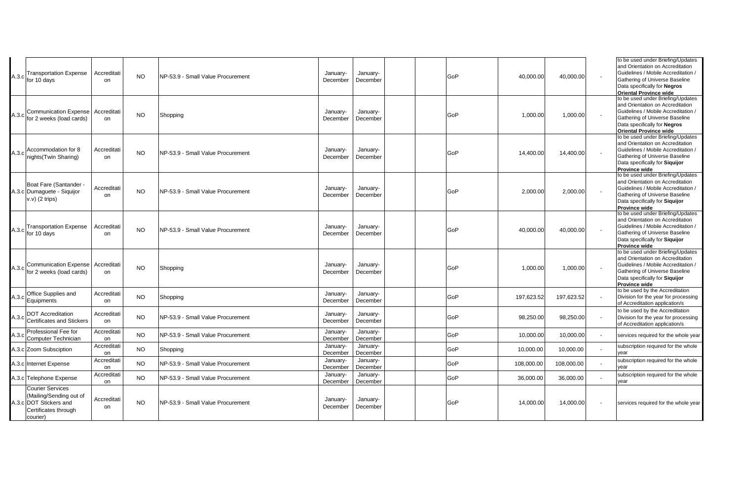| | | | | | | | | | | | | | |
|---|---|---|---|---|---|---|---|---|---|---|---|---|---|
| A.3.c | Transportation Expense for 10 days | Accreditation | NO | NP-53.9 - Small Value Procurement | January-December | January-December | | | GoP | 40,000.00 | 40,000.00 | - | to be used under Briefing/Updates and Orientation on Accreditation Guidelines / Mobile Accreditation / Gathering of Universe Baseline Data specifically for **Negros Oriental Province wide** |
| A.3.c | Communication Expense for 2 weeks (load cards) | Accreditation | NO | Shopping | January-December | January-December | | | GoP | 1,000.00 | 1,000.00 | - | to be used under Briefing/Updates and Orientation on Accreditation Guidelines / Mobile Accreditation / Gathering of Universe Baseline Data specifically for **Negros Oriental Province wide** |
| A.3.c | Accommodation for 8 nights(Twin Sharing) | Accreditation | NO | NP-53.9 - Small Value Procurement | January-December | January-December | | | GoP | 14,400.00 | 14,400.00 | - | to be used under Briefing/Updates and Orientation on Accreditation Guidelines / Mobile Accreditation / Gathering of Universe Baseline Data specifically for **Siquijor Province wide** |
| A.3.c | Boat Fare (Santander - Dumaguete - Siquijor v.v) (2 trips) | Accreditation | NO | NP-53.9 - Small Value Procurement | January-December | January-December | | | GoP | 2,000.00 | 2,000.00 | - | to be used under Briefing/Updates and Orientation on Accreditation Guidelines / Mobile Accreditation / Gathering of Universe Baseline Data specifically for **Siquijor Province wide** |
| A.3.c | Transportation Expense for 10 days | Accreditation | NO | NP-53.9 - Small Value Procurement | January-December | January-December | | | GoP | 40,000.00 | 40,000.00 | - | to be used under Briefing/Updates and Orientation on Accreditation Guidelines / Mobile Accreditation / Gathering of Universe Baseline Data specifically for **Siquijor Province wide** |
| A.3.c | Communication Expense for 2 weeks (load cards) | Accreditation | NO | Shopping | January-December | January-December | | | GoP | 1,000.00 | 1,000.00 | - | to be used under Briefing/Updates and Orientation on Accreditation Guidelines / Mobile Accreditation / Gathering of Universe Baseline Data specifically for **Siquijor Province wide** |
| A.3.c | Office Supplies and Equipments | Accreditation | NO | Shopping | January-December | January-December | | | GoP | 197,623.52 | 197,623.52 | - | to be used by the Accreditation Division for the year for processing of Accreditation application/s |
| A.3.c | DOT Accreditation Certificates and Stickers | Accreditation | NO | NP-53.9 - Small Value Procurement | January-December | January-December | | | GoP | 98,250.00 | 98,250.00 | - | to be used by the Accreditation Division for the year for processing of Accreditation application/s |
| A.3.c | Professional Fee for Computer Technician | Accreditation | NO | NP-53.9 - Small Value Procurement | January-December | January-December | | | GoP | 10,000.00 | 10,000.00 | - | services required for the whole year |
| A.3.c | Zoom Subsciption | Accreditation | NO | Shopping | January-December | January-December | | | GoP | 10,000.00 | 10,000.00 | - | subscription required for the whole year |
| A.3.c | Internet Expense | Accreditation | NO | NP-53.9 - Small Value Procurement | January-December | January-December | | | GoP | 108,000.00 | 108,000.00 | - | subscription required for the whole year |
| A.3.c | Telephone Expense | Accreditation | NO | NP-53.9 - Small Value Procurement | January-December | January-December | | | GoP | 36,000.00 | 36,000.00 | - | subscription required for the whole year |
| A.3.c | Courier Services (Mailing/Sending out of DOT Stickers and Certificates through courier) | Accreditation | NO | NP-53.9 - Small Value Procurement | January-December | January-December | | | GoP | 14,000.00 | 14,000.00 | - | services required for the whole year |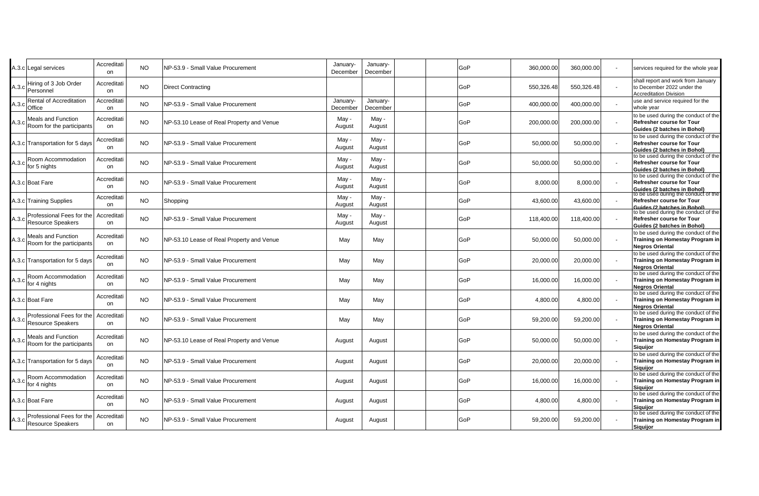| | | | | | | | | | | | | | |
|---|---|---|---|---|---|---|---|---|---|---|---|---|---|
| A.3.c | Legal services | Accreditation | NO | NP-53.9 - Small Value Procurement | January-December | January-December | | | GoP | 360,000.00 | 360,000.00 | - | services required for the whole year |
| A.3.c | Hiring of 3 Job Order Personnel | Accreditation | NO | Direct Contracting | | | | | GoP | 550,326.48 | 550,326.48 | - | shall report and work from January to December 2022 under the Accreditation Division |
| A.3.c | Rental of Accreditation Office | Accreditation | NO | NP-53.9 - Small Value Procurement | January-December | January-December | | | GoP | 400,000.00 | 400,000.00 | - | use and service required for the whole year |
| A.3.c | Meals and Function Room for the participants | Accreditation | NO | NP-53.10 Lease of Real Property and Venue | May - August | May - August | | | GoP | 200,000.00 | 200,000.00 | - | to be used during the conduct of the **Refresher course for Tour Guides (2 batches in Bohol)** |
| A.3.c | Transportation for 5 days | Accreditation | NO | NP-53.9 - Small Value Procurement | May - August | May - August | | | GoP | 50,000.00 | 50,000.00 | - | to be used during the conduct of the **Refresher course for Tour Guides (2 batches in Bohol)** |
| A.3.c | Room Accommodation for 5 nights | Accreditation | NO | NP-53.9 - Small Value Procurement | May - August | May - August | | | GoP | 50,000.00 | 50,000.00 | - | to be used during the conduct of the **Refresher course for Tour Guides (2 batches in Bohol)** |
| A.3.c | Boat Fare | Accreditation | NO | NP-53.9 - Small Value Procurement | May - August | May - August | | | GoP | 8,000.00 | 8,000.00 | - | to be used during the conduct of the **Refresher course for Tour Guides (2 batches in Bohol)** |
| A.3.c | Training Supplies | Accreditation | NO | Shopping | May - August | May - August | | | GoP | 43,600.00 | 43,600.00 | - | to be used during the conduct of the **Refresher course for Tour Guides (2 batches in Bohol)** |
| A.3.c | Professional Fees for the Resource Speakers | Accreditation | NO | NP-53.9 - Small Value Procurement | May - August | May - August | | | GoP | 118,400.00 | 118,400.00 | - | to be used during the conduct of the **Refresher course for Tour Guides (2 batches in Bohol)** |
| A.3.c | Meals and Function Room for the participants | Accreditation | NO | NP-53.10 Lease of Real Property and Venue | May | May | | | GoP | 50,000.00 | 50,000.00 | - | to be used during the conduct of the **Training on Homestay Program in Negros Oriental** |
| A.3.c | Transportation for 5 days | Accreditation | NO | NP-53.9 - Small Value Procurement | May | May | | | GoP | 20,000.00 | 20,000.00 | - | to be used during the conduct of the **Training on Homestay Program in Negros Oriental** |
| A.3.c | Room Accommodation for 4 nights | Accreditation | NO | NP-53.9 - Small Value Procurement | May | May | | | GoP | 16,000.00 | 16,000.00 | - | to be used during the conduct of the **Training on Homestay Program in Negros Oriental** |
| A.3.c | Boat Fare | Accreditation | NO | NP-53.9 - Small Value Procurement | May | May | | | GoP | 4,800.00 | 4,800.00 | - | to be used during the conduct of the **Training on Homestay Program in Negros Oriental** |
| A.3.c | Professional Fees for the Resource Speakers | Accreditation | NO | NP-53.9 - Small Value Procurement | May | May | | | GoP | 59,200.00 | 59,200.00 | - | to be used during the conduct of the **Training on Homestay Program in Negros Oriental** |
| A.3.c | Meals and Function Room for the participants | Accreditation | NO | NP-53.10 Lease of Real Property and Venue | August | August | | | GoP | 50,000.00 | 50,000.00 | - | to be used during the conduct of the **Training on Homestay Program in Siquijor** |
| A.3.c | Transportation for 5 days | Accreditation | NO | NP-53.9 - Small Value Procurement | August | August | | | GoP | 20,000.00 | 20,000.00 | - | to be used during the conduct of the **Training on Homestay Program in Siquijor** |
| A.3.c | Room Accommodation for 4 nights | Accreditation | NO | NP-53.9 - Small Value Procurement | August | August | | | GoP | 16,000.00 | 16,000.00 | - | to be used during the conduct of the **Training on Homestay Program in Siquijor** |
| A.3.c | Boat Fare | Accreditation | NO | NP-53.9 - Small Value Procurement | August | August | | | GoP | 4,800.00 | 4,800.00 | - | to be used during the conduct of the **Training on Homestay Program in Siquijor** |
| A.3.c | Professional Fees for the Resource Speakers | Accreditation | NO | NP-53.9 - Small Value Procurement | August | August | | | GoP | 59,200.00 | 59,200.00 | - | to be used during the conduct of the **Training on Homestay Program in Siquijor** |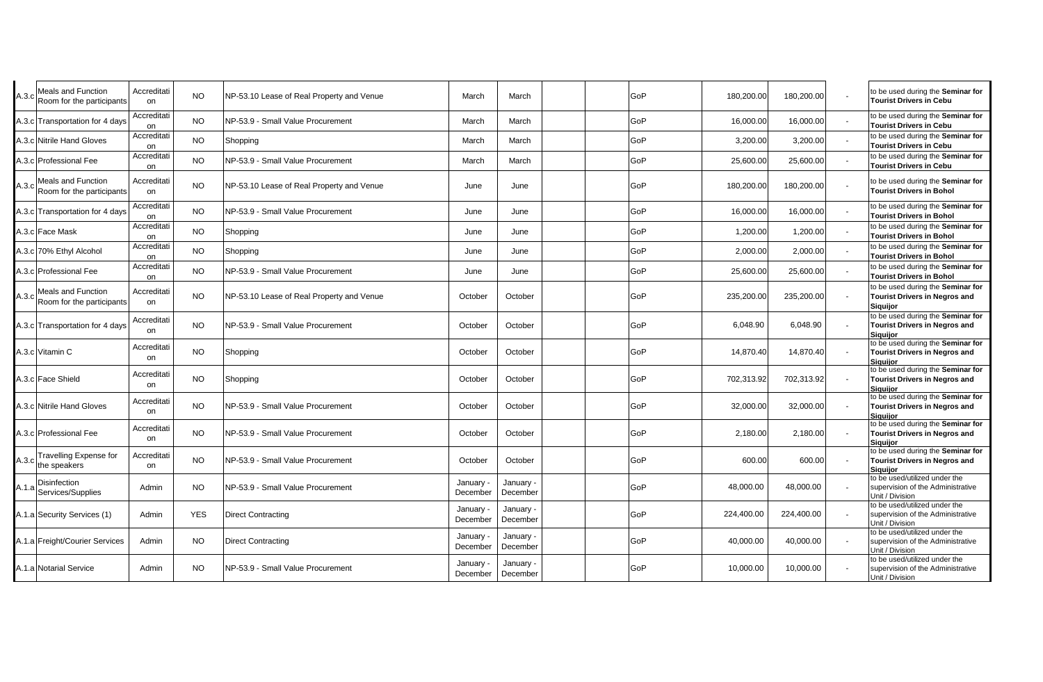| A.3.c | Meals and Function Room for the participants | Accreditation | NO | NP-53.10 Lease of Real Property and Venue | March | March | | | GoP | 180,200.00 | 180,200.00 | - | to be used during the **Seminar for Tourist Drivers in Cebu** |
|---|---|---|---|---|---|---|---|---|---|---|---|---|---|
| A.3.c | Transportation for 4 days | Accreditation | NO | NP-53.9 - Small Value Procurement | March | March | | | GoP | 16,000.00 | 16,000.00 | - | to be used during the **Seminar for Tourist Drivers in Cebu** |
| A.3.c | Nitrile Hand Gloves | Accreditation | NO | Shopping | March | March | | | GoP | 3,200.00 | 3,200.00 | - | to be used during the **Seminar for Tourist Drivers in Cebu** |
| A.3.c | Professional Fee | Accreditation | NO | NP-53.9 - Small Value Procurement | March | March | | | GoP | 25,600.00 | 25,600.00 | - | to be used during the **Seminar for Tourist Drivers in Cebu** |
| A.3.c | Meals and Function Room for the participants | Accreditation | NO | NP-53.10 Lease of Real Property and Venue | June | June | | | GoP | 180,200.00 | 180,200.00 | - | to be used during the **Seminar for Tourist Drivers in Bohol** |
| A.3.c | Transportation for 4 days | Accreditation | NO | NP-53.9 - Small Value Procurement | June | June | | | GoP | 16,000.00 | 16,000.00 | - | to be used during the **Seminar for Tourist Drivers in Bohol** |
| A.3.c | Face Mask | Accreditation | NO | Shopping | June | June | | | GoP | 1,200.00 | 1,200.00 | - | to be used during the **Seminar for Tourist Drivers in Bohol** |
| A.3.c | 70% Ethyl Alcohol | Accreditation | NO | Shopping | June | June | | | GoP | 2,000.00 | 2,000.00 | - | to be used during the **Seminar for Tourist Drivers in Bohol** |
| A.3.c | Professional Fee | Accreditation | NO | NP-53.9 - Small Value Procurement | June | June | | | GoP | 25,600.00 | 25,600.00 | - | to be used during the **Seminar for Tourist Drivers in Bohol** |
| A.3.c | Meals and Function Room for the participants | Accreditation | NO | NP-53.10 Lease of Real Property and Venue | October | October | | | GoP | 235,200.00 | 235,200.00 | - | to be used during the **Seminar for Tourist Drivers in Negros and Siquijor** |
| A.3.c | Transportation for 4 days | Accreditation | NO | NP-53.9 - Small Value Procurement | October | October | | | GoP | 6,048.90 | 6,048.90 | - | to be used during the **Seminar for Tourist Drivers in Negros and Siquijor** |
| A.3.c | Vitamin C | Accreditation | NO | Shopping | October | October | | | GoP | 14,870.40 | 14,870.40 | - | to be used during the **Seminar for Tourist Drivers in Negros and Siquijor** |
| A.3.c | Face Shield | Accreditation | NO | Shopping | October | October | | | GoP | 702,313.92 | 702,313.92 | - | to be used during the **Seminar for Tourist Drivers in Negros and Siquijor** |
| A.3.c | Nitrile Hand Gloves | Accreditation | NO | NP-53.9 - Small Value Procurement | October | October | | | GoP | 32,000.00 | 32,000.00 | - | to be used during the **Seminar for Tourist Drivers in Negros and Siquijor** |
| A.3.c | Professional Fee | Accreditation | NO | NP-53.9 - Small Value Procurement | October | October | | | GoP | 2,180.00 | 2,180.00 | - | to be used during the **Seminar for Tourist Drivers in Negros and Siquijor** |
| A.3.c | Travelling Expense for the speakers | Accreditation | NO | NP-53.9 - Small Value Procurement | October | October | | | GoP | 600.00 | 600.00 | - | to be used during the **Seminar for Tourist Drivers in Negros and Siquijor** |
| A.1.a | Disinfection Services/Supplies | Admin | NO | NP-53.9 - Small Value Procurement | January - December | January - December | | | GoP | 48,000.00 | 48,000.00 | - | to be used/utilized under the supervision of the Administrative Unit / Division |
| A.1.a | Security Services (1) | Admin | YES | Direct Contracting | January - December | January - December | | | GoP | 224,400.00 | 224,400.00 | - | to be used/utilized under the supervision of the Administrative Unit / Division |
| A.1.a | Freight/Courier Services | Admin | NO | Direct Contracting | January - December | January - December | | | GoP | 40,000.00 | 40,000.00 | - | to be used/utilized under the supervision of the Administrative Unit / Division |
| A.1.a | Notarial Service | Admin | NO | NP-53.9 - Small Value Procurement | January - December | January - December | | | GoP | 10,000.00 | 10,000.00 | - | to be used/utilized under the supervision of the Administrative Unit / Division |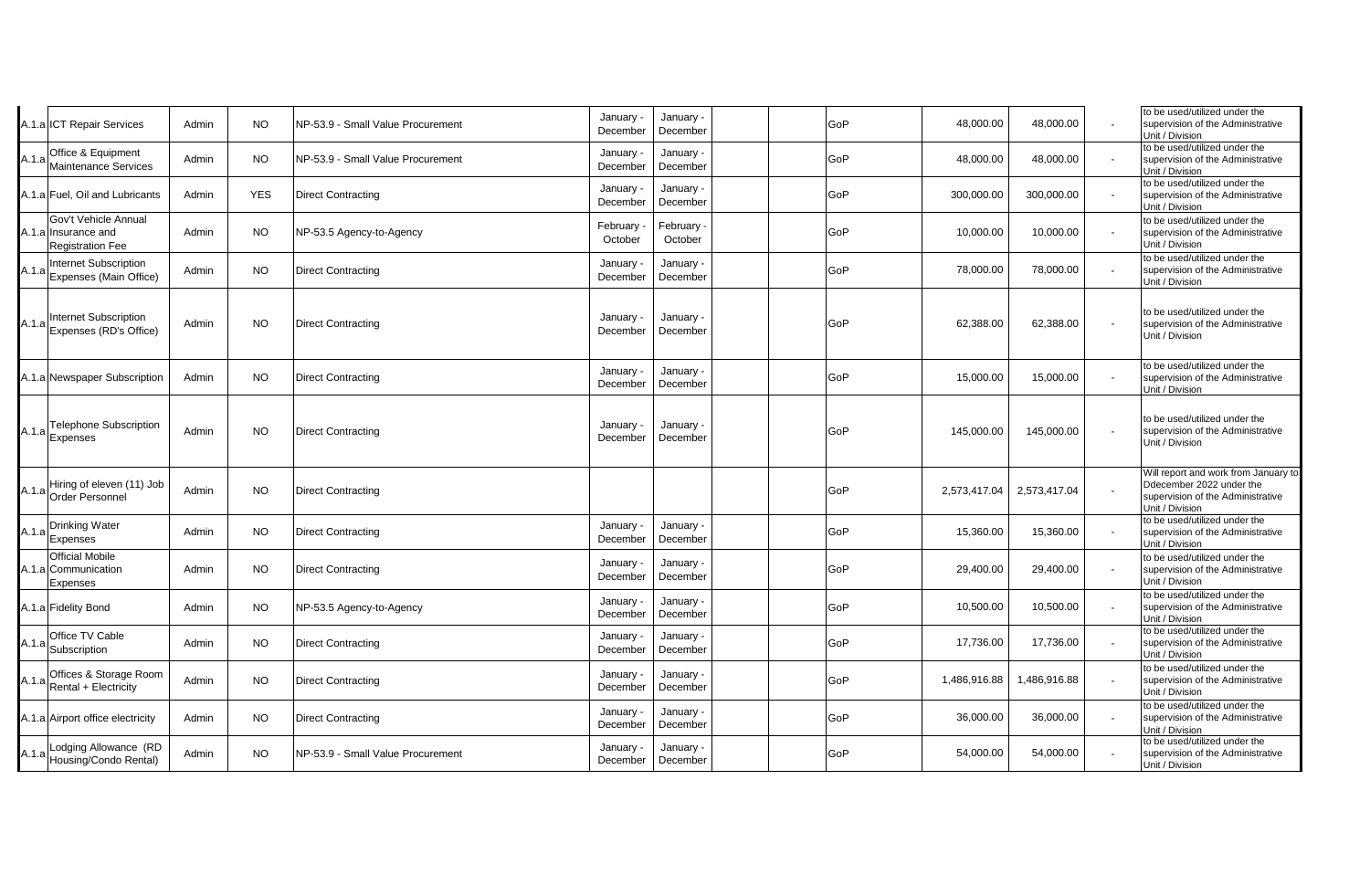| | | | | | | | | | | | | | |
|---|---|---|---|---|---|---|---|---|---|---|---|---|---|
| A.1.a | ICT Repair Services | Admin | NO | NP-53.9 - Small Value Procurement | January - December | January - December | | | GoP | 48,000.00 | 48,000.00 | - | to be used/utilized under the supervision of the Administrative Unit / Division |
| A.1.a | Office & Equipment Maintenance Services | Admin | NO | NP-53.9 - Small Value Procurement | January - December | January - December | | | GoP | 48,000.00 | 48,000.00 | - | to be used/utilized under the supervision of the Administrative Unit / Division |
| A.1.a | Fuel, Oil and Lubricants | Admin | YES | Direct Contracting | January - December | January - December | | | GoP | 300,000.00 | 300,000.00 | - | to be used/utilized under the supervision of the Administrative Unit / Division |
| A.1.a | Gov't Vehicle Annual Insurance and Registration Fee | Admin | NO | NP-53.5 Agency-to-Agency | February - October | February - October | | | GoP | 10,000.00 | 10,000.00 | - | to be used/utilized under the supervision of the Administrative Unit / Division |
| A.1.a | Internet Subscription Expenses (Main Office) | Admin | NO | Direct Contracting | January - December | January - December | | | GoP | 78,000.00 | 78,000.00 | - | to be used/utilized under the supervision of the Administrative Unit / Division |
| A.1.a | Internet Subscription Expenses (RD's Office) | Admin | NO | Direct Contracting | January - December | January - December | | | GoP | 62,388.00 | 62,388.00 | - | to be used/utilized under the supervision of the Administrative Unit / Division |
| A.1.a | Newspaper Subscription | Admin | NO | Direct Contracting | January - December | January - December | | | GoP | 15,000.00 | 15,000.00 | - | to be used/utilized under the supervision of the Administrative Unit / Division |
| A.1.a | Telephone Subscription Expenses | Admin | NO | Direct Contracting | January - December | January - December | | | GoP | 145,000.00 | 145,000.00 | - | to be used/utilized under the supervision of the Administrative Unit / Division |
| A.1.a | Hiring of eleven (11) Job Order Personnel | Admin | NO | Direct Contracting | | | | | GoP | 2,573,417.04 | 2,573,417.04 | - | Will report and work from January to Ddecember 2022 under the supervision of the Administrative Unit / Division |
| A.1.a | Drinking Water Expenses | Admin | NO | Direct Contracting | January - December | January - December | | | GoP | 15,360.00 | 15,360.00 | - | to be used/utilized under the supervision of the Administrative Unit / Division |
| A.1.a | Official Mobile Communication Expenses | Admin | NO | Direct Contracting | January - December | January - December | | | GoP | 29,400.00 | 29,400.00 | - | to be used/utilized under the supervision of the Administrative Unit / Division |
| A.1.a | Fidelity Bond | Admin | NO | NP-53.5 Agency-to-Agency | January - December | January - December | | | GoP | 10,500.00 | 10,500.00 | - | to be used/utilized under the supervision of the Administrative Unit / Division |
| A.1.a | Office TV Cable Subscription | Admin | NO | Direct Contracting | January - December | January - December | | | GoP | 17,736.00 | 17,736.00 | - | to be used/utilized under the supervision of the Administrative Unit / Division |
| A.1.a | Offices & Storage Room Rental + Electricity | Admin | NO | Direct Contracting | January - December | January - December | | | GoP | 1,486,916.88 | 1,486,916.88 | - | to be used/utilized under the supervision of the Administrative Unit / Division |
| A.1.a | Airport office electricity | Admin | NO | Direct Contracting | January - December | January - December | | | GoP | 36,000.00 | 36,000.00 | - | to be used/utilized under the supervision of the Administrative Unit / Division |
| A.1.a | Lodging Allowance (RD Housing/Condo Rental) | Admin | NO | NP-53.9 - Small Value Procurement | January - December | January - December | | | GoP | 54,000.00 | 54,000.00 | - | to be used/utilized under the supervision of the Administrative Unit / Division |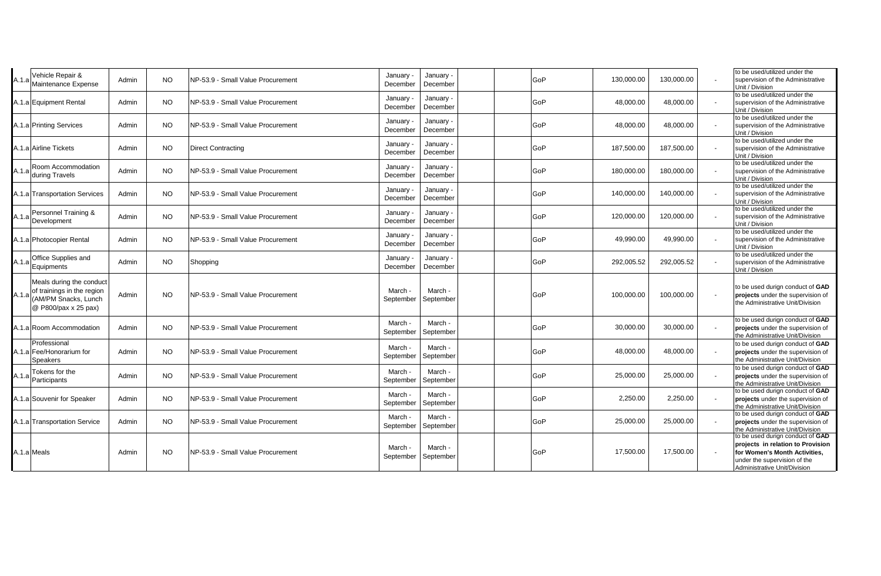| | | | | | | | | | | | | | |
|---|---|---|---|---|---|---|---|---|---|---|---|---|---|
| A.1.a | Vehicle Repair & Maintenance Expense | Admin | NO | NP-53.9 - Small Value Procurement | January - December | January - December | | | GoP | 130,000.00 | 130,000.00 | - | to be used/utilized under the supervision of the Administrative Unit / Division |
| A.1.a | Equipment Rental | Admin | NO | NP-53.9 - Small Value Procurement | January - December | January - December | | | GoP | 48,000.00 | 48,000.00 | - | to be used/utilized under the supervision of the Administrative Unit / Division |
| A.1.a | Printing Services | Admin | NO | NP-53.9 - Small Value Procurement | January - December | January - December | | | GoP | 48,000.00 | 48,000.00 | - | to be used/utilized under the supervision of the Administrative Unit / Division |
| A.1.a | Airline Tickets | Admin | NO | Direct Contracting | January - December | January - December | | | GoP | 187,500.00 | 187,500.00 | - | to be used/utilized under the supervision of the Administrative Unit / Division |
| A.1.a | Room Accommodation during Travels | Admin | NO | NP-53.9 - Small Value Procurement | January - December | January - December | | | GoP | 180,000.00 | 180,000.00 | - | to be used/utilized under the supervision of the Administrative Unit / Division |
| A.1.a | Transportation Services | Admin | NO | NP-53.9 - Small Value Procurement | January - December | January - December | | | GoP | 140,000.00 | 140,000.00 | - | to be used/utilized under the supervision of the Administrative Unit / Division |
| A.1.a | Personnel Training & Development | Admin | NO | NP-53.9 - Small Value Procurement | January - December | January - December | | | GoP | 120,000.00 | 120,000.00 | - | to be used/utilized under the supervision of the Administrative Unit / Division |
| A.1.a | Photocopier Rental | Admin | NO | NP-53.9 - Small Value Procurement | January - December | January - December | | | GoP | 49,990.00 | 49,990.00 | - | to be used/utilized under the supervision of the Administrative Unit / Division |
| A.1.a | Office Supplies and Equipments | Admin | NO | Shopping | January - December | January - December | | | GoP | 292,005.52 | 292,005.52 | - | to be used/utilized under the supervision of the Administrative Unit / Division |
| A.1.a | Meals during the conduct of trainings in the region (AM/PM Snacks, Lunch @ P800/pax x 25 pax) | Admin | NO | NP-53.9 - Small Value Procurement | March - September | March - September | | | GoP | 100,000.00 | 100,000.00 | - | to be used durign conduct of **GAD projects** under the supervision of the Administrative Unit/Division |
| A.1.a | Room Accommodation | Admin | NO | NP-53.9 - Small Value Procurement | March - September | March - September | | | GoP | 30,000.00 | 30,000.00 | - | to be used durign conduct of **GAD projects** under the supervision of the Administrative Unit/Division |
| A.1.a | Professional Fee/Honorarium for Speakers | Admin | NO | NP-53.9 - Small Value Procurement | March - September | March - September | | | GoP | 48,000.00 | 48,000.00 | - | to be used durign conduct of **GAD projects** under the supervision of the Administrative Unit/Division |
| A.1.a | Tokens for the Participants | Admin | NO | NP-53.9 - Small Value Procurement | March - September | March - September | | | GoP | 25,000.00 | 25,000.00 | - | to be used durign conduct of **GAD projects** under the supervision of the Administrative Unit/Division |
| A.1.a | Souvenir for Speaker | Admin | NO | NP-53.9 - Small Value Procurement | March - September | March - September | | | GoP | 2,250.00 | 2,250.00 | - | to be used durign conduct of **GAD projects** under the supervision of the Administrative Unit/Division |
| A.1.a | Transportation Service | Admin | NO | NP-53.9 - Small Value Procurement | March - September | March - September | | | GoP | 25,000.00 | 25,000.00 | - | to be used durign conduct of **GAD projects** under the supervision of the Administrative Unit/Division |
| A.1.a | Meals | Admin | NO | NP-53.9 - Small Value Procurement | March - September | March - September | | | GoP | 17,500.00 | 17,500.00 | - | to be used durign conduct of **GAD projects in relation to Provision for Women's Month Activities,** under the supervision of the Administrative Unit/Division |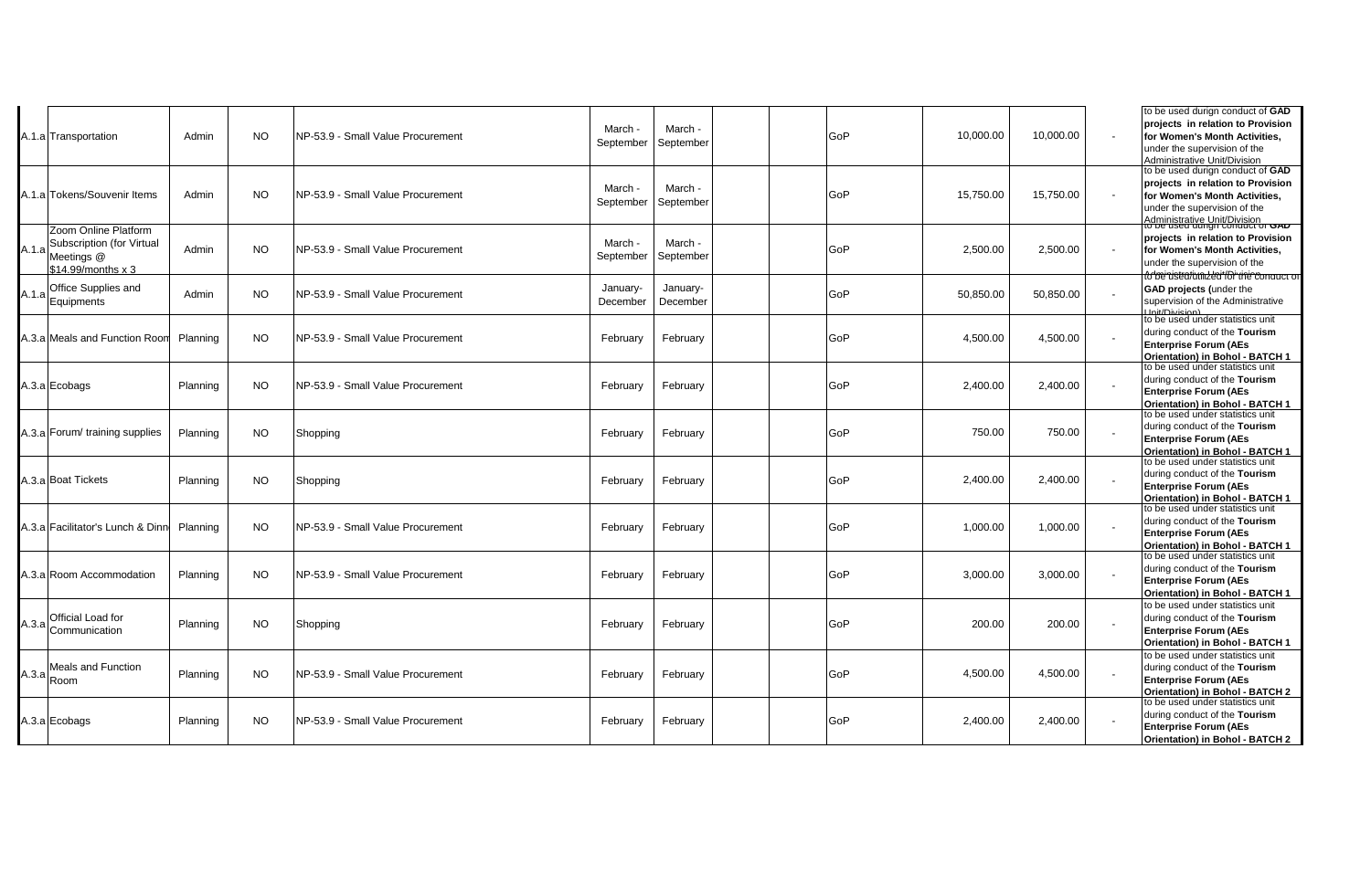| | | | | | | | | | | | | | |
|---|---|---|---|---|---|---|---|---|---|---|---|---|---|
| A.1.a | Transportation | Admin | NO | NP-53.9 - Small Value Procurement | March - September | March - September | | | GoP | 10,000.00 | 10,000.00 | - | to be used durign conduct of **GAD projects in relation to Provision for Women's Month Activities,** under the supervision of the Administrative Unit/Division |
| A.1.a | Tokens/Souvenir Items | Admin | NO | NP-53.9 - Small Value Procurement | March - September | March - September | | | GoP | 15,750.00 | 15,750.00 | - | to be used durign conduct of **GAD projects in relation to Provision for Women's Month Activities,** under the supervision of the Administrative Unit/Division |
| A.1.a | Zoom Online Platform Subscription (for Virtual Meetings @ $14.99/months x 3 | Admin | NO | NP-53.9 - Small Value Procurement | March - September | March - September | | | GoP | 2,500.00 | 2,500.00 | - | to be used durign conduct of **GAD projects in relation to Provision for Women's Month Activities,** under the supervision of the Administrative Unit/Division |
| A.1.a | Office Supplies and Equipments | Admin | NO | NP-53.9 - Small Value Procurement | January-December | January-December | | | GoP | 50,850.00 | 50,850.00 | - | to be used/utilized for the conduct of **GAD projects (**under the supervision of the Administrative Unit/Division) |
| A.3.a | Meals and Function Room | Planning | NO | NP-53.9 - Small Value Procurement | February | February | | | GoP | 4,500.00 | 4,500.00 | - | to be used under statistics unit during conduct of the **Tourism Enterprise Forum (AEs Orientation) in Bohol - BATCH 1** |
| A.3.a | Ecobags | Planning | NO | NP-53.9 - Small Value Procurement | February | February | | | GoP | 2,400.00 | 2,400.00 | - | to be used under statistics unit during conduct of the **Tourism Enterprise Forum (AEs Orientation) in Bohol - BATCH 1** |
| A.3.a | Forum/ training supplies | Planning | NO | Shopping | February | February | | | GoP | 750.00 | 750.00 | - | to be used under statistics unit during conduct of the **Tourism Enterprise Forum (AEs Orientation) in Bohol - BATCH 1** |
| A.3.a | Boat Tickets | Planning | NO | Shopping | February | February | | | GoP | 2,400.00 | 2,400.00 | - | to be used under statistics unit during conduct of the **Tourism Enterprise Forum (AEs Orientation) in Bohol - BATCH 1** |
| A.3.a | Facilitator's Lunch & Dinn | Planning | NO | NP-53.9 - Small Value Procurement | February | February | | | GoP | 1,000.00 | 1,000.00 | - | to be used under statistics unit during conduct of the **Tourism Enterprise Forum (AEs Orientation) in Bohol - BATCH 1** |
| A.3.a | Room Accommodation | Planning | NO | NP-53.9 - Small Value Procurement | February | February | | | GoP | 3,000.00 | 3,000.00 | - | to be used under statistics unit during conduct of the **Tourism Enterprise Forum (AEs Orientation) in Bohol - BATCH 1** |
| A.3.a | Official Load for Communication | Planning | NO | Shopping | February | February | | | GoP | 200.00 | 200.00 | - | to be used under statistics unit during conduct of the **Tourism Enterprise Forum (AEs Orientation) in Bohol - BATCH 1** |
| A.3.a | Meals and Function Room | Planning | NO | NP-53.9 - Small Value Procurement | February | February | | | GoP | 4,500.00 | 4,500.00 | - | to be used under statistics unit during conduct of the **Tourism Enterprise Forum (AEs Orientation) in Bohol - BATCH 2** |
| A.3.a | Ecobags | Planning | NO | NP-53.9 - Small Value Procurement | February | February | | | GoP | 2,400.00 | 2,400.00 | - | to be used under statistics unit during conduct of the **Tourism Enterprise Forum (AEs Orientation) in Bohol - BATCH 2** |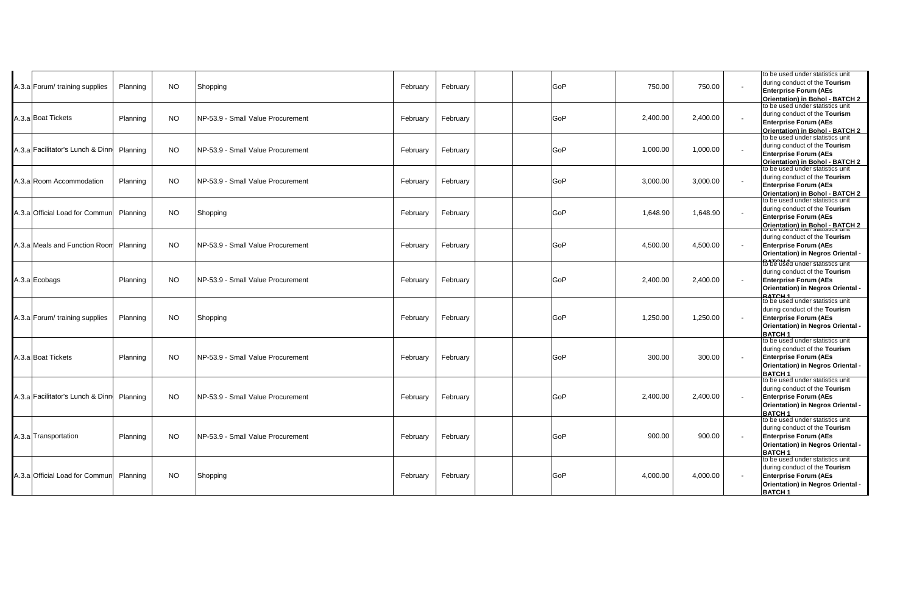| | | | | | | | | | | | | | |
|---|---|---|---|---|---|---|---|---|---|---|---|---|---|
| A.3.a | Forum/ training supplies | Planning | NO | Shopping | February | February | | | GoP | 750.00 | 750.00 | - | to be used under statistics unit during conduct of the **Tourism Enterprise Forum (AEs Orientation) in Bohol - BATCH 2** |
| A.3.a | Boat Tickets | Planning | NO | NP-53.9 - Small Value Procurement | February | February | | | GoP | 2,400.00 | 2,400.00 | - | to be used under statistics unit during conduct of the **Tourism Enterprise Forum (AEs Orientation) in Bohol - BATCH 2** |
| A.3.a | Facilitator's Lunch & Dinn | Planning | NO | NP-53.9 - Small Value Procurement | February | February | | | GoP | 1,000.00 | 1,000.00 | - | to be used under statistics unit during conduct of the **Tourism Enterprise Forum (AEs Orientation) in Bohol - BATCH 2** |
| A.3.a | Room Accommodation | Planning | NO | NP-53.9 - Small Value Procurement | February | February | | | GoP | 3,000.00 | 3,000.00 | - | to be used under statistics unit during conduct of the **Tourism Enterprise Forum (AEs Orientation) in Bohol - BATCH 2** |
| A.3.a | Official Load for Commun | Planning | NO | Shopping | February | February | | | GoP | 1,648.90 | 1,648.90 | - | to be used under statistics unit during conduct of the **Tourism Enterprise Forum (AEs Orientation) in Bohol - BATCH 2** |
| A.3.a | Meals and Function Room | Planning | NO | NP-53.9 - Small Value Procurement | February | February | | | GoP | 4,500.00 | 4,500.00 | - | to be used under statistics unit during conduct of the **Tourism Enterprise Forum (AEs Orientation) in Negros Oriental - BATCH 1** |
| A.3.a | Ecobags | Planning | NO | NP-53.9 - Small Value Procurement | February | February | | | GoP | 2,400.00 | 2,400.00 | - | to be used under statistics unit during conduct of the **Tourism Enterprise Forum (AEs Orientation) in Negros Oriental - BATCH 1** |
| A.3.a | Forum/ training supplies | Planning | NO | Shopping | February | February | | | GoP | 1,250.00 | 1,250.00 | - | to be used under statistics unit during conduct of the **Tourism Enterprise Forum (AEs Orientation) in Negros Oriental - BATCH 1** |
| A.3.a | Boat Tickets | Planning | NO | NP-53.9 - Small Value Procurement | February | February | | | GoP | 300.00 | 300.00 | - | to be used under statistics unit during conduct of the **Tourism Enterprise Forum (AEs Orientation) in Negros Oriental - BATCH 1** |
| A.3.a | Facilitator's Lunch & Dinn | Planning | NO | NP-53.9 - Small Value Procurement | February | February | | | GoP | 2,400.00 | 2,400.00 | - | to be used under statistics unit during conduct of the **Tourism Enterprise Forum (AEs Orientation) in Negros Oriental - BATCH 1** |
| A.3.a | Transportation | Planning | NO | NP-53.9 - Small Value Procurement | February | February | | | GoP | 900.00 | 900.00 | - | to be used under statistics unit during conduct of the **Tourism Enterprise Forum (AEs Orientation) in Negros Oriental - BATCH 1** |
| A.3.a | Official Load for Commun | Planning | NO | Shopping | February | February | | | GoP | 4,000.00 | 4,000.00 | - | to be used under statistics unit during conduct of the **Tourism Enterprise Forum (AEs Orientation) in Negros Oriental - BATCH 1** |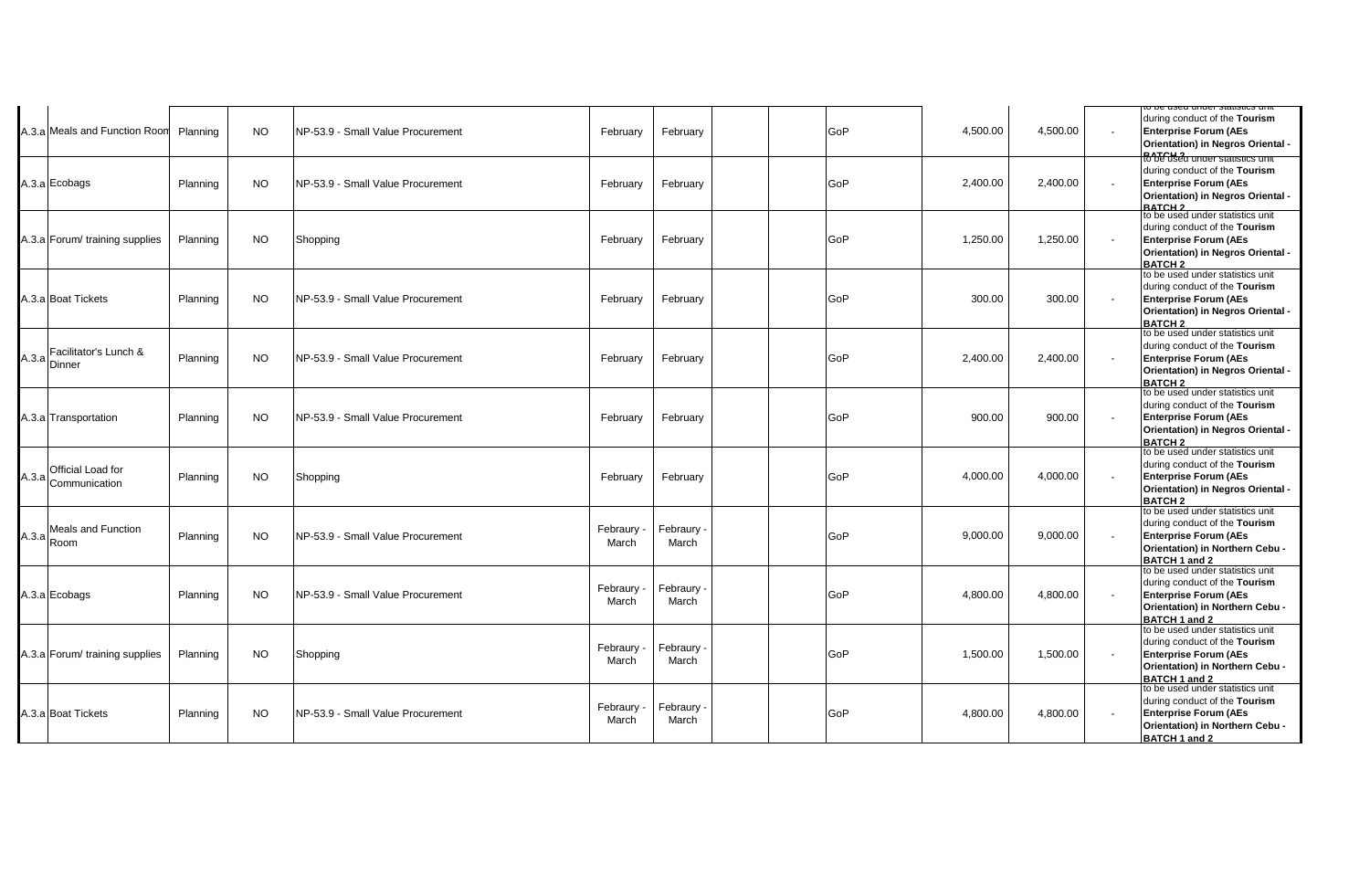| | | | | | | | | | | | | | |
|---|---|---|---|---|---|---|---|---|---|---|---|---|---|
| A.3.a | Meals and Function Room | Planning | NO | NP-53.9 - Small Value Procurement | February | February | | | GoP | 4,500.00 | 4,500.00 | - | to be used under statistics unit during conduct of the **Tourism Enterprise Forum (AEs Orientation) in Negros Oriental - BATCH 2** |
| A.3.a | Ecobags | Planning | NO | NP-53.9 - Small Value Procurement | February | February | | | GoP | 2,400.00 | 2,400.00 | - | to be used under statistics unit during conduct of the **Tourism Enterprise Forum (AEs Orientation) in Negros Oriental - BATCH 2** |
| A.3.a | Forum/ training supplies | Planning | NO | Shopping | February | February | | | GoP | 1,250.00 | 1,250.00 | - | to be used under statistics unit during conduct of the **Tourism Enterprise Forum (AEs Orientation) in Negros Oriental - BATCH 2** |
| A.3.a | Boat Tickets | Planning | NO | NP-53.9 - Small Value Procurement | February | February | | | GoP | 300.00 | 300.00 | - | to be used under statistics unit during conduct of the **Tourism Enterprise Forum (AEs Orientation) in Negros Oriental - BATCH 2** |
| A.3.a | Facilitator's Lunch & Dinner | Planning | NO | NP-53.9 - Small Value Procurement | February | February | | | GoP | 2,400.00 | 2,400.00 | - | to be used under statistics unit during conduct of the **Tourism Enterprise Forum (AEs Orientation) in Negros Oriental - BATCH 2** |
| A.3.a | Transportation | Planning | NO | NP-53.9 - Small Value Procurement | February | February | | | GoP | 900.00 | 900.00 | - | to be used under statistics unit during conduct of the **Tourism Enterprise Forum (AEs Orientation) in Negros Oriental - BATCH 2** |
| A.3.a | Official Load for Communication | Planning | NO | Shopping | February | February | | | GoP | 4,000.00 | 4,000.00 | - | to be used under statistics unit during conduct of the **Tourism Enterprise Forum (AEs Orientation) in Negros Oriental - BATCH 2** |
| A.3.a | Meals and Function Room | Planning | NO | NP-53.9 - Small Value Procurement | Febraury - March | Febraury - March | | | GoP | 9,000.00 | 9,000.00 | - | to be used under statistics unit during conduct of the **Tourism Enterprise Forum (AEs Orientation) in Northern Cebu - BATCH 1 and 2** |
| A.3.a | Ecobags | Planning | NO | NP-53.9 - Small Value Procurement | Febraury - March | Febraury - March | | | GoP | 4,800.00 | 4,800.00 | - | to be used under statistics unit during conduct of the **Tourism Enterprise Forum (AEs Orientation) in Northern Cebu - BATCH 1 and 2** |
| A.3.a | Forum/ training supplies | Planning | NO | Shopping | Febraury - March | Febraury - March | | | GoP | 1,500.00 | 1,500.00 | - | to be used under statistics unit during conduct of the **Tourism Enterprise Forum (AEs Orientation) in Northern Cebu - BATCH 1 and 2** |
| A.3.a | Boat Tickets | Planning | NO | NP-53.9 - Small Value Procurement | Febraury - March | Febraury - March | | | GoP | 4,800.00 | 4,800.00 | - | to be used under statistics unit during conduct of the **Tourism Enterprise Forum (AEs Orientation) in Northern Cebu - BATCH 1 and 2** |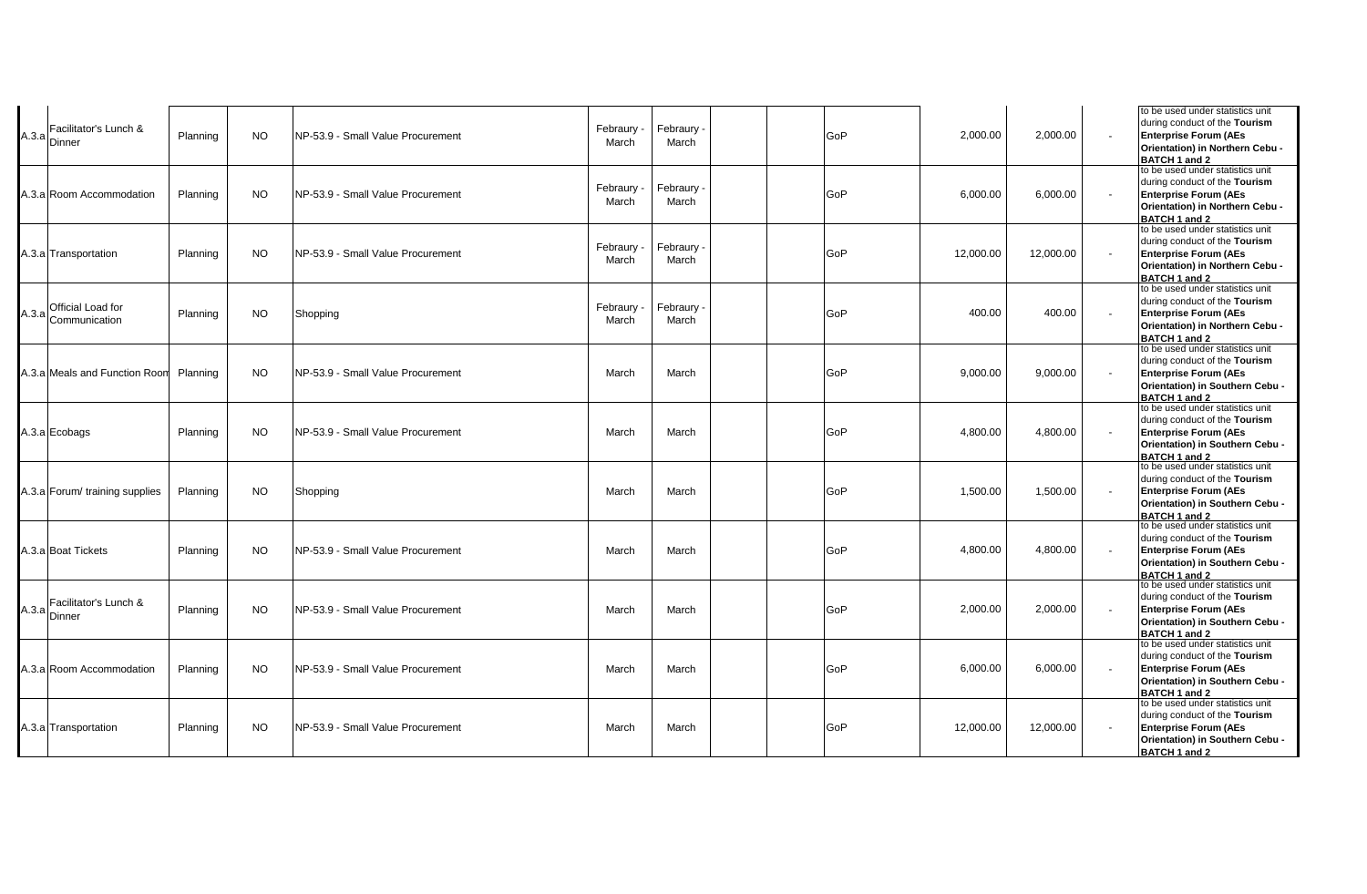| | | | | | | | | | | | | | |
|---|---|---|---|---|---|---|---|---|---|---|---|---|---|
| A.3.a | Facilitator's Lunch & Dinner | Planning | NO | NP-53.9 - Small Value Procurement | Febraury - March | Febraury - March | | | GoP | 2,000.00 | 2,000.00 | - | to be used under statistics unit during conduct of the **Tourism Enterprise Forum (AEs Orientation) in Northern Cebu - BATCH 1 and 2** |
| A.3.a | Room Accommodation | Planning | NO | NP-53.9 - Small Value Procurement | Febraury - March | Febraury - March | | | GoP | 6,000.00 | 6,000.00 | - | to be used under statistics unit during conduct of the **Tourism Enterprise Forum (AEs Orientation) in Northern Cebu - BATCH 1 and 2** |
| A.3.a | Transportation | Planning | NO | NP-53.9 - Small Value Procurement | Febraury - March | Febraury - March | | | GoP | 12,000.00 | 12,000.00 | - | to be used under statistics unit during conduct of the **Tourism Enterprise Forum (AEs Orientation) in Northern Cebu - BATCH 1 and 2** |
| A.3.a | Official Load for Communication | Planning | NO | Shopping | Febraury - March | Febraury - March | | | GoP | 400.00 | 400.00 | - | to be used under statistics unit during conduct of the **Tourism Enterprise Forum (AEs Orientation) in Northern Cebu - BATCH 1 and 2** |
| A.3.a | Meals and Function Room | Planning | NO | NP-53.9 - Small Value Procurement | March | March | | | GoP | 9,000.00 | 9,000.00 | - | to be used under statistics unit during conduct of the **Tourism Enterprise Forum (AEs Orientation) in Southern Cebu - BATCH 1 and 2** |
| A.3.a | Ecobags | Planning | NO | NP-53.9 - Small Value Procurement | March | March | | | GoP | 4,800.00 | 4,800.00 | - | to be used under statistics unit during conduct of the **Tourism Enterprise Forum (AEs Orientation) in Southern Cebu - BATCH 1 and 2** |
| A.3.a | Forum/ training supplies | Planning | NO | Shopping | March | March | | | GoP | 1,500.00 | 1,500.00 | - | to be used under statistics unit during conduct of the **Tourism Enterprise Forum (AEs Orientation) in Southern Cebu - BATCH 1 and 2** |
| A.3.a | Boat Tickets | Planning | NO | NP-53.9 - Small Value Procurement | March | March | | | GoP | 4,800.00 | 4,800.00 | - | to be used under statistics unit during conduct of the **Tourism Enterprise Forum (AEs Orientation) in Southern Cebu - BATCH 1 and 2** |
| A.3.a | Facilitator's Lunch & Dinner | Planning | NO | NP-53.9 - Small Value Procurement | March | March | | | GoP | 2,000.00 | 2,000.00 | - | to be used under statistics unit during conduct of the **Tourism Enterprise Forum (AEs Orientation) in Southern Cebu - BATCH 1 and 2** |
| A.3.a | Room Accommodation | Planning | NO | NP-53.9 - Small Value Procurement | March | March | | | GoP | 6,000.00 | 6,000.00 | - | to be used under statistics unit during conduct of the **Tourism Enterprise Forum (AEs Orientation) in Southern Cebu - BATCH 1 and 2** |
| A.3.a | Transportation | Planning | NO | NP-53.9 - Small Value Procurement | March | March | | | GoP | 12,000.00 | 12,000.00 | - | to be used under statistics unit during conduct of the **Tourism Enterprise Forum (AEs Orientation) in Southern Cebu - BATCH 1 and 2** |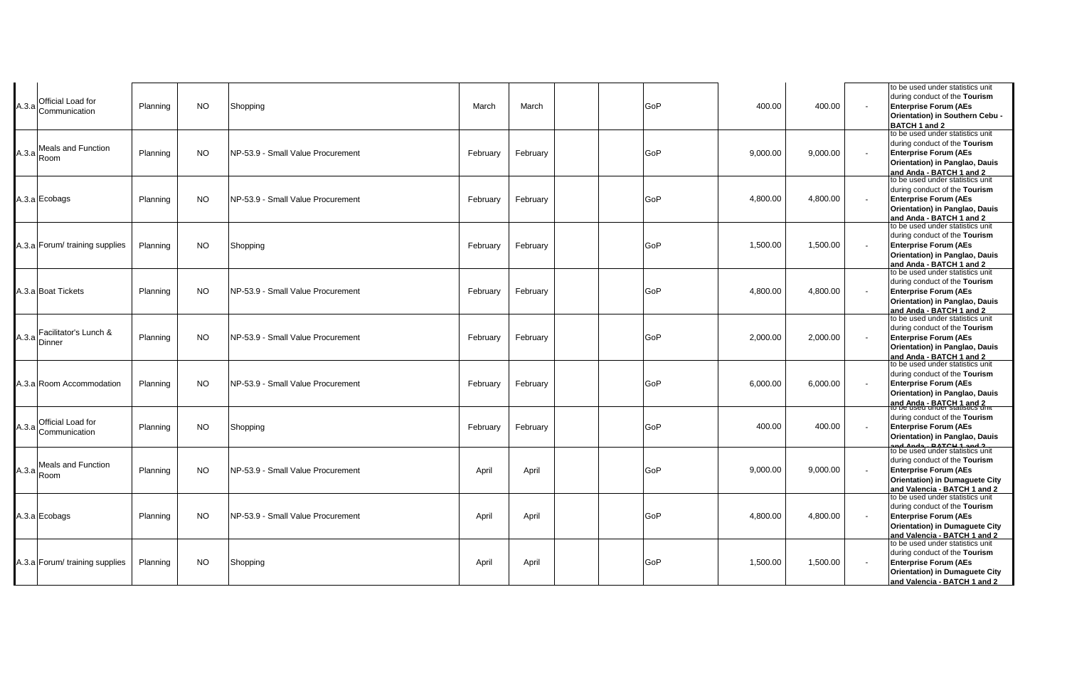| | | | | | | | | | | | | | |
|---|---|---|---|---|---|---|---|---|---|---|---|---|---|
| A.3.a | Official Load for Communication | Planning | NO | Shopping | March | March | | | GoP | 400.00 | 400.00 | - | to be used under statistics unit during conduct of the **Tourism Enterprise Forum (AEs Orientation) in Southern Cebu - BATCH 1 and 2** |
| A.3.a | Meals and Function Room | Planning | NO | NP-53.9 - Small Value Procurement | February | February | | | GoP | 9,000.00 | 9,000.00 | - | to be used under statistics unit during conduct of the **Tourism Enterprise Forum (AEs Orientation) in Panglao, Dauis and Anda - BATCH 1 and 2** |
| A.3.a | Ecobags | Planning | NO | NP-53.9 - Small Value Procurement | February | February | | | GoP | 4,800.00 | 4,800.00 | - | to be used under statistics unit during conduct of the **Tourism Enterprise Forum (AEs Orientation) in Panglao, Dauis and Anda - BATCH 1 and 2** |
| A.3.a | Forum/ training supplies | Planning | NO | Shopping | February | February | | | GoP | 1,500.00 | 1,500.00 | - | to be used under statistics unit during conduct of the **Tourism Enterprise Forum (AEs Orientation) in Panglao, Dauis and Anda - BATCH 1 and 2** |
| A.3.a | Boat Tickets | Planning | NO | NP-53.9 - Small Value Procurement | February | February | | | GoP | 4,800.00 | 4,800.00 | - | to be used under statistics unit during conduct of the **Tourism Enterprise Forum (AEs Orientation) in Panglao, Dauis and Anda - BATCH 1 and 2** |
| A.3.a | Facilitator's Lunch & Dinner | Planning | NO | NP-53.9 - Small Value Procurement | February | February | | | GoP | 2,000.00 | 2,000.00 | - | to be used under statistics unit during conduct of the **Tourism Enterprise Forum (AEs Orientation) in Panglao, Dauis and Anda - BATCH 1 and 2** |
| A.3.a | Room Accommodation | Planning | NO | NP-53.9 - Small Value Procurement | February | February | | | GoP | 6,000.00 | 6,000.00 | - | to be used under statistics unit during conduct of the **Tourism Enterprise Forum (AEs Orientation) in Panglao, Dauis and Anda - BATCH 1 and 2** |
| A.3.a | Official Load for Communication | Planning | NO | Shopping | February | February | | | GoP | 400.00 | 400.00 | - | to be used under statistics unit during conduct of the **Tourism Enterprise Forum (AEs Orientation) in Panglao, Dauis and Anda - BATCH 1 and 2** |
| A.3.a | Meals and Function Room | Planning | NO | NP-53.9 - Small Value Procurement | April | April | | | GoP | 9,000.00 | 9,000.00 | - | to be used under statistics unit during conduct of the **Tourism Enterprise Forum (AEs Orientation) in Dumaguete City and Valencia - BATCH 1 and 2** |
| A.3.a | Ecobags | Planning | NO | NP-53.9 - Small Value Procurement | April | April | | | GoP | 4,800.00 | 4,800.00 | - | to be used under statistics unit during conduct of the **Tourism Enterprise Forum (AEs Orientation) in Dumaguete City and Valencia - BATCH 1 and 2** |
| A.3.a | Forum/ training supplies | Planning | NO | Shopping | April | April | | | GoP | 1,500.00 | 1,500.00 | - | to be used under statistics unit during conduct of the **Tourism Enterprise Forum (AEs Orientation) in Dumaguete City and Valencia - BATCH 1 and 2** |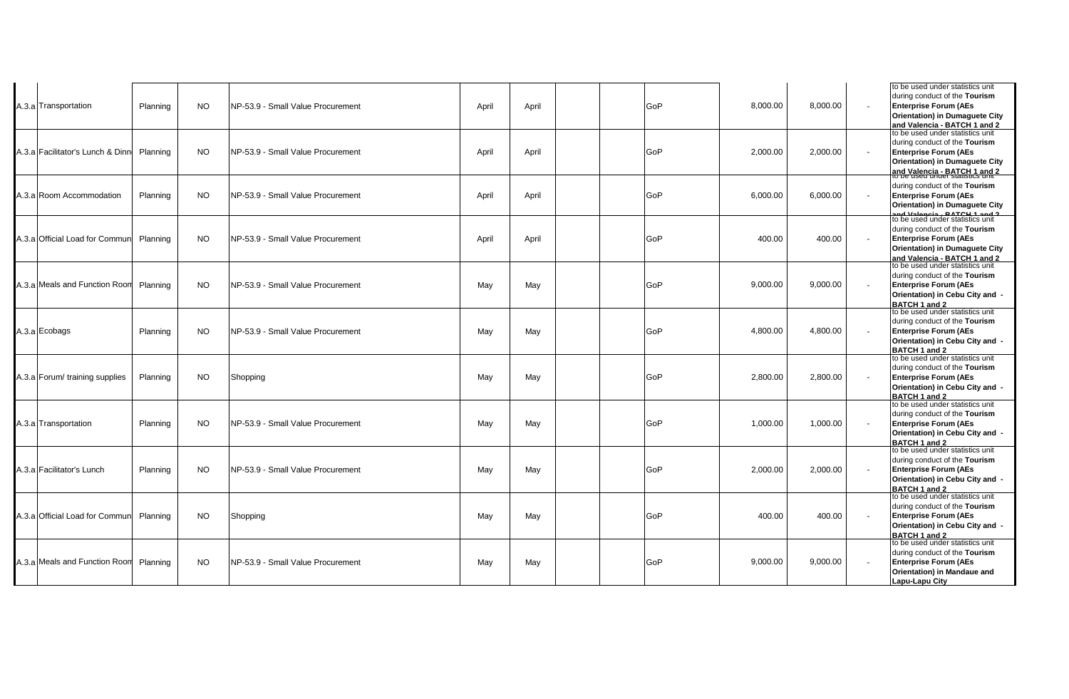| | | | | | | | | | | | | |
|---|---|---|---|---|---|---|---|---|---|---|---|---|
| A.3.a | Transportation | Planning | NO | NP-53.9 - Small Value Procurement | April | April | | | GoP | 8,000.00 | 8,000.00 | - | to be used under statistics unit during conduct of the **Tourism Enterprise Forum (AEs Orientation) in Dumaguete City and Valencia - BATCH 1 and 2** |
| A.3.a | Facilitator's Lunch & Dinn | Planning | NO | NP-53.9 - Small Value Procurement | April | April | | | GoP | 2,000.00 | 2,000.00 | - | to be used under statistics unit during conduct of the **Tourism Enterprise Forum (AEs Orientation) in Dumaguete City and Valencia - BATCH 1 and 2** |
| A.3.a | Room Accommodation | Planning | NO | NP-53.9 - Small Value Procurement | April | April | | | GoP | 6,000.00 | 6,000.00 | - | to be used under statistics unit during conduct of the **Tourism Enterprise Forum (AEs Orientation) in Dumaguete City and Valencia - BATCH 1 and 2** |
| A.3.a | Official Load for Commun | Planning | NO | NP-53.9 - Small Value Procurement | April | April | | | GoP | 400.00 | 400.00 | - | to be used under statistics unit during conduct of the **Tourism Enterprise Forum (AEs Orientation) in Dumaguete City and Valencia - BATCH 1 and 2** |
| A.3.a | Meals and Function Room | Planning | NO | NP-53.9 - Small Value Procurement | May | May | | | GoP | 9,000.00 | 9,000.00 | - | to be used under statistics unit during conduct of the **Tourism Enterprise Forum (AEs Orientation) in Cebu City and - BATCH 1 and 2** |
| A.3.a | Ecobags | Planning | NO | NP-53.9 - Small Value Procurement | May | May | | | GoP | 4,800.00 | 4,800.00 | - | to be used under statistics unit during conduct of the **Tourism Enterprise Forum (AEs Orientation) in Cebu City and - BATCH 1 and 2** |
| A.3.a | Forum/ training supplies | Planning | NO | Shopping | May | May | | | GoP | 2,800.00 | 2,800.00 | - | to be used under statistics unit during conduct of the **Tourism Enterprise Forum (AEs Orientation) in Cebu City and - BATCH 1 and 2** |
| A.3.a | Transportation | Planning | NO | NP-53.9 - Small Value Procurement | May | May | | | GoP | 1,000.00 | 1,000.00 | - | to be used under statistics unit during conduct of the **Tourism Enterprise Forum (AEs Orientation) in Cebu City and - BATCH 1 and 2** |
| A.3.a | Facilitator's Lunch | Planning | NO | NP-53.9 - Small Value Procurement | May | May | | | GoP | 2,000.00 | 2,000.00 | - | to be used under statistics unit during conduct of the **Tourism Enterprise Forum (AEs Orientation) in Cebu City and - BATCH 1 and 2** |
| A.3.a | Official Load for Commun | Planning | NO | Shopping | May | May | | | GoP | 400.00 | 400.00 | - | to be used under statistics unit during conduct of the **Tourism Enterprise Forum (AEs Orientation) in Cebu City and - BATCH 1 and 2** |
| A.3.a | Meals and Function Room | Planning | NO | NP-53.9 - Small Value Procurement | May | May | | | GoP | 9,000.00 | 9,000.00 | - | to be used under statistics unit during conduct of the **Tourism Enterprise Forum (AEs Orientation) in Mandaue and Lapu-Lapu City** |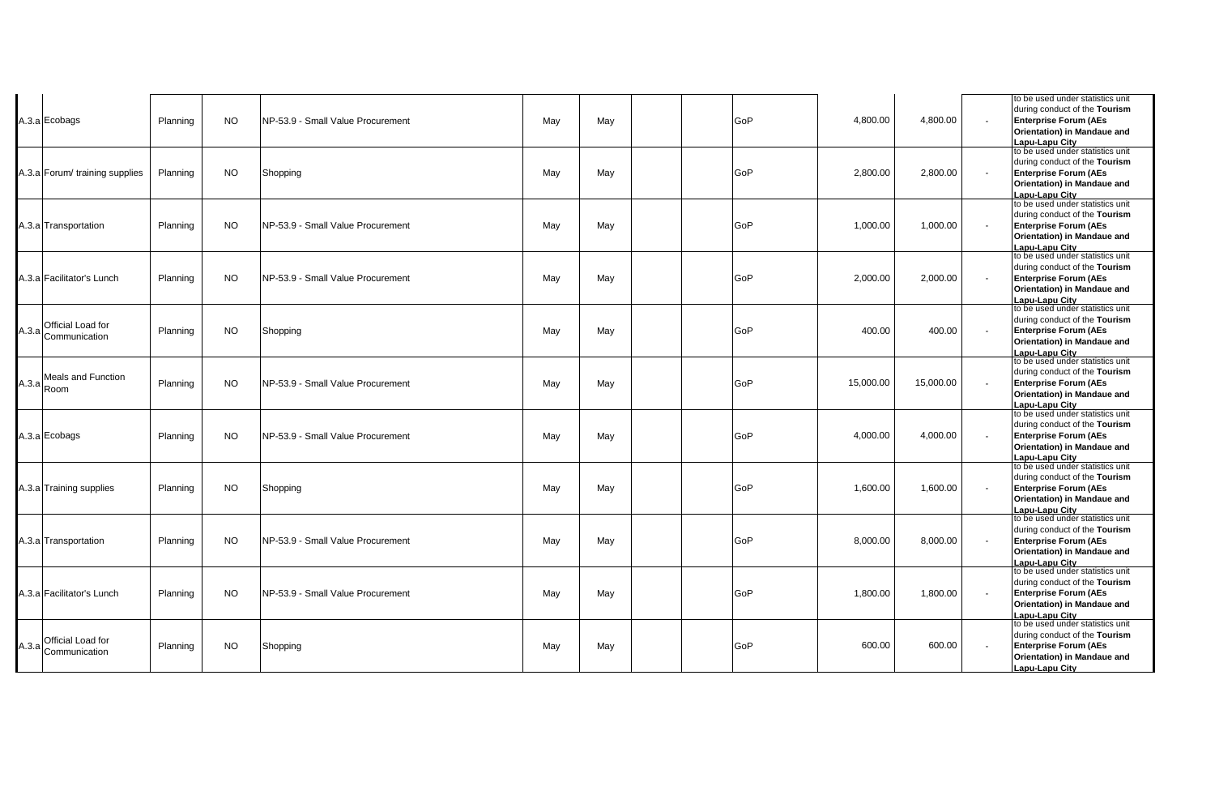| | | | | | | | | | | | | | |
|---|---|---|---|---|---|---|---|---|---|---|---|---|---|
| A.3.a | Ecobags | Planning | NO | NP-53.9 - Small Value Procurement | May | May | | | GoP | 4,800.00 | 4,800.00 | - | to be used under statistics unit during conduct of the **Tourism Enterprise Forum (AEs Orientation) in Mandaue and Lapu-Lapu City** |
| A.3.a | Forum/ training supplies | Planning | NO | Shopping | May | May | | | GoP | 2,800.00 | 2,800.00 | - | to be used under statistics unit during conduct of the **Tourism Enterprise Forum (AEs Orientation) in Mandaue and Lapu-Lapu City** |
| A.3.a | Transportation | Planning | NO | NP-53.9 - Small Value Procurement | May | May | | | GoP | 1,000.00 | 1,000.00 | - | to be used under statistics unit during conduct of the **Tourism Enterprise Forum (AEs Orientation) in Mandaue and Lapu-Lapu City** |
| A.3.a | Facilitator's Lunch | Planning | NO | NP-53.9 - Small Value Procurement | May | May | | | GoP | 2,000.00 | 2,000.00 | - | to be used under statistics unit during conduct of the **Tourism Enterprise Forum (AEs Orientation) in Mandaue and Lapu-Lapu City** |
| A.3.a | Official Load for Communication | Planning | NO | Shopping | May | May | | | GoP | 400.00 | 400.00 | - | to be used under statistics unit during conduct of the **Tourism Enterprise Forum (AEs Orientation) in Mandaue and Lapu-Lapu City** |
| A.3.a | Meals and Function Room | Planning | NO | NP-53.9 - Small Value Procurement | May | May | | | GoP | 15,000.00 | 15,000.00 | - | to be used under statistics unit during conduct of the **Tourism Enterprise Forum (AEs Orientation) in Mandaue and Lapu-Lapu City** |
| A.3.a | Ecobags | Planning | NO | NP-53.9 - Small Value Procurement | May | May | | | GoP | 4,000.00 | 4,000.00 | - | to be used under statistics unit during conduct of the **Tourism Enterprise Forum (AEs Orientation) in Mandaue and Lapu-Lapu City** |
| A.3.a | Training supplies | Planning | NO | Shopping | May | May | | | GoP | 1,600.00 | 1,600.00 | - | to be used under statistics unit during conduct of the **Tourism Enterprise Forum (AEs Orientation) in Mandaue and Lapu-Lapu City** |
| A.3.a | Transportation | Planning | NO | NP-53.9 - Small Value Procurement | May | May | | | GoP | 8,000.00 | 8,000.00 | - | to be used under statistics unit during conduct of the **Tourism Enterprise Forum (AEs Orientation) in Mandaue and Lapu-Lapu City** |
| A.3.a | Facilitator's Lunch | Planning | NO | NP-53.9 - Small Value Procurement | May | May | | | GoP | 1,800.00 | 1,800.00 | - | to be used under statistics unit during conduct of the **Tourism Enterprise Forum (AEs Orientation) in Mandaue and Lapu-Lapu City** |
| A.3.a | Official Load for Communication | Planning | NO | Shopping | May | May | | | GoP | 600.00 | 600.00 | - | to be used under statistics unit during conduct of the **Tourism Enterprise Forum (AEs Orientation) in Mandaue and Lapu-Lapu City** |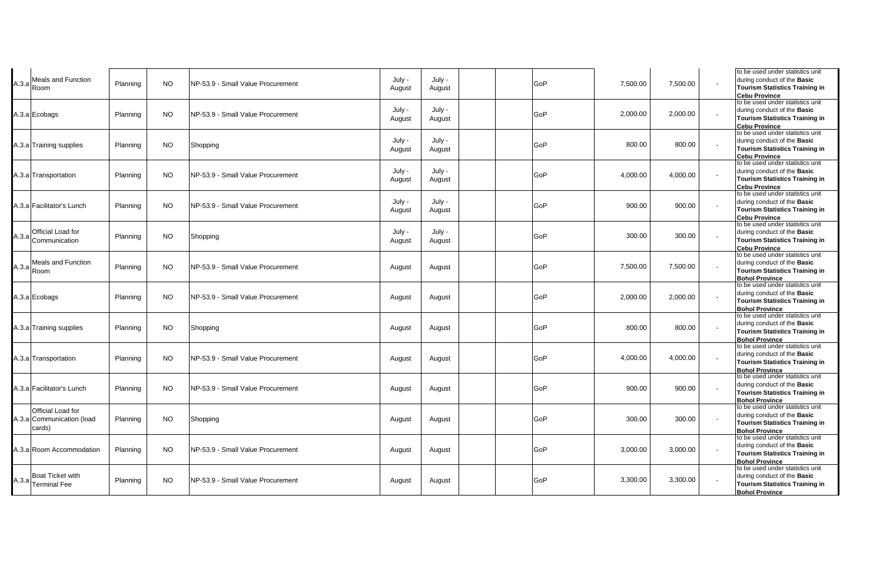| | | | | | | | | | | | | | |
|---|---|---|---|---|---|---|---|---|---|---|---|---|---|
| A.3.a | Meals and Function Room | Planning | NO | NP-53.9 - Small Value Procurement | July - August | July - August | | | GoP | 7,500.00 | 7,500.00 | - | to be used under statistics unit during conduct of the **Basic Tourism Statistics Training in Cebu Province** |
| A.3.a | Ecobags | Planning | NO | NP-53.9 - Small Value Procurement | July - August | July - August | | | GoP | 2,000.00 | 2,000.00 | - | to be used under statistics unit during conduct of the **Basic Tourism Statistics Training in Cebu Province** |
| A.3.a | Training supplies | Planning | NO | Shopping | July - August | July - August | | | GoP | 800.00 | 800.00 | - | to be used under statistics unit during conduct of the **Basic Tourism Statistics Training in Cebu Province** |
| A.3.a | Transportation | Planning | NO | NP-53.9 - Small Value Procurement | July - August | July - August | | | GoP | 4,000.00 | 4,000.00 | - | to be used under statistics unit during conduct of the **Basic Tourism Statistics Training in Cebu Province** |
| A.3.a | Facilitator's Lunch | Planning | NO | NP-53.9 - Small Value Procurement | July - August | July - August | | | GoP | 900.00 | 900.00 | - | to be used under statistics unit during conduct of the **Basic Tourism Statistics Training in Cebu Province** |
| A.3.a | Official Load for Communication | Planning | NO | Shopping | July - August | July - August | | | GoP | 300.00 | 300.00 | - | to be used under statistics unit during conduct of the **Basic Tourism Statistics Training in Cebu Province** |
| A.3.a | Meals and Function Room | Planning | NO | NP-53.9 - Small Value Procurement | August | August | | | GoP | 7,500.00 | 7,500.00 | - | to be used under statistics unit during conduct of the **Basic Tourism Statistics Training in Bohol Province** |
| A.3.a | Ecobags | Planning | NO | NP-53.9 - Small Value Procurement | August | August | | | GoP | 2,000.00 | 2,000.00 | - | to be used under statistics unit during conduct of the **Basic Tourism Statistics Training in Bohol Province** |
| A.3.a | Training supplies | Planning | NO | Shopping | August | August | | | GoP | 800.00 | 800.00 | - | to be used under statistics unit during conduct of the **Basic Tourism Statistics Training in Bohol Province** |
| A.3.a | Transportation | Planning | NO | NP-53.9 - Small Value Procurement | August | August | | | GoP | 4,000.00 | 4,000.00 | - | to be used under statistics unit during conduct of the **Basic Tourism Statistics Training in Bohol Province** |
| A.3.a | Facilitator's Lunch | Planning | NO | NP-53.9 - Small Value Procurement | August | August | | | GoP | 900.00 | 900.00 | - | to be used under statistics unit during conduct of the **Basic Tourism Statistics Training in Bohol Province** |
| A.3.a | Official Load for Communication (load cards) | Planning | NO | Shopping | August | August | | | GoP | 300.00 | 300.00 | - | to be used under statistics unit during conduct of the **Basic Tourism Statistics Training in Bohol Province** |
| A.3.a | Room Accommodation | Planning | NO | NP-53.9 - Small Value Procurement | August | August | | | GoP | 3,000.00 | 3,000.00 | - | to be used under statistics unit during conduct of the **Basic Tourism Statistics Training in Bohol Province** |
| A.3.a | Boat Ticket with Terminal Fee | Planning | NO | NP-53.9 - Small Value Procurement | August | August | | | GoP | 3,300.00 | 3,300.00 | - | to be used under statistics unit during conduct of the **Basic Tourism Statistics Training in Bohol Province** |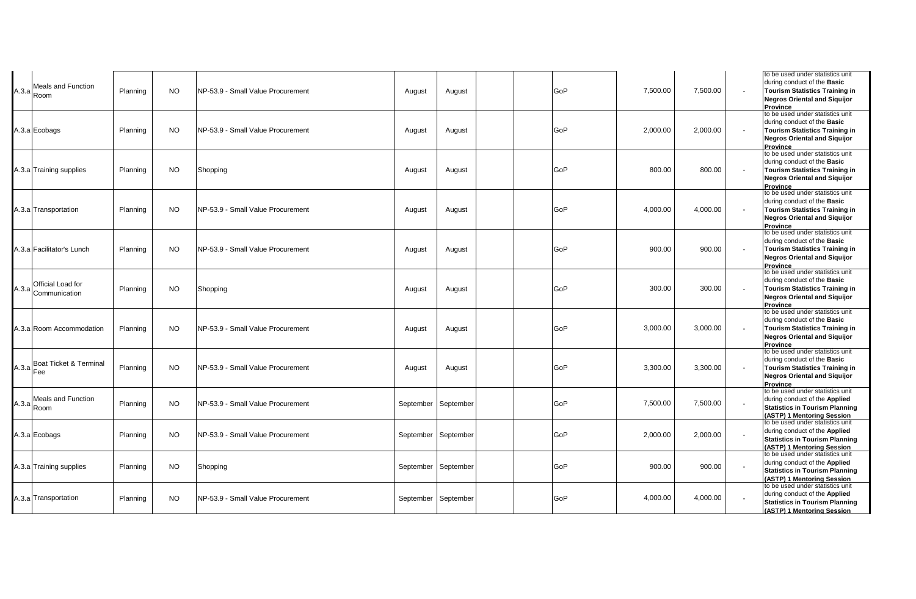| | | | | | | | | | | | | | |
|---|---|---|---|---|---|---|---|---|---|---|---|---|---|
| A.3.a | Meals and Function Room | Planning | NO | NP-53.9 - Small Value Procurement | August | August | | | GoP | 7,500.00 | 7,500.00 | - | to be used under statistics unit during conduct of the **Basic Tourism Statistics Training in Negros Oriental and Siquijor Province** |
| A.3.a | Ecobags | Planning | NO | NP-53.9 - Small Value Procurement | August | August | | | GoP | 2,000.00 | 2,000.00 | - | to be used under statistics unit during conduct of the **Basic Tourism Statistics Training in Negros Oriental and Siquijor Province** |
| A.3.a | Training supplies | Planning | NO | Shopping | August | August | | | GoP | 800.00 | 800.00 | - | to be used under statistics unit during conduct of the **Basic Tourism Statistics Training in Negros Oriental and Siquijor Province** |
| A.3.a | Transportation | Planning | NO | NP-53.9 - Small Value Procurement | August | August | | | GoP | 4,000.00 | 4,000.00 | - | to be used under statistics unit during conduct of the **Basic Tourism Statistics Training in Negros Oriental and Siquijor Province** |
| A.3.a | Facilitator's Lunch | Planning | NO | NP-53.9 - Small Value Procurement | August | August | | | GoP | 900.00 | 900.00 | - | to be used under statistics unit during conduct of the **Basic Tourism Statistics Training in Negros Oriental and Siquijor Province** |
| A.3.a | Official Load for Communication | Planning | NO | Shopping | August | August | | | GoP | 300.00 | 300.00 | - | to be used under statistics unit during conduct of the **Basic Tourism Statistics Training in Negros Oriental and Siquijor Province** |
| A.3.a | Room Accommodation | Planning | NO | NP-53.9 - Small Value Procurement | August | August | | | GoP | 3,000.00 | 3,000.00 | - | to be used under statistics unit during conduct of the **Basic Tourism Statistics Training in Negros Oriental and Siquijor Province** |
| A.3.a | Boat Ticket & Terminal Fee | Planning | NO | NP-53.9 - Small Value Procurement | August | August | | | GoP | 3,300.00 | 3,300.00 | - | to be used under statistics unit during conduct of the **Basic Tourism Statistics Training in Negros Oriental and Siquijor Province** |
| A.3.a | Meals and Function Room | Planning | NO | NP-53.9 - Small Value Procurement | September | September | | | GoP | 7,500.00 | 7,500.00 | - | to be used under statistics unit during conduct of the **Applied Statistics in Tourism Planning (ASTP) 1 Mentoring Session** |
| A.3.a | Ecobags | Planning | NO | NP-53.9 - Small Value Procurement | September | September | | | GoP | 2,000.00 | 2,000.00 | - | to be used under statistics unit during conduct of the **Applied Statistics in Tourism Planning (ASTP) 1 Mentoring Session** |
| A.3.a | Training supplies | Planning | NO | Shopping | September | September | | | GoP | 900.00 | 900.00 | - | to be used under statistics unit during conduct of the **Applied Statistics in Tourism Planning (ASTP) 1 Mentoring Session** |
| A.3.a | Transportation | Planning | NO | NP-53.9 - Small Value Procurement | September | September | | | GoP | 4,000.00 | 4,000.00 | - | to be used under statistics unit during conduct of the **Applied Statistics in Tourism Planning (ASTP) 1 Mentoring Session** |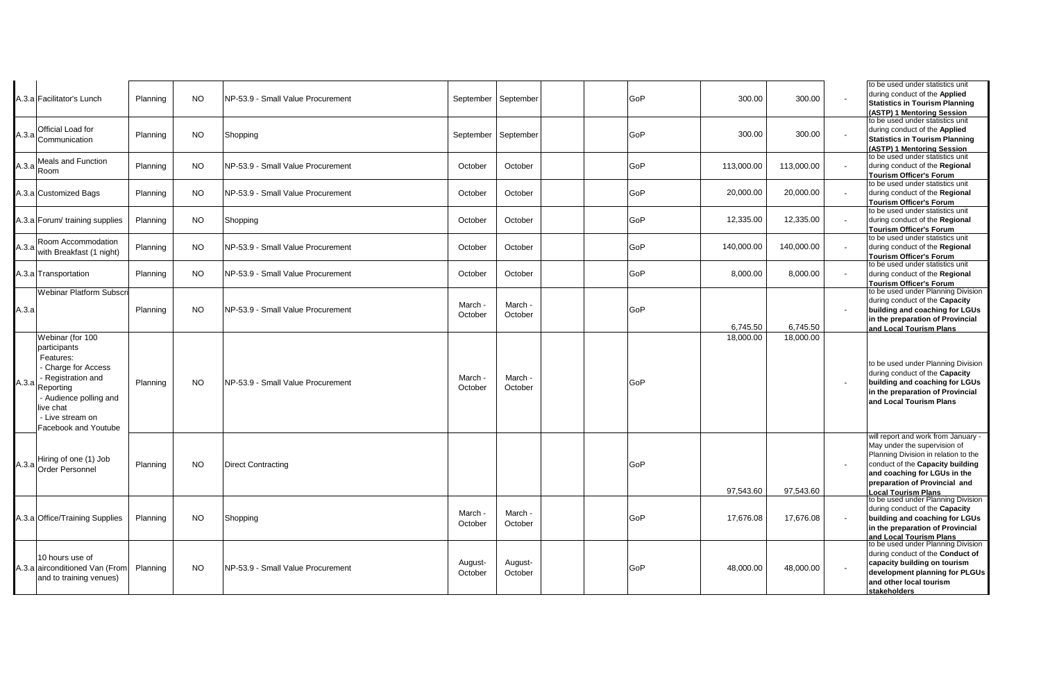| | | | | | | | | | | | | | |
|---|---|---|---|---|---|---|---|---|---|---|---|---|---|
| A.3.a | Facilitator's Lunch | Planning | NO | NP-53.9 - Small Value Procurement | September | September | | | GoP | 300.00 | 300.00 | - | to be used under statistics unit during conduct of the **Applied Statistics in Tourism Planning (ASTP) 1 Mentoring Session** |
| A.3.a | Official Load for Communication | Planning | NO | Shopping | September | September | | | GoP | 300.00 | 300.00 | - | to be used under statistics unit during conduct of the **Applied Statistics in Tourism Planning (ASTP) 1 Mentoring Session** |
| A.3.a | Meals and Function Room | Planning | NO | NP-53.9 - Small Value Procurement | October | October | | | GoP | 113,000.00 | 113,000.00 | - | to be used under statistics unit during conduct of the **Regional Tourism Officer's Forum** |
| A.3.a | Customized Bags | Planning | NO | NP-53.9 - Small Value Procurement | October | October | | | GoP | 20,000.00 | 20,000.00 | - | to be used under statistics unit during conduct of the **Regional Tourism Officer's Forum** |
| A.3.a | Forum/ training supplies | Planning | NO | Shopping | October | October | | | GoP | 12,335.00 | 12,335.00 | - | to be used under statistics unit during conduct of the **Regional Tourism Officer's Forum** |
| A.3.a | Room Accommodation with Breakfast (1 night) | Planning | NO | NP-53.9 - Small Value Procurement | October | October | | | GoP | 140,000.00 | 140,000.00 | - | to be used under statistics unit during conduct of the **Regional Tourism Officer's Forum** |
| A.3.a | Transportation | Planning | NO | NP-53.9 - Small Value Procurement | October | October | | | GoP | 8,000.00 | 8,000.00 | - | to be used under statistics unit during conduct of the **Regional Tourism Officer's Forum** |
| A.3.a | Webinar Platform Subscri | Planning | NO | NP-53.9 - Small Value Procurement | March - October | March - October | | | GoP | 6,745.50 | 6,745.50 | - | to be used under Planning Division during conduct of the **Capacity building and coaching for LGUs in the preparation of Provincial and Local Tourism Plans** |
| A.3.a | Webinar (for 100 participants Features: - Charge for Access - Registration and Reporting - Audience polling and live chat - Live stream on Facebook and Youtube | Planning | NO | NP-53.9 - Small Value Procurement | March - October | March - October | | | GoP | 18,000.00 | 18,000.00 | - | to be used under Planning Division during conduct of the **Capacity building and coaching for LGUs in the preparation of Provincial and Local Tourism Plans** |
| A.3.a | Hiring of one (1) Job Order Personnel | Planning | NO | Direct Contracting | | | | | GoP | 97,543.60 | 97,543.60 | - | will report and work from January - May under the supervision of Planning Division in relation to the conduct of the **Capacity building and coaching for LGUs in the preparation of Provincial and Local Tourism Plans** |
| A.3.a | Office/Training Supplies | Planning | NO | Shopping | March - October | March - October | | | GoP | 17,676.08 | 17,676.08 | - | to be used under Planning Division during conduct of the **Capacity building and coaching for LGUs in the preparation of Provincial and Local Tourism Plans** |
| A.3.a | 10 hours use of airconditioned Van (From and to training venues) | Planning | NO | NP-53.9 - Small Value Procurement | August-October | August-October | | | GoP | 48,000.00 | 48,000.00 | - | to be used under Planning Division during conduct of the **Conduct of capacity building on tourism development planning for PLGUs and other local tourism stakeholders** |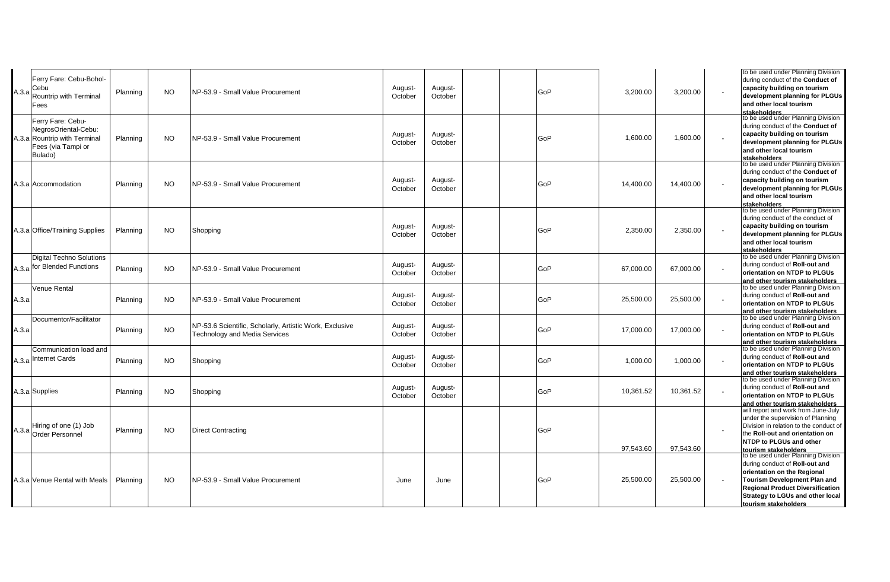| | | | | | | | | | | | | | |
|---|---|---|---|---|---|---|---|---|---|---|---|---|---|
| A.3.a | Ferry Fare: Cebu-Bohol-Cebu Rountrip with Terminal Fees | Planning | NO | NP-53.9 - Small Value Procurement | August-October | August-October | | | GoP | 3,200.00 | 3,200.00 | - | to be used under Planning Division during conduct of the **Conduct of capacity building on tourism development planning for PLGUs and other local tourism stakeholders** |
| A.3.a | Ferry Fare: Cebu-NegrosOriental-Cebu: Rountrip with Terminal Fees (via Tampi or Bulado) | Planning | NO | NP-53.9 - Small Value Procurement | August-October | August-October | | | GoP | 1,600.00 | 1,600.00 | - | to be used under Planning Division during conduct of the **Conduct of capacity building on tourism development planning for PLGUs and other local tourism stakeholders** |
| A.3.a | Accommodation | Planning | NO | NP-53.9 - Small Value Procurement | August-October | August-October | | | GoP | 14,400.00 | 14,400.00 | - | to be used under Planning Division during conduct of the **Conduct of capacity building on tourism development planning for PLGUs and other local tourism stakeholders** |
| A.3.a | Office/Training Supplies | Planning | NO | Shopping | August-October | August-October | | | GoP | 2,350.00 | 2,350.00 | - | to be used under Planning Division during conduct of the conduct of **capacity building on tourism development planning for PLGUs and other local tourism stakeholders** |
| A.3.a | Digital Techno Solutions for Blended Functions | Planning | NO | NP-53.9 - Small Value Procurement | August-October | August-October | | | GoP | 67,000.00 | 67,000.00 | - | to be used under Planning Division during conduct of **Roll-out and orientation on NTDP to PLGUs and other tourism stakeholders** |
| A.3.a | Venue Rental | Planning | NO | NP-53.9 - Small Value Procurement | August-October | August-October | | | GoP | 25,500.00 | 25,500.00 | - | to be used under Planning Division during conduct of **Roll-out and orientation on NTDP to PLGUs and other tourism stakeholders** |
| A.3.a | Documentor/Facilitator | Planning | NO | NP-53.6 Scientific, Scholarly, Artistic Work, Exclusive Technology and Media Services | August-October | August-October | | | GoP | 17,000.00 | 17,000.00 | - | to be used under Planning Division during conduct of **Roll-out and orientation on NTDP to PLGUs and other tourism stakeholders** |
| A.3.a | Communication load and Internet Cards | Planning | NO | Shopping | August-October | August-October | | | GoP | 1,000.00 | 1,000.00 | - | to be used under Planning Division during conduct of **Roll-out and orientation on NTDP to PLGUs and other tourism stakeholders** |
| A.3.a | Supplies | Planning | NO | Shopping | August-October | August-October | | | GoP | 10,361.52 | 10,361.52 | - | to be used under Planning Division during conduct of **Roll-out and orientation on NTDP to PLGUs and other tourism stakeholders** |
| A.3.a | Hiring of one (1) Job Order Personnel | Planning | NO | Direct Contracting | | | | | GoP | 97,543.60 | 97,543.60 | - | will report and work from June-July under the supervision of Planning Division in relation to the conduct of the **Roll-out and orientation on NTDP to PLGUs and other tourism stakeholders** |
| A.3.a | Venue Rental with Meals | Planning | NO | NP-53.9 - Small Value Procurement | June | June | | | GoP | 25,500.00 | 25,500.00 | - | to be used under Planning Division during conduct of **Roll-out and orientation on the Regional Tourism Development Plan and Regional Product Diversification Strategy to LGUs and other local tourism stakeholders** |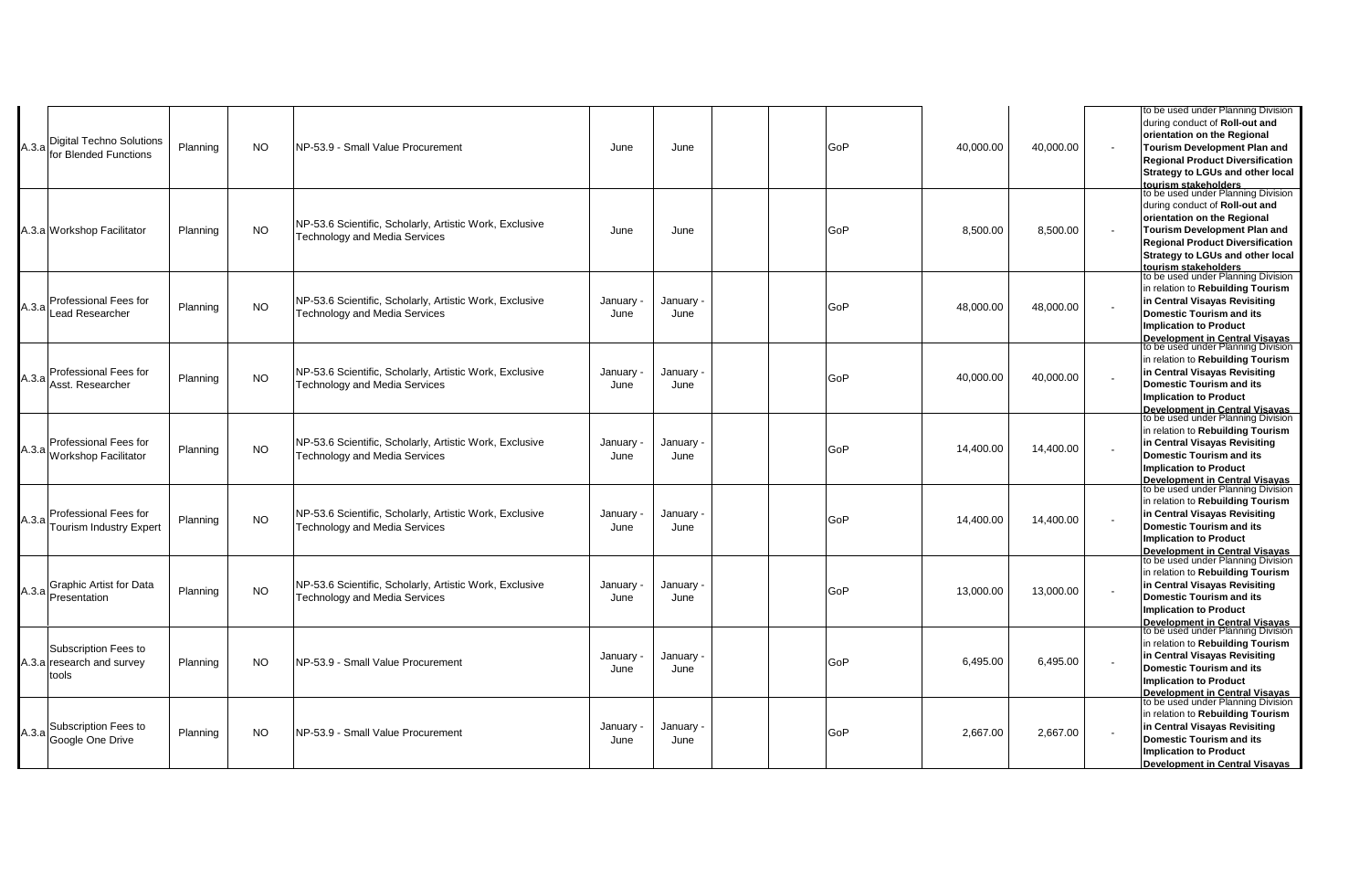| | | | | | | | | | | | | | |
|---|---|---|---|---|---|---|---|---|---|---|---|---|---|
| A.3.a | Digital Techno Solutions for Blended Functions | Planning | NO | NP-53.9 - Small Value Procurement | June | June | | | GoP | 40,000.00 | 40,000.00 | - | to be used under Planning Division during conduct of **Roll-out and orientation on the Regional Tourism Development Plan and Regional Product Diversification Strategy to LGUs and other local tourism stakeholders** |
| A.3.a | Workshop Facilitator | Planning | NO | NP-53.6 Scientific, Scholarly, Artistic Work, Exclusive Technology and Media Services | June | June | | | GoP | 8,500.00 | 8,500.00 | - | to be used under Planning Division during conduct of **Roll-out and orientation on the Regional Tourism Development Plan and Regional Product Diversification Strategy to LGUs and other local tourism stakeholders** |
| A.3.a | Professional Fees for Lead Researcher | Planning | NO | NP-53.6 Scientific, Scholarly, Artistic Work, Exclusive Technology and Media Services | January - June | January - June | | | GoP | 48,000.00 | 48,000.00 | - | to be used under Planning Division in relation to **Rebuilding Tourism in Central Visayas Revisiting Domestic Tourism and its Implication to Product Development in Central Visayas** |
| A.3.a | Professional Fees for Asst. Researcher | Planning | NO | NP-53.6 Scientific, Scholarly, Artistic Work, Exclusive Technology and Media Services | January - June | January - June | | | GoP | 40,000.00 | 40,000.00 | - | to be used under Planning Division in relation to **Rebuilding Tourism in Central Visayas Revisiting Domestic Tourism and its Implication to Product Development in Central Visayas** |
| A.3.a | Professional Fees for Workshop Facilitator | Planning | NO | NP-53.6 Scientific, Scholarly, Artistic Work, Exclusive Technology and Media Services | January - June | January - June | | | GoP | 14,400.00 | 14,400.00 | - | to be used under Planning Division in relation to **Rebuilding Tourism in Central Visayas Revisiting Domestic Tourism and its Implication to Product Development in Central Visayas** |
| A.3.a | Professional Fees for Tourism Industry Expert | Planning | NO | NP-53.6 Scientific, Scholarly, Artistic Work, Exclusive Technology and Media Services | January - June | January - June | | | GoP | 14,400.00 | 14,400.00 | - | to be used under Planning Division in relation to **Rebuilding Tourism in Central Visayas Revisiting Domestic Tourism and its Implication to Product Development in Central Visayas** |
| A.3.a | Graphic Artist for Data Presentation | Planning | NO | NP-53.6 Scientific, Scholarly, Artistic Work, Exclusive Technology and Media Services | January - June | January - June | | | GoP | 13,000.00 | 13,000.00 | - | to be used under Planning Division in relation to **Rebuilding Tourism in Central Visayas Revisiting Domestic Tourism and its Implication to Product Development in Central Visayas** |
| A.3.a | Subscription Fees to research and survey tools | Planning | NO | NP-53.9 - Small Value Procurement | January - June | January - June | | | GoP | 6,495.00 | 6,495.00 | - | to be used under Planning Division in relation to **Rebuilding Tourism in Central Visayas Revisiting Domestic Tourism and its Implication to Product Development in Central Visayas** |
| A.3.a | Subscription Fees to Google One Drive | Planning | NO | NP-53.9 - Small Value Procurement | January - June | January - June | | | GoP | 2,667.00 | 2,667.00 | - | to be used under Planning Division in relation to **Rebuilding Tourism in Central Visayas Revisiting Domestic Tourism and its Implication to Product Development in Central Visayas** |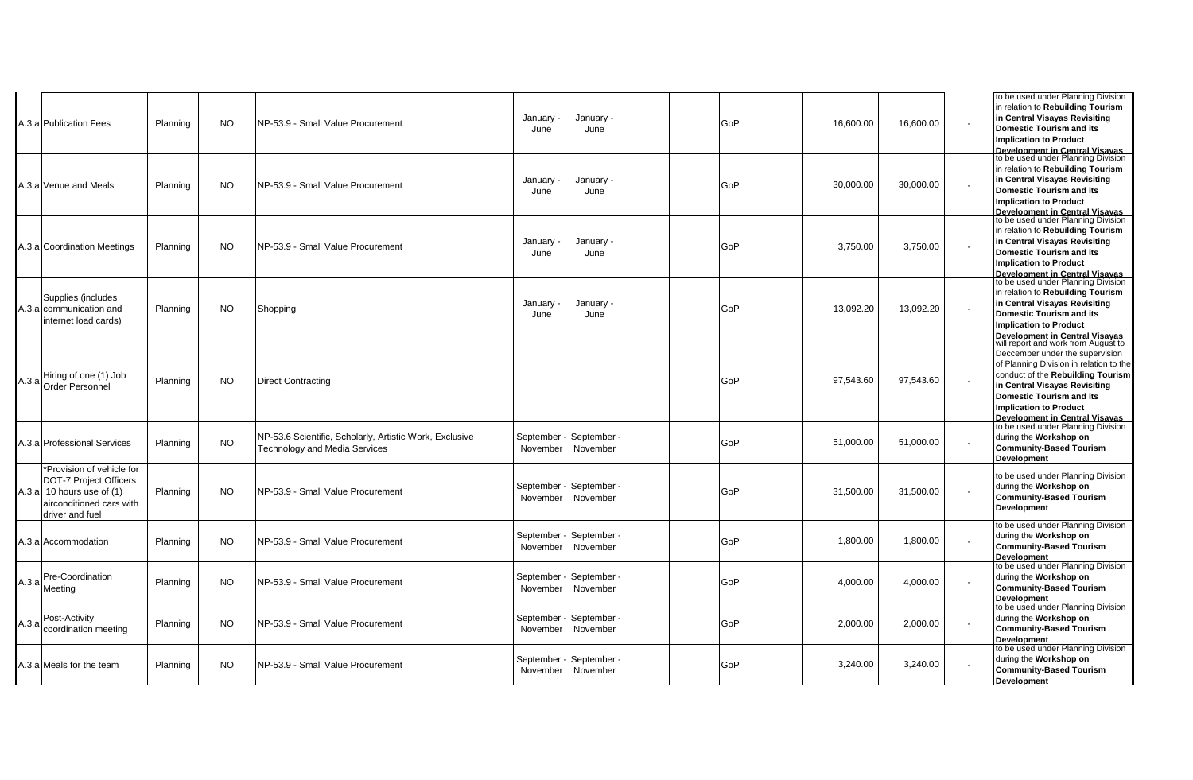| | | | | | | | | | | | | | |
|---|---|---|---|---|---|---|---|---|---|---|---|---|---|
| A.3.a | Publication Fees | Planning | NO | NP-53.9 - Small Value Procurement | January - June | January - June | | | GoP | 16,600.00 | 16,600.00 | - | to be used under Planning Division in relation to **Rebuilding Tourism in Central Visayas Revisiting Domestic Tourism and its Implication to Product Development in Central Visayas** |
| A.3.a | Venue and Meals | Planning | NO | NP-53.9 - Small Value Procurement | January - June | January - June | | | GoP | 30,000.00 | 30,000.00 | - | to be used under Planning Division in relation to **Rebuilding Tourism in Central Visayas Revisiting Domestic Tourism and its Implication to Product Development in Central Visayas** |
| A.3.a | Coordination Meetings | Planning | NO | NP-53.9 - Small Value Procurement | January - June | January - June | | | GoP | 3,750.00 | 3,750.00 | - | to be used under Planning Division in relation to **Rebuilding Tourism in Central Visayas Revisiting Domestic Tourism and its Implication to Product Development in Central Visayas** |
| A.3.a | Supplies (includes communication and internet load cards) | Planning | NO | Shopping | January - June | January - June | | | GoP | 13,092.20 | 13,092.20 | - | to be used under Planning Division in relation to **Rebuilding Tourism in Central Visayas Revisiting Domestic Tourism and its Implication to Product Development in Central Visayas** |
| A.3.a | Hiring of one (1) Job Order Personnel | Planning | NO | Direct Contracting | | | | | GoP | 97,543.60 | 97,543.60 | - | will report and work from August to Deccember under the supervision of Planning Division in relation to the conduct of the **Rebuilding Tourism in Central Visayas Revisiting Domestic Tourism and its Implication to Product Development in Central Visayas** |
| A.3.a | Professional Services | Planning | NO | NP-53.6 Scientific, Scholarly, Artistic Work, Exclusive Technology and Media Services | September - November | September - November | | | GoP | 51,000.00 | 51,000.00 | - | to be used under Planning Division during the **Workshop on Community-Based Tourism Development** |
| A.3.a | *Provision of vehicle for DOT-7 Project Officers 10 hours use of (1) airconditioned cars with driver and fuel | Planning | NO | NP-53.9 - Small Value Procurement | September - November | September - November | | | GoP | 31,500.00 | 31,500.00 | - | to be used under Planning Division during the **Workshop on Community-Based Tourism Development** |
| A.3.a | Accommodation | Planning | NO | NP-53.9 - Small Value Procurement | September - November | September - November | | | GoP | 1,800.00 | 1,800.00 | - | to be used under Planning Division during the **Workshop on Community-Based Tourism Development** |
| A.3.a | Pre-Coordination Meeting | Planning | NO | NP-53.9 - Small Value Procurement | September - November | September - November | | | GoP | 4,000.00 | 4,000.00 | - | to be used under Planning Division during the **Workshop on Community-Based Tourism Development** |
| A.3.a | Post-Activity coordination meeting | Planning | NO | NP-53.9 - Small Value Procurement | September - November | September - November | | | GoP | 2,000.00 | 2,000.00 | - | to be used under Planning Division during the **Workshop on Community-Based Tourism Development** |
| A.3.a | Meals for the team | Planning | NO | NP-53.9 - Small Value Procurement | September - November | September - November | | | GoP | 3,240.00 | 3,240.00 | - | to be used under Planning Division during the **Workshop on Community-Based Tourism Development** |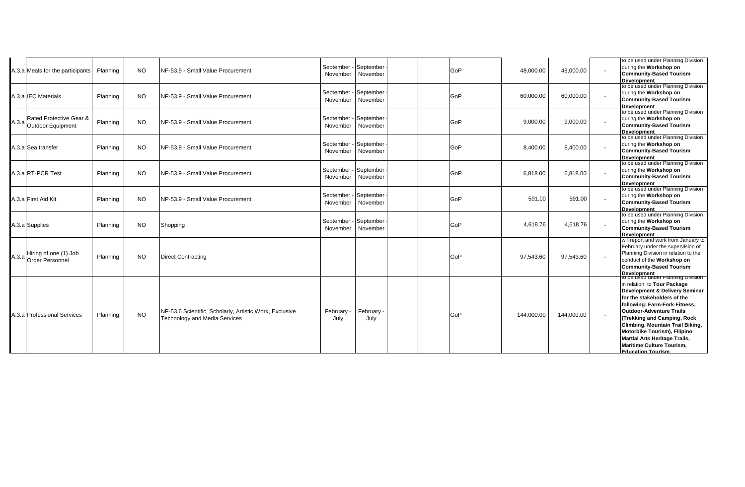| | | | | | | | | | | | | | |
|---|---|---|---|---|---|---|---|---|---|---|---|---|---|
| A.3.a | Meals for the participants | Planning | NO | NP-53.9 - Small Value Procurement | September - November | September - November | | | GoP | 48,000.00 | 48,000.00 | - | to be used under Planning Division during the **Workshop on Community-Based Tourism Development** |
| A.3.a | IEC Materials | Planning | NO | NP-53.9 - Small Value Procurement | September - November | September - November | | | GoP | 60,000.00 | 60,000.00 | - | to be used under Planning Division during the **Workshop on Community-Based Tourism Development** |
| A.3.a | Rated Protective Gear & Outdoor Equipment | Planning | NO | NP-53.9 - Small Value Procurement | September - November | September - November | | | GoP | 9,000.00 | 9,000.00 | - | to be used under Planning Division during the **Workshop on Community-Based Tourism Development** |
| A.3.a | Sea transfer | Planning | NO | NP-53.9 - Small Value Procurement | September - November | September - November | | | GoP | 8,400.00 | 8,400.00 | - | to be used under Planning Division during the **Workshop on Community-Based Tourism Development** |
| A.3.a | RT-PCR Test | Planning | NO | NP-53.9 - Small Value Procurement | September - November | September - November | | | GoP | 6,818.00 | 6,818.00 | - | to be used under Planning Division during the **Workshop on Community-Based Tourism Development** |
| A.3.a | First Aid Kit | Planning | NO | NP-53.9 - Small Value Procurement | September - November | September - November | | | GoP | 591.00 | 591.00 | - | to be used under Planning Division during the **Workshop on Community-Based Tourism Development** |
| A.3.a | Supplies | Planning | NO | Shopping | September - November | September - November | | | GoP | 4,618.76 | 4,618.76 | - | to be used under Planning Division during the **Workshop on Community-Based Tourism Development** |
| A.3.a | Hiring of one (1) Job Order Personnel | Planning | NO | Direct Contracting | | | | | GoP | 97,543.60 | 97,543.60 | - | will report and work from January to February under the supervision of Planning Division in relation to the conduct of the **Workshop on Community-Based Tourism Development** |
| A.3.a | Professional Services | Planning | NO | NP-53.6 Scientific, Scholarly, Artistic Work, Exclusive Technology and Media Services | February - July | February - July | | | GoP | 144,000.00 | 144,000.00 | - | to be used under Planning Division in relation to **Tour Package Development & Delivery Seminar for the stakeholders of the following: Farm-Fork-Fitness, Outdoor-Adventure Trails (Trekking and Camping, Rock Climbing, Mountain Trail Biking, Motorbike Tourism), Filipino Martial Arts Heritage Trails, Maritime Culture Tourism, Education Tourism** |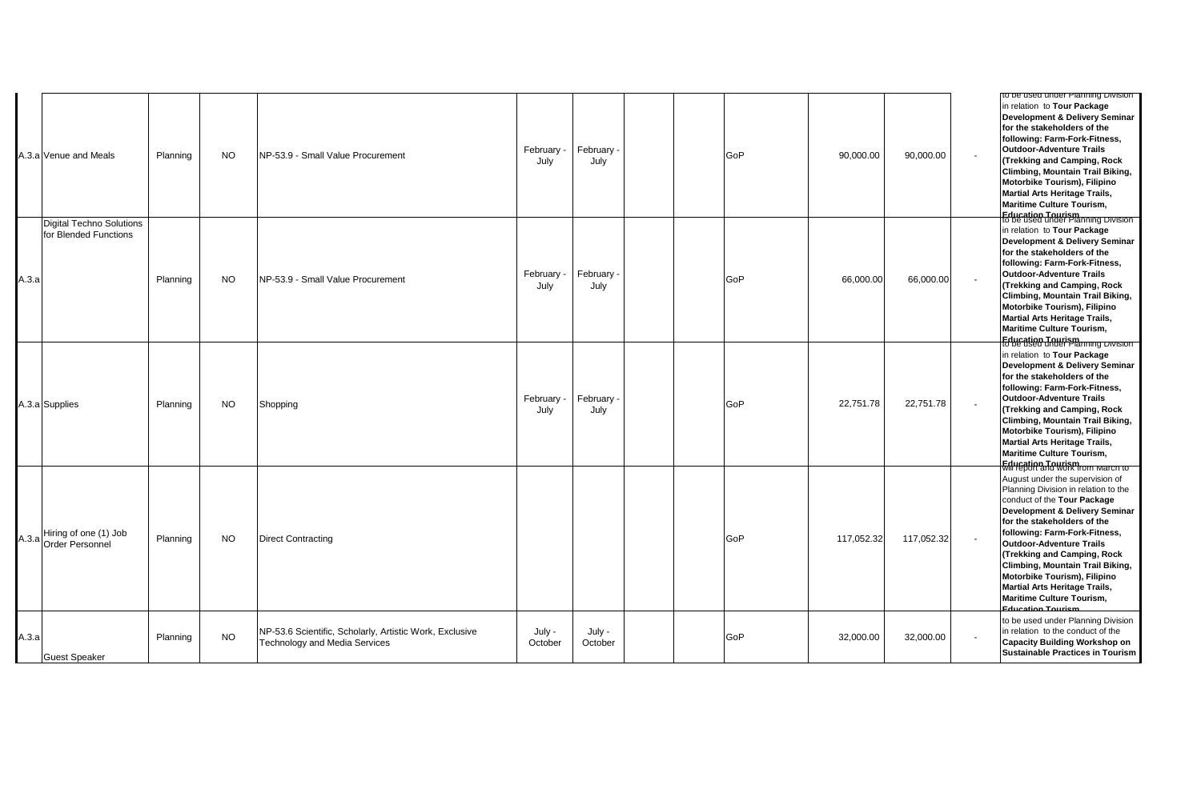| | | | | | | | | | | | | | |
|---|---|---|---|---|---|---|---|---|---|---|---|---|---|
| A.3.a | Venue and Meals | Planning | NO | NP-53.9 - Small Value Procurement | February - July | February - July | | | GoP | 90,000.00 | 90,000.00 | - | to be used under Planning Division in relation to **Tour Package Development & Delivery Seminar for the stakeholders of the following: Farm-Fork-Fitness, Outdoor-Adventure Trails (Trekking and Camping, Rock Climbing, Mountain Trail Biking, Motorbike Tourism), Filipino Martial Arts Heritage Trails, Maritime Culture Tourism, Education Tourism** |
| A.3.a | Digital Techno Solutions for Blended Functions | Planning | NO | NP-53.9 - Small Value Procurement | February - July | February - July | | | GoP | 66,000.00 | 66,000.00 | - | to be used under Planning Division in relation to **Tour Package Development & Delivery Seminar for the stakeholders of the following: Farm-Fork-Fitness, Outdoor-Adventure Trails (Trekking and Camping, Rock Climbing, Mountain Trail Biking, Motorbike Tourism), Filipino Martial Arts Heritage Trails, Maritime Culture Tourism, Education Tourism** |
| A.3.a | Supplies | Planning | NO | Shopping | February - July | February - July | | | GoP | 22,751.78 | 22,751.78 | - | to be used under Planning Division in relation to **Tour Package Development & Delivery Seminar for the stakeholders of the following: Farm-Fork-Fitness, Outdoor-Adventure Trails (Trekking and Camping, Rock Climbing, Mountain Trail Biking, Motorbike Tourism), Filipino Martial Arts Heritage Trails, Maritime Culture Tourism, Education Tourism** |
| A.3.a | Hiring of one (1) Job Order Personnel | Planning | NO | Direct Contracting | | | | | GoP | 117,052.32 | 117,052.32 | - | will report and work from March to August under the supervision of Planning Division in relation to the conduct of the **Tour Package Development & Delivery Seminar for the stakeholders of the following: Farm-Fork-Fitness, Outdoor-Adventure Trails (Trekking and Camping, Rock Climbing, Mountain Trail Biking, Motorbike Tourism), Filipino Martial Arts Heritage Trails, Maritime Culture Tourism, Education Tourism** |
| A.3.a | Guest Speaker | Planning | NO | NP-53.6 Scientific, Scholarly, Artistic Work, Exclusive Technology and Media Services | July - October | July - October | | | GoP | 32,000.00 | 32,000.00 | - | to be used under Planning Division in relation to the conduct of the **Capacity Building Workshop on Sustainable Practices in Tourism** |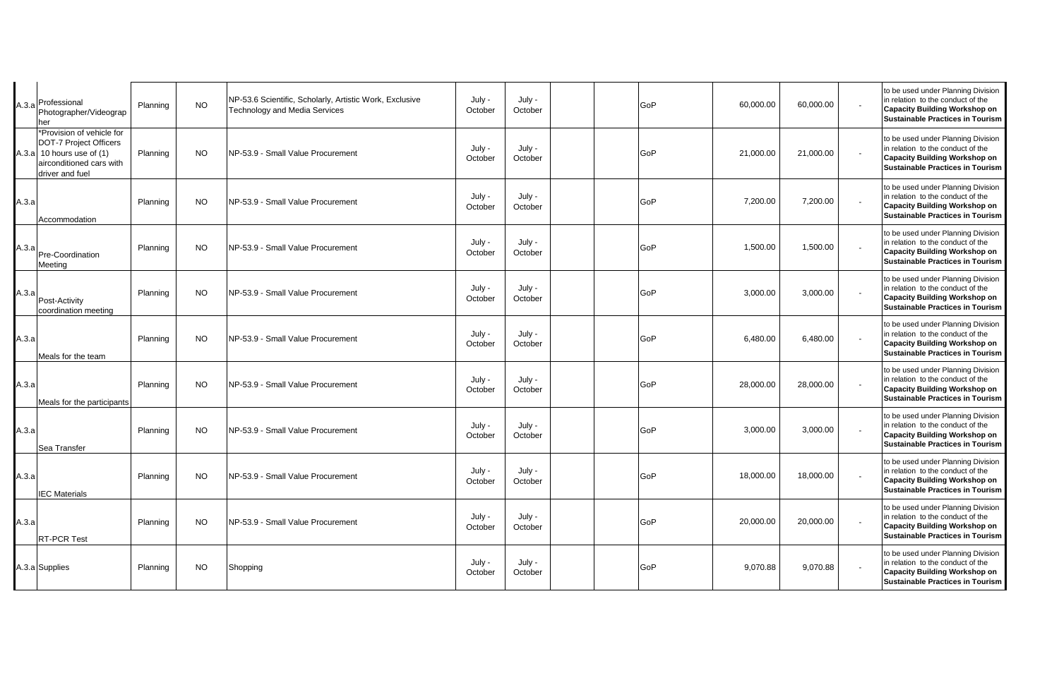| | | | | | | | | | | | | | |
|---|---|---|---|---|---|---|---|---|---|---|---|---|---|
| A.3.a | Professional Photographer/Videographer | Planning | NO | NP-53.6 Scientific, Scholarly, Artistic Work, Exclusive Technology and Media Services | July - October | July - October | | | GoP | 60,000.00 | 60,000.00 | - | to be used under Planning Division in relation to the conduct of the **Capacity Building Workshop on Sustainable Practices in Tourism** |
| A.3.a | *Provision of vehicle for DOT-7 Project Officers 10 hours use of (1) airconditioned cars with driver and fuel | Planning | NO | NP-53.9 - Small Value Procurement | July - October | July - October | | | GoP | 21,000.00 | 21,000.00 | - | to be used under Planning Division in relation to the conduct of the **Capacity Building Workshop on Sustainable Practices in Tourism** |
| A.3.a | Accommodation | Planning | NO | NP-53.9 - Small Value Procurement | July - October | July - October | | | GoP | 7,200.00 | 7,200.00 | - | to be used under Planning Division in relation to the conduct of the **Capacity Building Workshop on Sustainable Practices in Tourism** |
| A.3.a | Pre-Coordination Meeting | Planning | NO | NP-53.9 - Small Value Procurement | July - October | July - October | | | GoP | 1,500.00 | 1,500.00 | - | to be used under Planning Division in relation to the conduct of the **Capacity Building Workshop on Sustainable Practices in Tourism** |
| A.3.a | Post-Activity coordination meeting | Planning | NO | NP-53.9 - Small Value Procurement | July - October | July - October | | | GoP | 3,000.00 | 3,000.00 | - | to be used under Planning Division in relation to the conduct of the **Capacity Building Workshop on Sustainable Practices in Tourism** |
| A.3.a | Meals for the team | Planning | NO | NP-53.9 - Small Value Procurement | July - October | July - October | | | GoP | 6,480.00 | 6,480.00 | - | to be used under Planning Division in relation to the conduct of the **Capacity Building Workshop on Sustainable Practices in Tourism** |
| A.3.a | Meals for the participants | Planning | NO | NP-53.9 - Small Value Procurement | July - October | July - October | | | GoP | 28,000.00 | 28,000.00 | - | to be used under Planning Division in relation to the conduct of the **Capacity Building Workshop on Sustainable Practices in Tourism** |
| A.3.a | Sea Transfer | Planning | NO | NP-53.9 - Small Value Procurement | July - October | July - October | | | GoP | 3,000.00 | 3,000.00 | - | to be used under Planning Division in relation to the conduct of the **Capacity Building Workshop on Sustainable Practices in Tourism** |
| A.3.a | IEC Materials | Planning | NO | NP-53.9 - Small Value Procurement | July - October | July - October | | | GoP | 18,000.00 | 18,000.00 | - | to be used under Planning Division in relation to the conduct of the **Capacity Building Workshop on Sustainable Practices in Tourism** |
| A.3.a | RT-PCR Test | Planning | NO | NP-53.9 - Small Value Procurement | July - October | July - October | | | GoP | 20,000.00 | 20,000.00 | - | to be used under Planning Division in relation to the conduct of the **Capacity Building Workshop on Sustainable Practices in Tourism** |
| A.3.a | Supplies | Planning | NO | Shopping | July - October | July - October | | | GoP | 9,070.88 | 9,070.88 | - | to be used under Planning Division in relation to the conduct of the **Capacity Building Workshop on Sustainable Practices in Tourism** |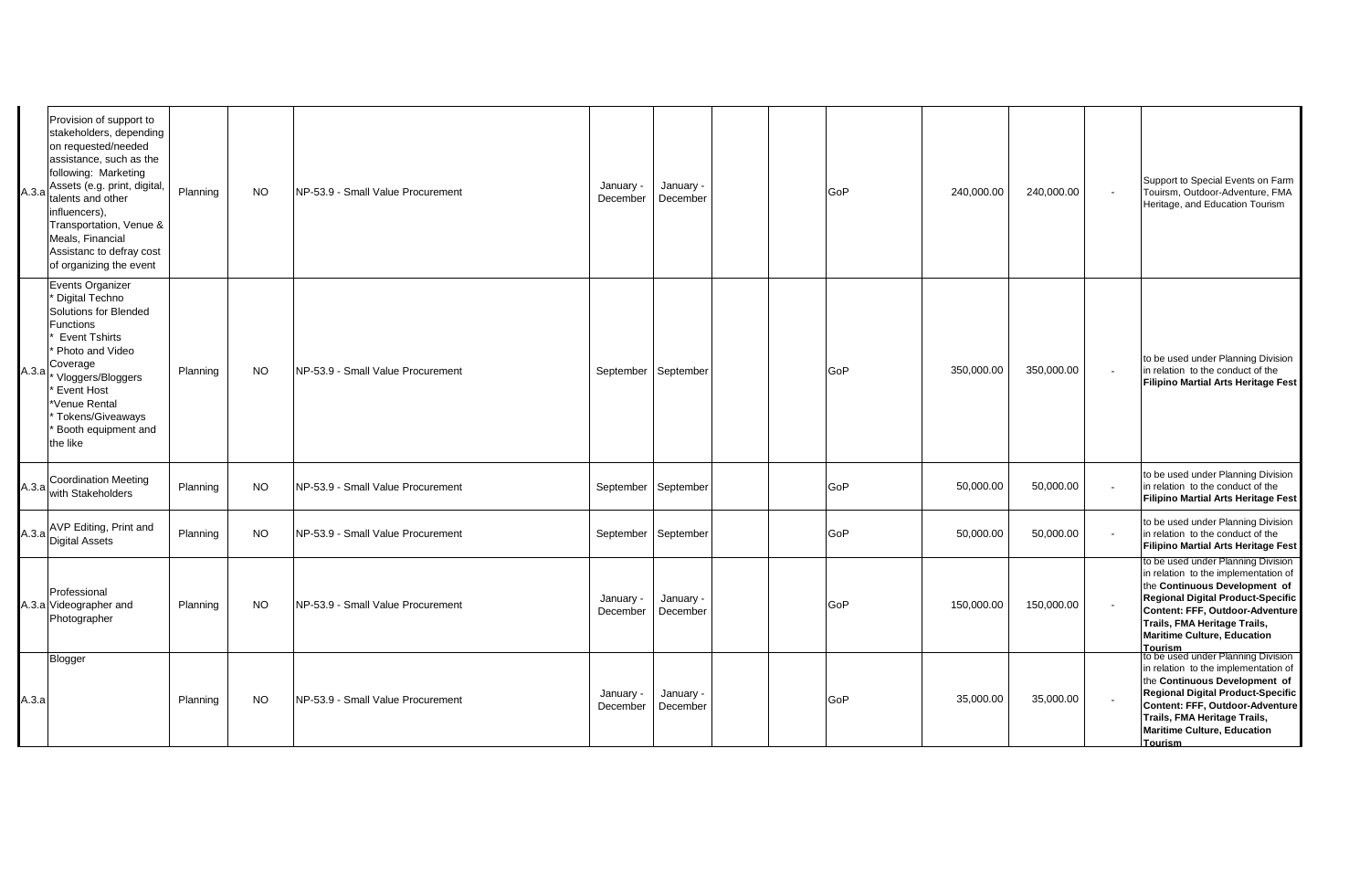| | | | | | | | | | | | | | |
|---|---|---|---|---|---|---|---|---|---|---|---|---|---|
| A.3.a | Provision of support to stakeholders, depending on requested/needed assistance, such as the following: Marketing Assets (e.g. print, digital, talents and other influencers), Transportation, Venue & Meals, Financial Assistanc to defray cost of organizing the event | Planning | NO | NP-53.9 - Small Value Procurement | January - December | January - December | | | GoP | 240,000.00 | 240,000.00 | - | Support to Special Events on Farm Touirsm, Outdoor-Adventure, FMA Heritage, and Education Tourism |
| A.3.a | Events Organizer * Digital Techno Solutions for Blended Functions * Event Tshirts * Photo and Video Coverage * Vloggers/Bloggers * Event Host *Venue Rental * Tokens/Giveaways * Booth equipment and the like | Planning | NO | NP-53.9 - Small Value Procurement | September | September | | | GoP | 350,000.00 | 350,000.00 | - | to be used under Planning Division in relation to the conduct of the **Filipino Martial Arts Heritage Fest** |
| A.3.a | Coordination Meeting with Stakeholders | Planning | NO | NP-53.9 - Small Value Procurement | September | September | | | GoP | 50,000.00 | 50,000.00 | - | to be used under Planning Division in relation to the conduct of the **Filipino Martial Arts Heritage Fest** |
| A.3.a | AVP Editing, Print and Digital Assets | Planning | NO | NP-53.9 - Small Value Procurement | September | September | | | GoP | 50,000.00 | 50,000.00 | - | to be used under Planning Division in relation to the conduct of the **Filipino Martial Arts Heritage Fest** |
| A.3.a | Professional Videographer and Photographer | Planning | NO | NP-53.9 - Small Value Procurement | January - December | January - December | | | GoP | 150,000.00 | 150,000.00 | - | to be used under Planning Division in relation to the implementation of the **Continuous Development of Regional Digital Product-Specific Content: FFF, Outdoor-Adventure Trails, FMA Heritage Trails, Maritime Culture, Education Tourism** |
| A.3.a | Blogger | Planning | NO | NP-53.9 - Small Value Procurement | January - December | January - December | | | GoP | 35,000.00 | 35,000.00 | - | to be used under Planning Division in relation to the implementation of the **Continuous Development of Regional Digital Product-Specific Content: FFF, Outdoor-Adventure Trails, FMA Heritage Trails, Maritime Culture, Education Tourism** |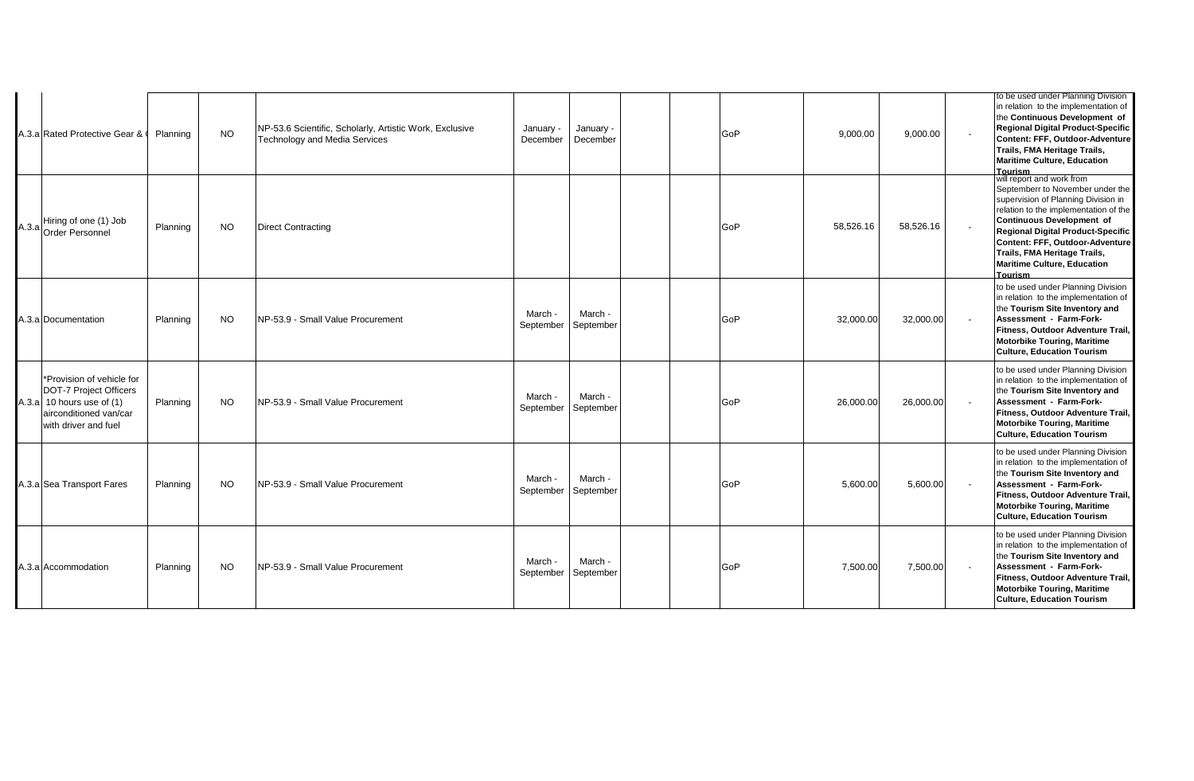| | | | | | | | | | | | | | |
|---|---|---|---|---|---|---|---|---|---|---|---|---|---|
| A.3.a | Rated Protective Gear & ( | Planning | NO | NP-53.6 Scientific, Scholarly, Artistic Work, Exclusive Technology and Media Services | January - December | January - December | | | GoP | 9,000.00 | 9,000.00 | - | to be used under Planning Division in relation to the implementation of the **Continuous Development of Regional Digital Product-Specific Content: FFF, Outdoor-Adventure Trails, FMA Heritage Trails, Maritime Culture, Education Tourism** |
| A.3.a | Hiring of one (1) Job Order Personnel | Planning | NO | Direct Contracting | | | | | GoP | 58,526.16 | 58,526.16 | - | will report and work from Septemberr to November under the supervision of Planning Division in relation to the implementation of the **Continuous Development of Regional Digital Product-Specific Content: FFF, Outdoor-Adventure Trails, FMA Heritage Trails, Maritime Culture, Education Tourism** |
| A.3.a | Documentation | Planning | NO | NP-53.9 - Small Value Procurement | March - September | March - September | | | GoP | 32,000.00 | 32,000.00 | - | to be used under Planning Division in relation to the implementation of the **Tourism Site Inventory and Assessment - Farm-Fork-Fitness, Outdoor Adventure Trail, Motorbike Touring, Maritime Culture, Education Tourism** |
| A.3.a | *Provision of vehicle for DOT-7 Project Officers 10 hours use of (1) airconditioned van/car with driver and fuel | Planning | NO | NP-53.9 - Small Value Procurement | March - September | March - September | | | GoP | 26,000.00 | 26,000.00 | - | to be used under Planning Division in relation to the implementation of the **Tourism Site Inventory and Assessment - Farm-Fork-Fitness, Outdoor Adventure Trail, Motorbike Touring, Maritime Culture, Education Tourism** |
| A.3.a | Sea Transport Fares | Planning | NO | NP-53.9 - Small Value Procurement | March - September | March - September | | | GoP | 5,600.00 | 5,600.00 | - | to be used under Planning Division in relation to the implementation of the **Tourism Site Inventory and Assessment - Farm-Fork-Fitness, Outdoor Adventure Trail, Motorbike Touring, Maritime Culture, Education Tourism** |
| A.3.a | Accommodation | Planning | NO | NP-53.9 - Small Value Procurement | March - September | March - September | | | GoP | 7,500.00 | 7,500.00 | - | to be used under Planning Division in relation to the implementation of the **Tourism Site Inventory and Assessment - Farm-Fork-Fitness, Outdoor Adventure Trail, Motorbike Touring, Maritime Culture, Education Tourism** |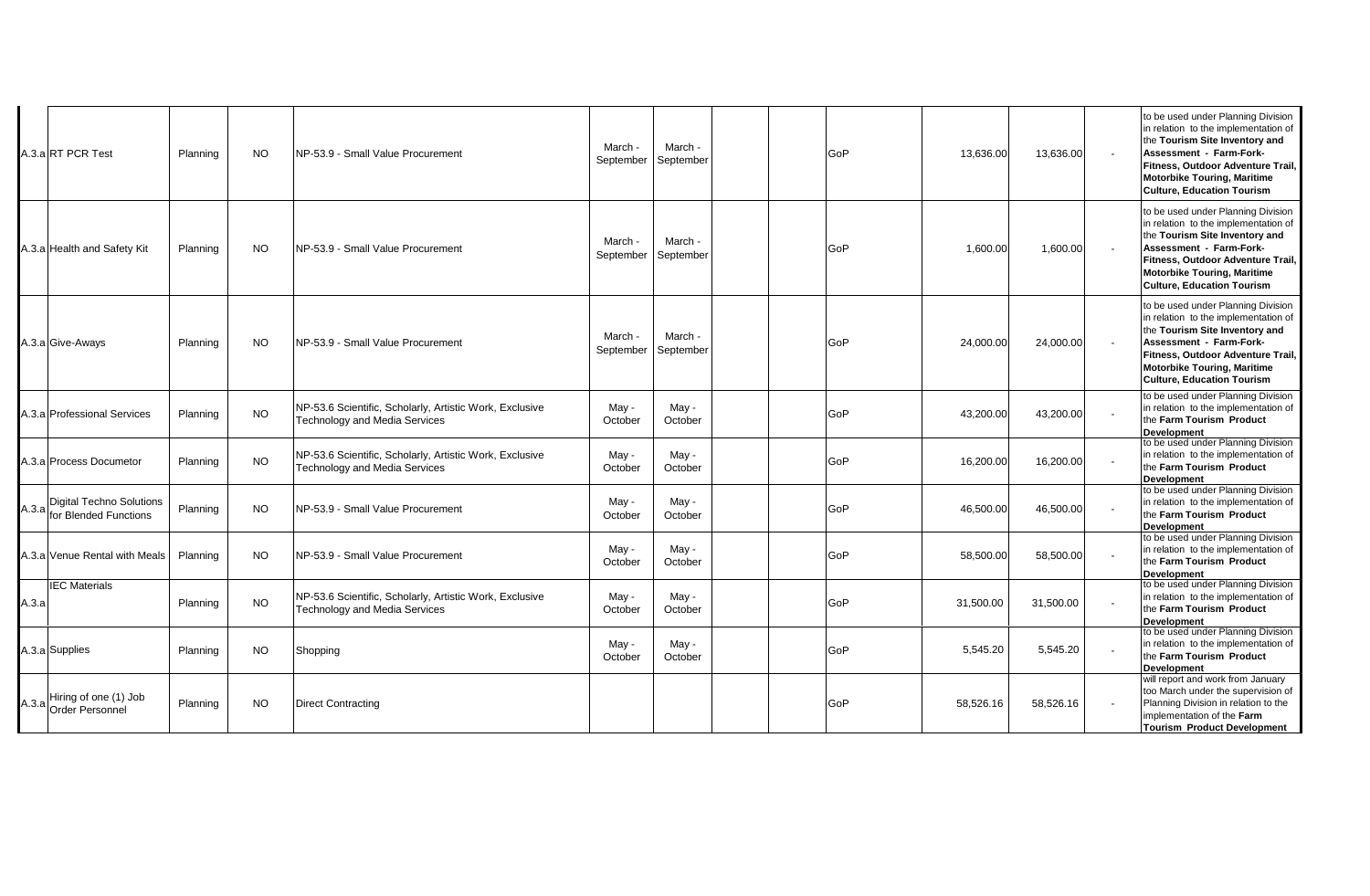| | | | | | | | | | | | | | |
|---|---|---|---|---|---|---|---|---|---|---|---|---|---|
| A.3.a | RT PCR Test | Planning | NO | NP-53.9 - Small Value Procurement | March - September | March - September | | | GoP | 13,636.00 | 13,636.00 | - | to be used under Planning Division in relation to the implementation of the **Tourism Site Inventory and Assessment - Farm-Fork-Fitness, Outdoor Adventure Trail, Motorbike Touring, Maritime Culture, Education Tourism** |
| A.3.a | Health and Safety Kit | Planning | NO | NP-53.9 - Small Value Procurement | March - September | March - September | | | GoP | 1,600.00 | 1,600.00 | - | to be used under Planning Division in relation to the implementation of the **Tourism Site Inventory and Assessment - Farm-Fork-Fitness, Outdoor Adventure Trail, Motorbike Touring, Maritime Culture, Education Tourism** |
| A.3.a | Give-Aways | Planning | NO | NP-53.9 - Small Value Procurement | March - September | March - September | | | GoP | 24,000.00 | 24,000.00 | - | to be used under Planning Division in relation to the implementation of the **Tourism Site Inventory and Assessment - Farm-Fork-Fitness, Outdoor Adventure Trail, Motorbike Touring, Maritime Culture, Education Tourism** |
| A.3.a | Professional Services | Planning | NO | NP-53.6 Scientific, Scholarly, Artistic Work, Exclusive Technology and Media Services | May - October | May - October | | | GoP | 43,200.00 | 43,200.00 | - | to be used under Planning Division in relation to the implementation of the **Farm Tourism Product Development** |
| A.3.a | Process Documetor | Planning | NO | NP-53.6 Scientific, Scholarly, Artistic Work, Exclusive Technology and Media Services | May - October | May - October | | | GoP | 16,200.00 | 16,200.00 | - | to be used under Planning Division in relation to the implementation of the **Farm Tourism Product Development** |
| A.3.a | Digital Techno Solutions for Blended Functions | Planning | NO | NP-53.9 - Small Value Procurement | May - October | May - October | | | GoP | 46,500.00 | 46,500.00 | - | to be used under Planning Division in relation to the implementation of the **Farm Tourism Product Development** |
| A.3.a | Venue Rental with Meals | Planning | NO | NP-53.9 - Small Value Procurement | May - October | May - October | | | GoP | 58,500.00 | 58,500.00 | - | to be used under Planning Division in relation to the implementation of the **Farm Tourism Product Development** |
| A.3.a | IEC Materials | Planning | NO | NP-53.6 Scientific, Scholarly, Artistic Work, Exclusive Technology and Media Services | May - October | May - October | | | GoP | 31,500.00 | 31,500.00 | - | to be used under Planning Division in relation to the implementation of the **Farm Tourism Product Development** |
| A.3.a | Supplies | Planning | NO | Shopping | May - October | May - October | | | GoP | 5,545.20 | 5,545.20 | - | to be used under Planning Division in relation to the implementation of the **Farm Tourism Product Development** |
| A.3.a | Hiring of one (1) Job Order Personnel | Planning | NO | Direct Contracting | | | | | GoP | 58,526.16 | 58,526.16 | - | will report and work from January too March under the supervision of Planning Division in relation to the implementation of the **Farm Tourism Product Development** |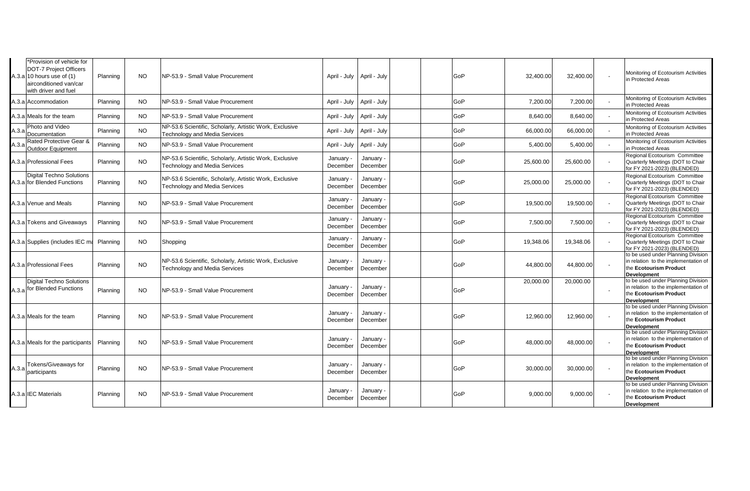| | | | | | | | | | | | | | |
|---|---|---|---|---|---|---|---|---|---|---|---|---|---|
| A.3.a | *Provision of vehicle for DOT-7 Project Officers 10 hours use of (1) airconditioned van/car with driver and fuel | Planning | NO | NP-53.9 - Small Value Procurement | April - July | April - July | | | GoP | 32,400.00 | 32,400.00 | - | Monitoring of Ecotourism Activities in Protected Areas |
| A.3.a | Accommodation | Planning | NO | NP-53.9 - Small Value Procurement | April - July | April - July | | | GoP | 7,200.00 | 7,200.00 | - | Monitoring of Ecotourism Activities in Protected Areas |
| A.3.a | Meals for the team | Planning | NO | NP-53.9 - Small Value Procurement | April - July | April - July | | | GoP | 8,640.00 | 8,640.00 | - | Monitoring of Ecotourism Activities in Protected Areas |
| A.3.a | Photo and Video Documentation | Planning | NO | NP-53.6 Scientific, Scholarly, Artistic Work, Exclusive Technology and Media Services | April - July | April - July | | | GoP | 66,000.00 | 66,000.00 | - | Monitoring of Ecotourism Activities in Protected Areas |
| A.3.a | Rated Protective Gear & Outdoor Equipment | Planning | NO | NP-53.9 - Small Value Procurement | April - July | April - July | | | GoP | 5,400.00 | 5,400.00 | - | Monitoring of Ecotourism Activities in Protected Areas |
| A.3.a | Professional Fees | Planning | NO | NP-53.6 Scientific, Scholarly, Artistic Work, Exclusive Technology and Media Services | January - December | January - December | | | GoP | 25,600.00 | 25,600.00 | - | Regional Ecotourism Committee Quarterly Meetings (DOT to Chair for FY 2021-2023) (BLENDED) |
| A.3.a | Digital Techno Solutions for Blended Functions | Planning | NO | NP-53.6 Scientific, Scholarly, Artistic Work, Exclusive Technology and Media Services | January - December | January - December | | | GoP | 25,000.00 | 25,000.00 | - | Regional Ecotourism Committee Quarterly Meetings (DOT to Chair for FY 2021-2023) (BLENDED) |
| A.3.a | Venue and Meals | Planning | NO | NP-53.9 - Small Value Procurement | January - December | January - December | | | GoP | 19,500.00 | 19,500.00 | - | Regional Ecotourism Committee Quarterly Meetings (DOT to Chair for FY 2021-2023) (BLENDED) |
| A.3.a | Tokens and Giveaways | Planning | NO | NP-53.9 - Small Value Procurement | January - December | January - December | | | GoP | 7,500.00 | 7,500.00 | - | Regional Ecotourism Committee Quarterly Meetings (DOT to Chair for FY 2021-2023) (BLENDED) |
| A.3.a | Supplies (includes IEC ma | Planning | NO | Shopping | January - December | January - December | | | GoP | 19,348.06 | 19,348.06 | - | Regional Ecotourism Committee Quarterly Meetings (DOT to Chair for FY 2021-2023) (BLENDED) |
| A.3.a | Professional Fees | Planning | NO | NP-53.6 Scientific, Scholarly, Artistic Work, Exclusive Technology and Media Services | January - December | January - December | | | GoP | 44,800.00 | 44,800.00 | - | to be used under Planning Division in relation to the implementation of the **Ecotourism Product Development** |
| A.3.a | Digital Techno Solutions for Blended Functions | Planning | NO | NP-53.9 - Small Value Procurement | January - December | January - December | | | GoP | 20,000.00 | 20,000.00 | - | to be used under Planning Division in relation to the implementation of the **Ecotourism Product Development** |
| A.3.a | Meals for the team | Planning | NO | NP-53.9 - Small Value Procurement | January - December | January - December | | | GoP | 12,960.00 | 12,960.00 | - | to be used under Planning Division in relation to the implementation of the **Ecotourism Product Development** |
| A.3.a | Meals for the participants | Planning | NO | NP-53.9 - Small Value Procurement | January - December | January - December | | | GoP | 48,000.00 | 48,000.00 | - | to be used under Planning Division in relation to the implementation of the **Ecotourism Product Development** |
| A.3.a | Tokens/Giveaways for participants | Planning | NO | NP-53.9 - Small Value Procurement | January - December | January - December | | | GoP | 30,000.00 | 30,000.00 | - | to be used under Planning Division in relation to the implementation of the **Ecotourism Product Development** |
| A.3.a | IEC Materials | Planning | NO | NP-53.9 - Small Value Procurement | January - December | January - December | | | GoP | 9,000.00 | 9,000.00 | - | to be used under Planning Division in relation to the implementation of the **Ecotourism Product Development** |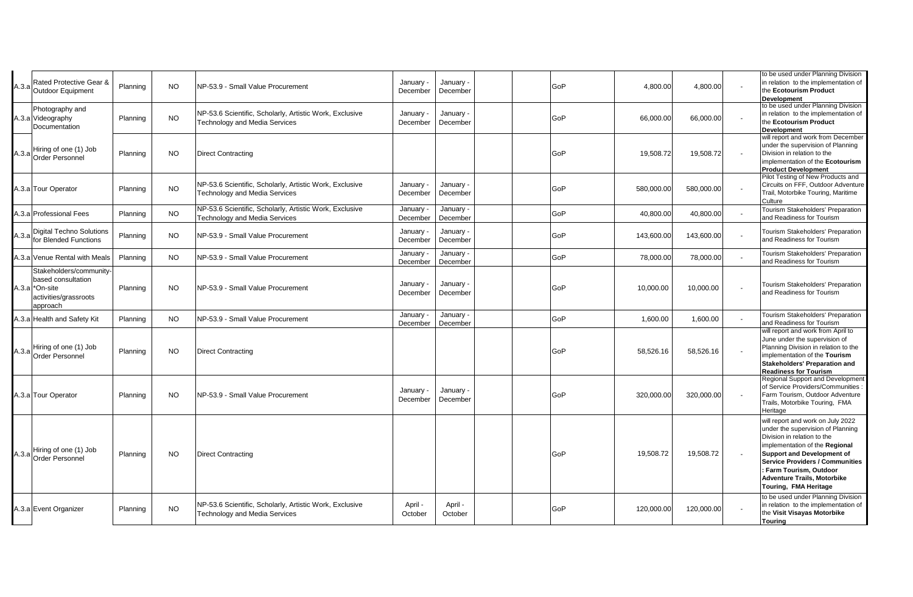| | | | | | | | | | | | | | |
|---|---|---|---|---|---|---|---|---|---|---|---|---|---|
| A.3.a | Rated Protective Gear & Outdoor Equipment | Planning | NO | NP-53.9 - Small Value Procurement | January - December | January - December | | | GoP | 4,800.00 | 4,800.00 | - | to be used under Planning Division in relation to the implementation of the **Ecotourism Product Development** |
| A.3.a | Photography and Videography Documentation | Planning | NO | NP-53.6 Scientific, Scholarly, Artistic Work, Exclusive Technology and Media Services | January - December | January - December | | | GoP | 66,000.00 | 66,000.00 | - | to be used under Planning Division in relation to the implementation of the **Ecotourism Product Development** |
| A.3.a | Hiring of one (1) Job Order Personnel | Planning | NO | Direct Contracting | | | | | GoP | 19,508.72 | 19,508.72 | - | will report and work from December under the supervision of Planning Division in relation to the implementation of the **Ecotourism Product Development** |
| A.3.a | Tour Operator | Planning | NO | NP-53.6 Scientific, Scholarly, Artistic Work, Exclusive Technology and Media Services | January - December | January - December | | | GoP | 580,000.00 | 580,000.00 | - | Pilot Testing of New Products and Circuits on FFF, Outdoor Adventure Trail, Motorbike Touring, Maritime Culture |
| A.3.a | Professional Fees | Planning | NO | NP-53.6 Scientific, Scholarly, Artistic Work, Exclusive Technology and Media Services | January - December | January - December | | | GoP | 40,800.00 | 40,800.00 | - | Tourism Stakeholders' Preparation and Readiness for Tourism |
| A.3.a | Digital Techno Solutions for Blended Functions | Planning | NO | NP-53.9 - Small Value Procurement | January - December | January - December | | | GoP | 143,600.00 | 143,600.00 | - | Tourism Stakeholders' Preparation and Readiness for Tourism |
| A.3.a | Venue Rental with Meals | Planning | NO | NP-53.9 - Small Value Procurement | January - December | January - December | | | GoP | 78,000.00 | 78,000.00 | - | Tourism Stakeholders' Preparation and Readiness for Tourism |
| A.3.a | Stakeholders/community-based consultation *On-site activities/grassroots approach | Planning | NO | NP-53.9 - Small Value Procurement | January - December | January - December | | | GoP | 10,000.00 | 10,000.00 | - | Tourism Stakeholders' Preparation and Readiness for Tourism |
| A.3.a | Health and Safety Kit | Planning | NO | NP-53.9 - Small Value Procurement | January - December | January - December | | | GoP | 1,600.00 | 1,600.00 | - | Tourism Stakeholders' Preparation and Readiness for Tourism |
| A.3.a | Hiring of one (1) Job Order Personnel | Planning | NO | Direct Contracting | | | | | GoP | 58,526.16 | 58,526.16 | - | will report and work from April to June under the supervision of Planning Division in relation to the implementation of the **Tourism Stakeholders' Preparation and Readiness for Tourism** |
| A.3.a | Tour Operator | Planning | NO | NP-53.9 - Small Value Procurement | January - December | January - December | | | GoP | 320,000.00 | 320,000.00 | - | Regional Support and Development of Service Providers/Communities : Farm Tourism, Outdoor Adventure Trails, Motorbike Touring, FMA Heritage |
| A.3.a | Hiring of one (1) Job Order Personnel | Planning | NO | Direct Contracting | | | | | GoP | 19,508.72 | 19,508.72 | - | will report and work on July 2022 under the supervision of Planning Division in relation to the implementation of the **Regional Support and Development of Service Providers / Communities : Farm Tourism, Outdoor Adventure Trails, Motorbike Touring, FMA Heritage** |
| A.3.a | Event Organizer | Planning | NO | NP-53.6 Scientific, Scholarly, Artistic Work, Exclusive Technology and Media Services | April - October | April - October | | | GoP | 120,000.00 | 120,000.00 | - | to be used under Planning Division in relation to the implementation of the **Visit Visayas Motorbike Touring** |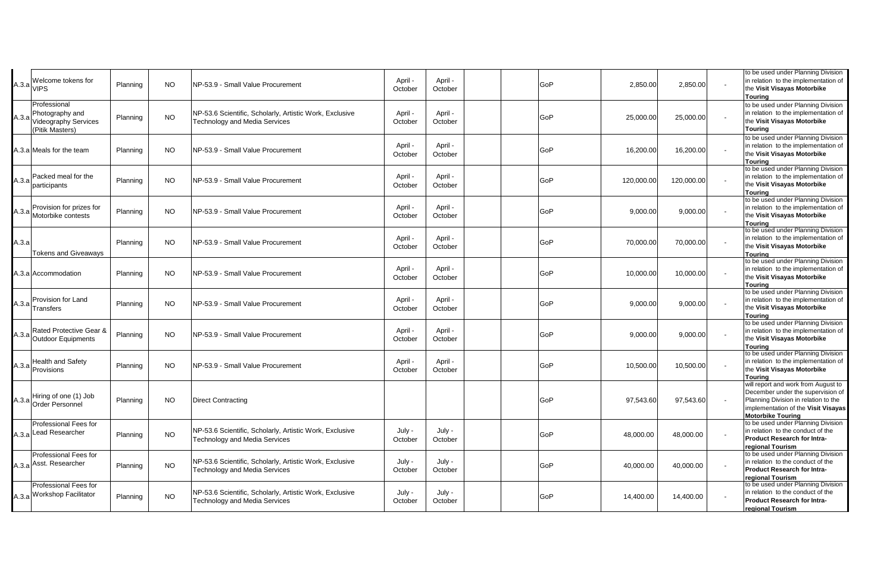| A.3.a | Welcome tokens for VIPS | Planning | NO | NP-53.9 - Small Value Procurement | April - October | April - October | | | GoP | 2,850.00 | 2,850.00 | - | to be used under Planning Division in relation to the implementation of the **Visit Visayas Motorbike Touring** |
|---|---|---|---|---|---|---|---|---|---|---|---|---|---|
| A.3.a | Professional Photography and Videography Services (Pitik Masters) | Planning | NO | NP-53.6 Scientific, Scholarly, Artistic Work, Exclusive Technology and Media Services | April - October | April - October | | | GoP | 25,000.00 | 25,000.00 | - | to be used under Planning Division in relation to the implementation of the **Visit Visayas Motorbike Touring** |
| A.3.a | Meals for the team | Planning | NO | NP-53.9 - Small Value Procurement | April - October | April - October | | | GoP | 16,200.00 | 16,200.00 | - | to be used under Planning Division in relation to the implementation of the **Visit Visayas Motorbike Touring** |
| A.3.a | Packed meal for the participants | Planning | NO | NP-53.9 - Small Value Procurement | April - October | April - October | | | GoP | 120,000.00 | 120,000.00 | - | to be used under Planning Division in relation to the implementation of the **Visit Visayas Motorbike Touring** |
| A.3.a | Provision for prizes for Motorbike contests | Planning | NO | NP-53.9 - Small Value Procurement | April - October | April - October | | | GoP | 9,000.00 | 9,000.00 | - | to be used under Planning Division in relation to the implementation of the **Visit Visayas Motorbike Touring** |
| A.3.a | Tokens and Giveaways | Planning | NO | NP-53.9 - Small Value Procurement | April - October | April - October | | | GoP | 70,000.00 | 70,000.00 | - | to be used under Planning Division in relation to the implementation of the **Visit Visayas Motorbike Touring** |
| A.3.a | Accommodation | Planning | NO | NP-53.9 - Small Value Procurement | April - October | April - October | | | GoP | 10,000.00 | 10,000.00 | - | to be used under Planning Division in relation to the implementation of the **Visit Visayas Motorbike Touring** |
| A.3.a | Provision for Land Transfers | Planning | NO | NP-53.9 - Small Value Procurement | April - October | April - October | | | GoP | 9,000.00 | 9,000.00 | - | to be used under Planning Division in relation to the implementation of the **Visit Visayas Motorbike Touring** |
| A.3.a | Rated Protective Gear & Outdoor Equipments | Planning | NO | NP-53.9 - Small Value Procurement | April - October | April - October | | | GoP | 9,000.00 | 9,000.00 | - | to be used under Planning Division in relation to the implementation of the **Visit Visayas Motorbike Touring** |
| A.3.a | Health and Safety Provisions | Planning | NO | NP-53.9 - Small Value Procurement | April - October | April - October | | | GoP | 10,500.00 | 10,500.00 | - | to be used under Planning Division in relation to the implementation of the **Visit Visayas Motorbike Touring** |
| A.3.a | Hiring of one (1) Job Order Personnel | Planning | NO | Direct Contracting | | | | | GoP | 97,543.60 | 97,543.60 | - | will report and work from August to December under the supervision of Planning Division in relation to the implementation of the **Visit Visayas Motorbike Touring** |
| A.3.a | Professional Fees for Lead Researcher | Planning | NO | NP-53.6 Scientific, Scholarly, Artistic Work, Exclusive Technology and Media Services | July - October | July - October | | | GoP | 48,000.00 | 48,000.00 | - | to be used under Planning Division in relation to the conduct of the **Product Research for Intra-regional Tourism** |
| A.3.a | Professional Fees for Asst. Researcher | Planning | NO | NP-53.6 Scientific, Scholarly, Artistic Work, Exclusive Technology and Media Services | July - October | July - October | | | GoP | 40,000.00 | 40,000.00 | - | to be used under Planning Division in relation to the conduct of the **Product Research for Intra-regional Tourism** |
| A.3.a | Professional Fees for Workshop Facilitator | Planning | NO | NP-53.6 Scientific, Scholarly, Artistic Work, Exclusive Technology and Media Services | July - October | July - October | | | GoP | 14,400.00 | 14,400.00 | - | to be used under Planning Division in relation to the conduct of the **Product Research for Intra-regional Tourism** |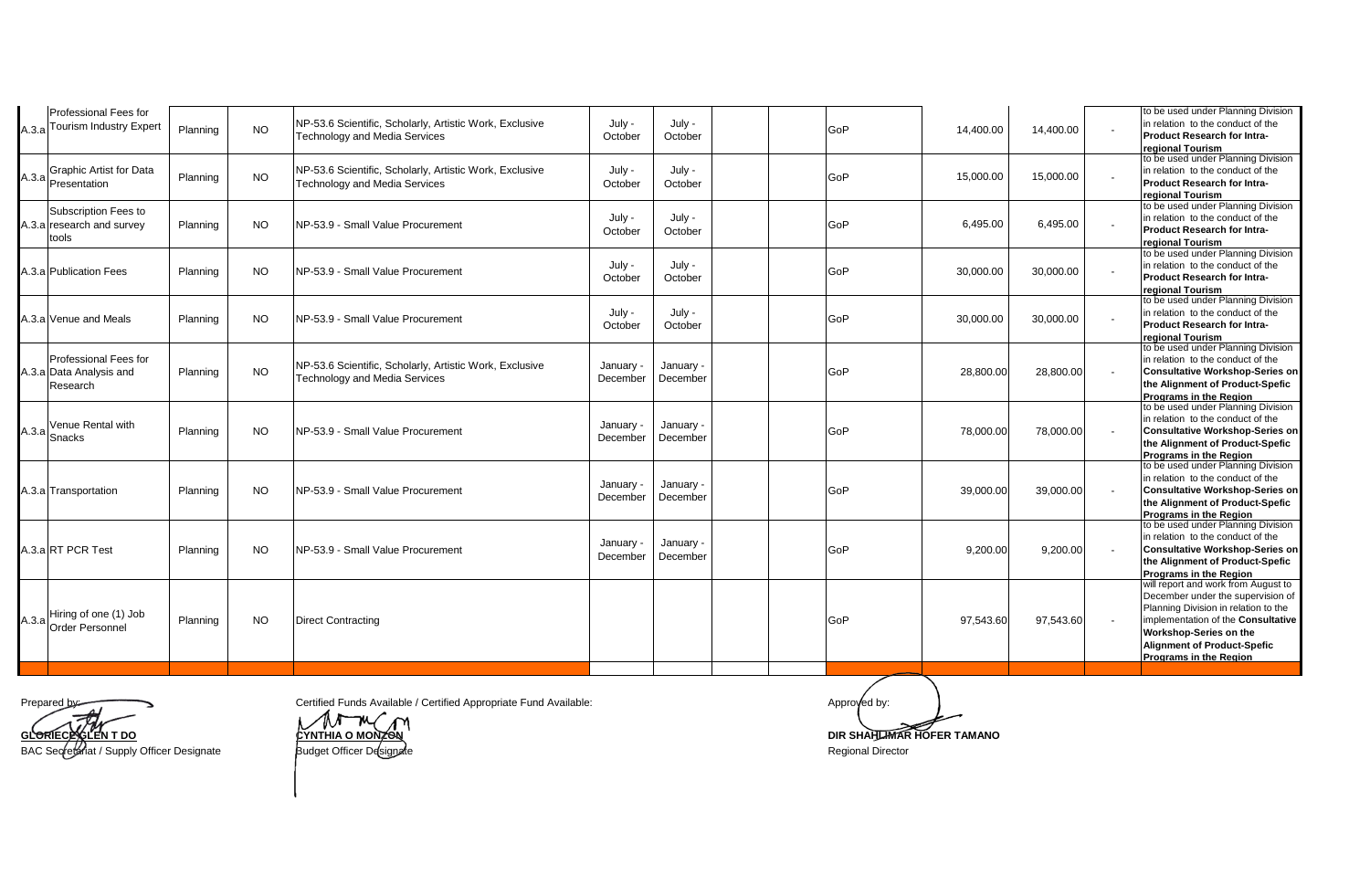| | | | | | | | | | | | | | |
|---|---|---|---|---|---|---|---|---|---|---|---|---|---|
| A.3.a | Professional Fees for Tourism Industry Expert | Planning | NO | NP-53.6 Scientific, Scholarly, Artistic Work, Exclusive Technology and Media Services | July - October | July - October | | | GoP | 14,400.00 | 14,400.00 | - | to be used under Planning Division in relation to the conduct of the **Product Research for Intra-regional Tourism** |
| A.3.a | Graphic Artist for Data Presentation | Planning | NO | NP-53.6 Scientific, Scholarly, Artistic Work, Exclusive Technology and Media Services | July - October | July - October | | | GoP | 15,000.00 | 15,000.00 | - | to be used under Planning Division in relation to the conduct of the **Product Research for Intra-regional Tourism** |
| A.3.a | Subscription Fees to research and survey tools | Planning | NO | NP-53.9 - Small Value Procurement | July - October | July - October | | | GoP | 6,495.00 | 6,495.00 | - | to be used under Planning Division in relation to the conduct of the **Product Research for Intra-regional Tourism** |
| A.3.a | Publication Fees | Planning | NO | NP-53.9 - Small Value Procurement | July - October | July - October | | | GoP | 30,000.00 | 30,000.00 | - | to be used under Planning Division in relation to the conduct of the **Product Research for Intra-regional Tourism** |
| A.3.a | Venue and Meals | Planning | NO | NP-53.9 - Small Value Procurement | July - October | July - October | | | GoP | 30,000.00 | 30,000.00 | - | to be used under Planning Division in relation to the conduct of the **Product Research for Intra-regional Tourism** |
| A.3.a | Professional Fees for Data Analysis and Research | Planning | NO | NP-53.6 Scientific, Scholarly, Artistic Work, Exclusive Technology and Media Services | January - December | January - December | | | GoP | 28,800.00 | 28,800.00 | - | to be used under Planning Division in relation to the conduct of the **Consultative Workshop-Series on the Alignment of Product-Spefic Programs in the Region** |
| A.3.a | Venue Rental with Snacks | Planning | NO | NP-53.9 - Small Value Procurement | January - December | January - December | | | GoP | 78,000.00 | 78,000.00 | - | to be used under Planning Division in relation to the conduct of the **Consultative Workshop-Series on the Alignment of Product-Spefic Programs in the Region** |
| A.3.a | Transportation | Planning | NO | NP-53.9 - Small Value Procurement | January - December | January - December | | | GoP | 39,000.00 | 39,000.00 | - | to be used under Planning Division in relation to the conduct of the **Consultative Workshop-Series on the Alignment of Product-Spefic Programs in the Region** |
| A.3.a | RT PCR Test | Planning | NO | NP-53.9 - Small Value Procurement | January - December | January - December | | | GoP | 9,200.00 | 9,200.00 | - | to be used under Planning Division in relation to the conduct of the **Consultative Workshop-Series on the Alignment of Product-Spefic Programs in the Region** |
| A.3.a | Hiring of one (1) Job Order Personnel | Planning | NO | Direct Contracting | | | | | GoP | 97,543.60 | 97,543.60 | - | will report and work from August to December under the supervision of Planning Division in relation to the implementation of the **Consultative Workshop-Series on the Alignment of Product-Spefic Programs in the Region** |

Prepared by:

**GLORIECE GLEN T DO**
BAC Secretariat / Supply Officer Designate

Certified Funds Available / Certified Appropriate Fund Available:

**CYNTHIA O MONZON**
Budget Officer Designate

Approved by:

**DIR SHAHLIMAR HOFER TAMANO**
Regional Director